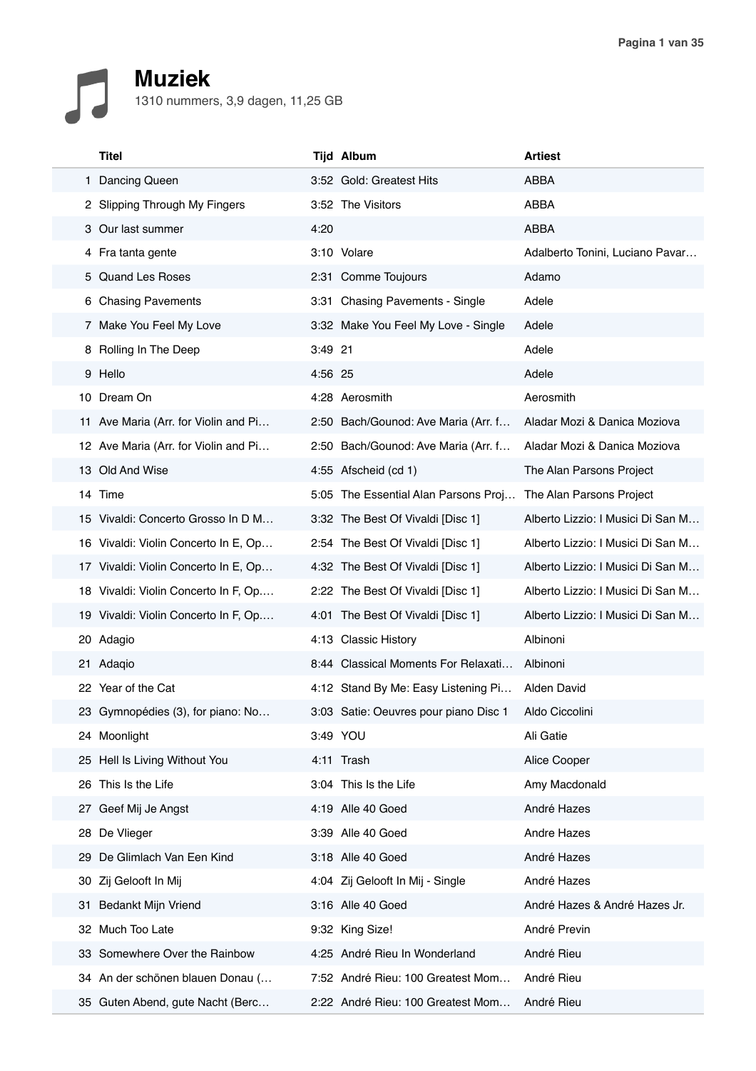# Muziek

1310 nummers, 3,9 dagen, 11,25 GB

| | Titel | Tijd | Album | Artiest |
|---|---|---|---|---|
| 1 | Dancing Queen | 3:52 | Gold: Greatest Hits | ABBA |
| 2 | Slipping Through My Fingers | 3:52 | The Visitors | ABBA |
| 3 | Our last summer | 4:20 | | ABBA |
| 4 | Fra tanta gente | 3:10 | Volare | Adalberto Tonini, Luciano Pavar… |
| 5 | Quand Les Roses | 2:31 | Comme Toujours | Adamo |
| 6 | Chasing Pavements | 3:31 | Chasing Pavements - Single | Adele |
| 7 | Make You Feel My Love | 3:32 | Make You Feel My Love - Single | Adele |
| 8 | Rolling In The Deep | 3:49 | 21 | Adele |
| 9 | Hello | 4:56 | 25 | Adele |
| 10 | Dream On | 4:28 | Aerosmith | Aerosmith |
| 11 | Ave Maria (Arr. for Violin and Pi… | 2:50 | Bach/Gounod: Ave Maria (Arr. f… | Aladar Mozi & Danica Moziova |
| 12 | Ave Maria (Arr. for Violin and Pi… | 2:50 | Bach/Gounod: Ave Maria (Arr. f… | Aladar Mozi & Danica Moziova |
| 13 | Old And Wise | 4:55 | Afscheid (cd 1) | The Alan Parsons Project |
| 14 | Time | 5:05 | The Essential Alan Parsons Proj… | The Alan Parsons Project |
| 15 | Vivaldi: Concerto Grosso In D M… | 3:32 | The Best Of Vivaldi [Disc 1] | Alberto Lizzio: I Musici Di San M… |
| 16 | Vivaldi: Violin Concerto In E, Op… | 2:54 | The Best Of Vivaldi [Disc 1] | Alberto Lizzio: I Musici Di San M… |
| 17 | Vivaldi: Violin Concerto In E, Op… | 4:32 | The Best Of Vivaldi [Disc 1] | Alberto Lizzio: I Musici Di San M… |
| 18 | Vivaldi: Violin Concerto In F, Op.… | 2:22 | The Best Of Vivaldi [Disc 1] | Alberto Lizzio: I Musici Di San M… |
| 19 | Vivaldi: Violin Concerto In F, Op.… | 4:01 | The Best Of Vivaldi [Disc 1] | Alberto Lizzio: I Musici Di San M… |
| 20 | Adagio | 4:13 | Classic History | Albinoni |
| 21 | Adaqio | 8:44 | Classical Moments For Relaxati… | Albinoni |
| 22 | Year of the Cat | 4:12 | Stand By Me: Easy Listening Pi… | Alden David |
| 23 | Gymnopédies (3), for piano: No… | 3:03 | Satie: Oeuvres pour piano Disc 1 | Aldo Ciccolini |
| 24 | Moonlight | 3:49 | YOU | Ali Gatie |
| 25 | Hell Is Living Without You | 4:11 | Trash | Alice Cooper |
| 26 | This Is the Life | 3:04 | This Is the Life | Amy Macdonald |
| 27 | Geef Mij Je Angst | 4:19 | Alle 40 Goed | André Hazes |
| 28 | De Vlieger | 3:39 | Alle 40 Goed | Andre Hazes |
| 29 | De Glimlach Van Een Kind | 3:18 | Alle 40 Goed | André Hazes |
| 30 | Zij Gelooft In Mij | 4:04 | Zij Gelooft In Mij - Single | André Hazes |
| 31 | Bedankt Mijn Vriend | 3:16 | Alle 40 Goed | André Hazes & André Hazes Jr. |
| 32 | Much Too Late | 9:32 | King Size! | André Previn |
| 33 | Somewhere Over the Rainbow | 4:25 | André Rieu In Wonderland | André Rieu |
| 34 | An der schönen blauen Donau (… | 7:52 | André Rieu: 100 Greatest Mom… | André Rieu |
| 35 | Guten Abend, gute Nacht (Berc… | 2:22 | André Rieu: 100 Greatest Mom… | André Rieu |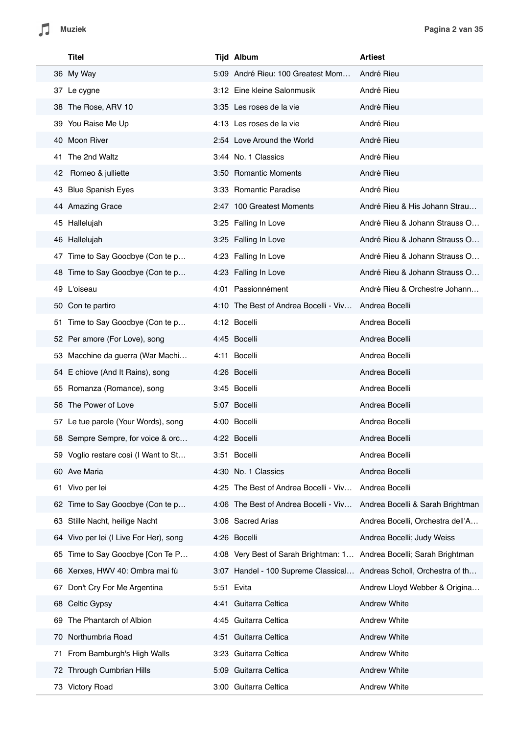| | Titel | Tijd | Album | Artiest |
|---|---|---|---|---|
| 36 | My Way | 5:09 | André Rieu: 100 Greatest Mom… | André Rieu |
| 37 | Le cygne | 3:12 | Eine kleine Salonmusik | André Rieu |
| 38 | The Rose, ARV 10 | 3:35 | Les roses de la vie | André Rieu |
| 39 | You Raise Me Up | 4:13 | Les roses de la vie | André Rieu |
| 40 | Moon River | 2:54 | Love Around the World | André Rieu |
| 41 | The 2nd Waltz | 3:44 | No. 1 Classics | André Rieu |
| 42 | Romeo & julliette | 3:50 | Romantic Moments | André Rieu |
| 43 | Blue Spanish Eyes | 3:33 | Romantic Paradise | André Rieu |
| 44 | Amazing Grace | 2:47 | 100 Greatest Moments | André Rieu & His Johann Strau… |
| 45 | Hallelujah | 3:25 | Falling In Love | André Rieu & Johann Strauss O… |
| 46 | Hallelujah | 3:25 | Falling In Love | André Rieu & Johann Strauss O… |
| 47 | Time to Say Goodbye (Con te p… | 4:23 | Falling In Love | André Rieu & Johann Strauss O… |
| 48 | Time to Say Goodbye (Con te p… | 4:23 | Falling In Love | André Rieu & Johann Strauss O… |
| 49 | L'oiseau | 4:01 | Passionnément | André Rieu & Orchestre Johann… |
| 50 | Con te partiro | 4:10 | The Best of Andrea Bocelli - Viv… | Andrea Bocelli |
| 51 | Time to Say Goodbye (Con te p… | 4:12 | Bocelli | Andrea Bocelli |
| 52 | Per amore (For Love), song | 4:45 | Bocelli | Andrea Bocelli |
| 53 | Macchine da guerra (War Machi… | 4:11 | Bocelli | Andrea Bocelli |
| 54 | E chiove (And It Rains), song | 4:26 | Bocelli | Andrea Bocelli |
| 55 | Romanza (Romance), song | 3:45 | Bocelli | Andrea Bocelli |
| 56 | The Power of Love | 5:07 | Bocelli | Andrea Bocelli |
| 57 | Le tue parole (Your Words), song | 4:00 | Bocelli | Andrea Bocelli |
| 58 | Sempre Sempre, for voice & orc… | 4:22 | Bocelli | Andrea Bocelli |
| 59 | Voglio restare così (I Want to St… | 3:51 | Bocelli | Andrea Bocelli |
| 60 | Ave Maria | 4:30 | No. 1 Classics | Andrea Bocelli |
| 61 | Vivo per lei | 4:25 | The Best of Andrea Bocelli - Viv… | Andrea Bocelli |
| 62 | Time to Say Goodbye (Con te p… | 4:06 | The Best of Andrea Bocelli - Viv… | Andrea Bocelli & Sarah Brightman |
| 63 | Stille Nacht, heilige Nacht | 3:06 | Sacred Arias | Andrea Bocelli, Orchestra dell'A… |
| 64 | Vivo per lei (I Live For Her), song | 4:26 | Bocelli | Andrea Bocelli; Judy Weiss |
| 65 | Time to Say Goodbye [Con Te P… | 4:08 | Very Best of Sarah Brightman: 1… | Andrea Bocelli; Sarah Brightman |
| 66 | Xerxes, HWV 40: Ombra mai fù | 3:07 | Handel - 100 Supreme Classical… | Andreas Scholl, Orchestra of th… |
| 67 | Don't Cry For Me Argentina | 5:51 | Evita | Andrew Lloyd Webber & Origina… |
| 68 | Celtic Gypsy | 4:41 | Guitarra Celtica | Andrew White |
| 69 | The Phantarch of Albion | 4:45 | Guitarra Celtica | Andrew White |
| 70 | Northumbria Road | 4:51 | Guitarra Celtica | Andrew White |
| 71 | From Bamburgh's High Walls | 3:23 | Guitarra Celtica | Andrew White |
| 72 | Through Cumbrian Hills | 5:09 | Guitarra Celtica | Andrew White |
| 73 | Victory Road | 3:00 | Guitarra Celtica | Andrew White |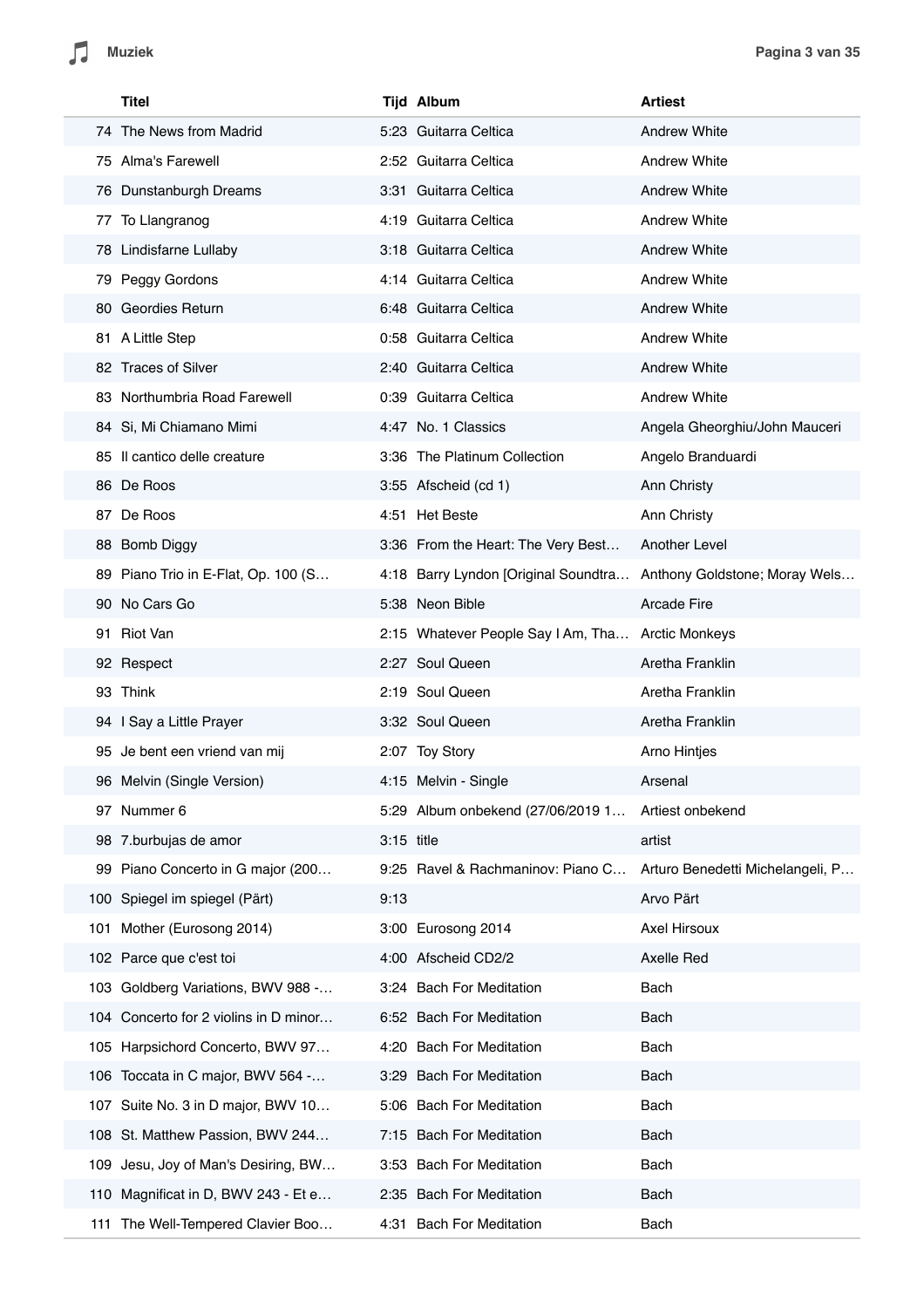| | Titel | Tijd | Album | Artiest |
|---|---|---|---|---|
| 74 | The News from Madrid | 5:23 | Guitarra Celtica | Andrew White |
| 75 | Alma's Farewell | 2:52 | Guitarra Celtica | Andrew White |
| 76 | Dunstanburgh Dreams | 3:31 | Guitarra Celtica | Andrew White |
| 77 | To Llangranog | 4:19 | Guitarra Celtica | Andrew White |
| 78 | Lindisfarne Lullaby | 3:18 | Guitarra Celtica | Andrew White |
| 79 | Peggy Gordons | 4:14 | Guitarra Celtica | Andrew White |
| 80 | Geordies Return | 6:48 | Guitarra Celtica | Andrew White |
| 81 | A Little Step | 0:58 | Guitarra Celtica | Andrew White |
| 82 | Traces of Silver | 2:40 | Guitarra Celtica | Andrew White |
| 83 | Northumbria Road Farewell | 0:39 | Guitarra Celtica | Andrew White |
| 84 | Si, Mi Chiamano Mimi | 4:47 | No. 1 Classics | Angela Gheorghiu/John Mauceri |
| 85 | Il cantico delle creature | 3:36 | The Platinum Collection | Angelo Branduardi |
| 86 | De Roos | 3:55 | Afscheid (cd 1) | Ann Christy |
| 87 | De Roos | 4:51 | Het Beste | Ann Christy |
| 88 | Bomb Diggy | 3:36 | From the Heart: The Very Best… | Another Level |
| 89 | Piano Trio in E-Flat, Op. 100 (S… | 4:18 | Barry Lyndon [Original Soundtra… | Anthony Goldstone; Moray Wels… |
| 90 | No Cars Go | 5:38 | Neon Bible | Arcade Fire |
| 91 | Riot Van | 2:15 | Whatever People Say I Am, Tha… | Arctic Monkeys |
| 92 | Respect | 2:27 | Soul Queen | Aretha Franklin |
| 93 | Think | 2:19 | Soul Queen | Aretha Franklin |
| 94 | I Say a Little Prayer | 3:32 | Soul Queen | Aretha Franklin |
| 95 | Je bent een vriend van mij | 2:07 | Toy Story | Arno Hintjes |
| 96 | Melvin (Single Version) | 4:15 | Melvin - Single | Arsenal |
| 97 | Nummer 6 | 5:29 | Album onbekend (27/06/2019 1… | Artiest onbekend |
| 98 | 7.burbujas de amor | 3:15 | title | artist |
| 99 | Piano Concerto in G major (200… | 9:25 | Ravel & Rachmaninov: Piano C… | Arturo Benedetti Michelangeli, P… |
| 100 | Spiegel im spiegel (Pärt) | 9:13 | | Arvo Pärt |
| 101 | Mother (Eurosong 2014) | 3:00 | Eurosong 2014 | Axel Hirsoux |
| 102 | Parce que c'est toi | 4:00 | Afscheid CD2/2 | Axelle Red |
| 103 | Goldberg Variations, BWV 988 -… | 3:24 | Bach For Meditation | Bach |
| 104 | Concerto for 2 violins in D minor… | 6:52 | Bach For Meditation | Bach |
| 105 | Harpsichord Concerto, BWV 97… | 4:20 | Bach For Meditation | Bach |
| 106 | Toccata in C major, BWV 564 -… | 3:29 | Bach For Meditation | Bach |
| 107 | Suite No. 3 in D major, BWV 10… | 5:06 | Bach For Meditation | Bach |
| 108 | St. Matthew Passion, BWV 244… | 7:15 | Bach For Meditation | Bach |
| 109 | Jesu, Joy of Man's Desiring, BW… | 3:53 | Bach For Meditation | Bach |
| 110 | Magnificat in D, BWV 243 - Et e… | 2:35 | Bach For Meditation | Bach |
| 111 | The Well-Tempered Clavier Boo… | 4:31 | Bach For Meditation | Bach |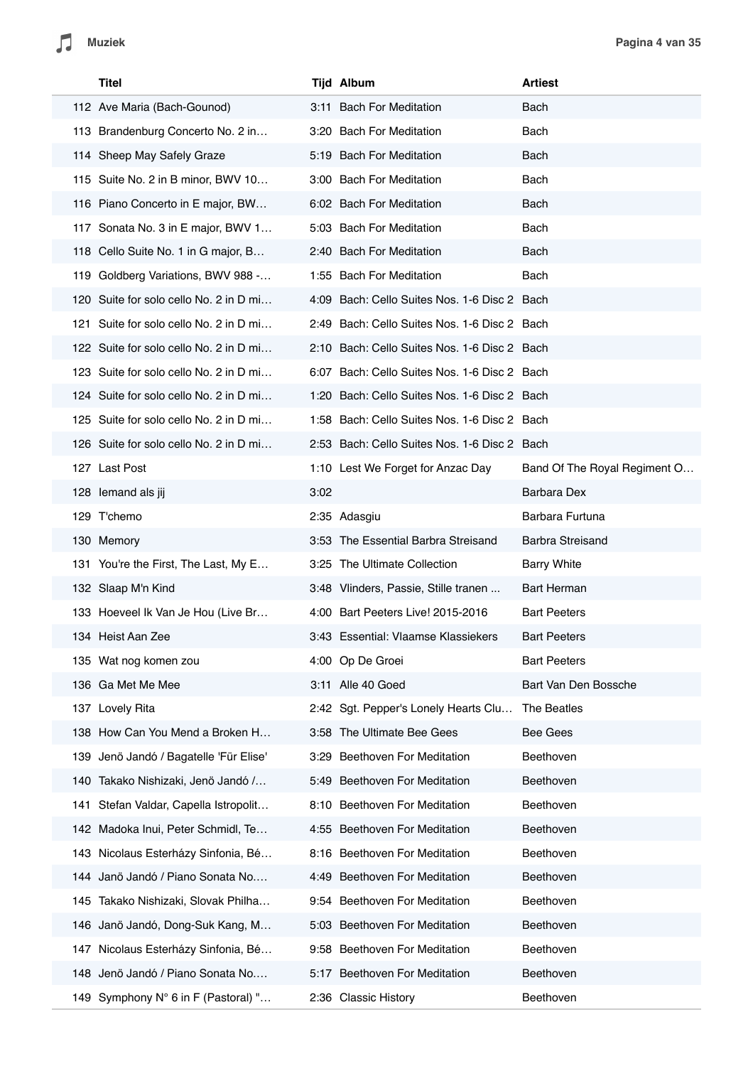| | Titel | Tijd | Album | Artiest |
|---|---|---|---|---|
| 112 | Ave Maria (Bach-Gounod) | 3:11 | Bach For Meditation | Bach |
| 113 | Brandenburg Concerto No. 2 in… | 3:20 | Bach For Meditation | Bach |
| 114 | Sheep May Safely Graze | 5:19 | Bach For Meditation | Bach |
| 115 | Suite No. 2 in B minor, BWV 10… | 3:00 | Bach For Meditation | Bach |
| 116 | Piano Concerto in E major, BW… | 6:02 | Bach For Meditation | Bach |
| 117 | Sonata No. 3 in E major, BWV 1… | 5:03 | Bach For Meditation | Bach |
| 118 | Cello Suite No. 1 in G major, B… | 2:40 | Bach For Meditation | Bach |
| 119 | Goldberg Variations, BWV 988 -… | 1:55 | Bach For Meditation | Bach |
| 120 | Suite for solo cello No. 2 in D mi… | 4:09 | Bach: Cello Suites Nos. 1-6 Disc 2 | Bach |
| 121 | Suite for solo cello No. 2 in D mi… | 2:49 | Bach: Cello Suites Nos. 1-6 Disc 2 | Bach |
| 122 | Suite for solo cello No. 2 in D mi… | 2:10 | Bach: Cello Suites Nos. 1-6 Disc 2 | Bach |
| 123 | Suite for solo cello No. 2 in D mi… | 6:07 | Bach: Cello Suites Nos. 1-6 Disc 2 | Bach |
| 124 | Suite for solo cello No. 2 in D mi… | 1:20 | Bach: Cello Suites Nos. 1-6 Disc 2 | Bach |
| 125 | Suite for solo cello No. 2 in D mi… | 1:58 | Bach: Cello Suites Nos. 1-6 Disc 2 | Bach |
| 126 | Suite for solo cello No. 2 in D mi… | 2:53 | Bach: Cello Suites Nos. 1-6 Disc 2 | Bach |
| 127 | Last Post | 1:10 | Lest We Forget for Anzac Day | Band Of The Royal Regiment O… |
| 128 | Iemand als jij | 3:02 | | Barbara Dex |
| 129 | T'chemo | 2:35 | Adasgiu | Barbara Furtuna |
| 130 | Memory | 3:53 | The Essential Barbra Streisand | Barbra Streisand |
| 131 | You're the First, The Last, My E… | 3:25 | The Ultimate Collection | Barry White |
| 132 | Slaap M'n Kind | 3:48 | Vlinders, Passie, Stille tranen ... | Bart Herman |
| 133 | Hoeveel Ik Van Je Hou (Live Br… | 4:00 | Bart Peeters Live! 2015-2016 | Bart Peeters |
| 134 | Heist Aan Zee | 3:43 | Essential: Vlaamse Klassiekers | Bart Peeters |
| 135 | Wat nog komen zou | 4:00 | Op De Groei | Bart Peeters |
| 136 | Ga Met Me Mee | 3:11 | Alle 40 Goed | Bart Van Den Bossche |
| 137 | Lovely Rita | 2:42 | Sgt. Pepper's Lonely Hearts Clu… | The Beatles |
| 138 | How Can You Mend a Broken H… | 3:58 | The Ultimate Bee Gees | Bee Gees |
| 139 | Jenö Jandó / Bagatelle 'Für Elise' | 3:29 | Beethoven For Meditation | Beethoven |
| 140 | Takako Nishizaki, Jenö Jandó /… | 5:49 | Beethoven For Meditation | Beethoven |
| 141 | Stefan Valdar, Capella Istropolit… | 8:10 | Beethoven For Meditation | Beethoven |
| 142 | Madoka Inui, Peter Schmidl, Te… | 4:55 | Beethoven For Meditation | Beethoven |
| 143 | Nicolaus Esterházy Sinfonia, Bé… | 8:16 | Beethoven For Meditation | Beethoven |
| 144 | Janö Jandó / Piano Sonata No.… | 4:49 | Beethoven For Meditation | Beethoven |
| 145 | Takako Nishizaki, Slovak Philha… | 9:54 | Beethoven For Meditation | Beethoven |
| 146 | Janö Jandó, Dong-Suk Kang, M… | 5:03 | Beethoven For Meditation | Beethoven |
| 147 | Nicolaus Esterházy Sinfonia, Bé… | 9:58 | Beethoven For Meditation | Beethoven |
| 148 | Jenö Jandó / Piano Sonata No.… | 5:17 | Beethoven For Meditation | Beethoven |
| 149 | Symphony N° 6 in F (Pastoral) "… | 2:36 | Classic History | Beethoven |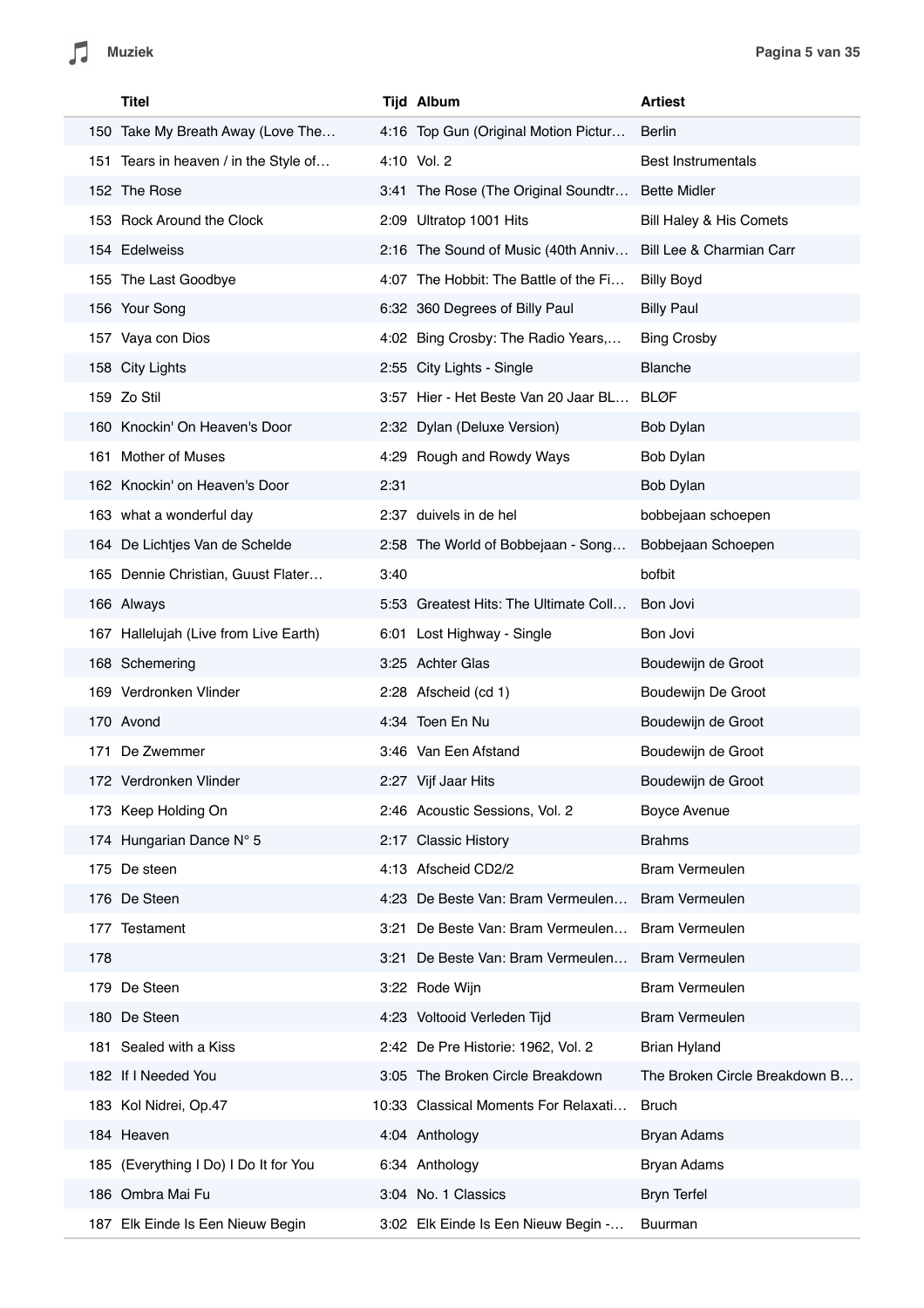| | Titel | Tijd | Album | Artiest |
|---|---|---|---|---|
| 150 | Take My Breath Away (Love The… | 4:16 | Top Gun (Original Motion Pictur… | Berlin |
| 151 | Tears in heaven / in the Style of… | 4:10 | Vol. 2 | Best Instrumentals |
| 152 | The Rose | 3:41 | The Rose (The Original Soundtr… | Bette Midler |
| 153 | Rock Around the Clock | 2:09 | Ultratop 1001 Hits | Bill Haley & His Comets |
| 154 | Edelweiss | 2:16 | The Sound of Music (40th Anniv… | Bill Lee & Charmian Carr |
| 155 | The Last Goodbye | 4:07 | The Hobbit: The Battle of the Fi… | Billy Boyd |
| 156 | Your Song | 6:32 | 360 Degrees of Billy Paul | Billy Paul |
| 157 | Vaya con Dios | 4:02 | Bing Crosby: The Radio Years,… | Bing Crosby |
| 158 | City Lights | 2:55 | City Lights - Single | Blanche |
| 159 | Zo Stil | 3:57 | Hier - Het Beste Van 20 Jaar BL… | BLØF |
| 160 | Knockin' On Heaven's Door | 2:32 | Dylan (Deluxe Version) | Bob Dylan |
| 161 | Mother of Muses | 4:29 | Rough and Rowdy Ways | Bob Dylan |
| 162 | Knockin' on Heaven's Door | 2:31 | | Bob Dylan |
| 163 | what a wonderful day | 2:37 | duivels in de hel | bobbejaan schoepen |
| 164 | De Lichtjes Van de Schelde | 2:58 | The World of Bobbejaan - Song… | Bobbejaan Schoepen |
| 165 | Dennie Christian, Guust Flater… | 3:40 | | bofbit |
| 166 | Always | 5:53 | Greatest Hits: The Ultimate Coll… | Bon Jovi |
| 167 | Hallelujah (Live from Live Earth) | 6:01 | Lost Highway - Single | Bon Jovi |
| 168 | Schemering | 3:25 | Achter Glas | Boudewijn de Groot |
| 169 | Verdronken Vlinder | 2:28 | Afscheid (cd 1) | Boudewijn De Groot |
| 170 | Avond | 4:34 | Toen En Nu | Boudewijn de Groot |
| 171 | De Zwemmer | 3:46 | Van Een Afstand | Boudewijn de Groot |
| 172 | Verdronken Vlinder | 2:27 | Vijf Jaar Hits | Boudewijn de Groot |
| 173 | Keep Holding On | 2:46 | Acoustic Sessions, Vol. 2 | Boyce Avenue |
| 174 | Hungarian Dance N° 5 | 2:17 | Classic History | Brahms |
| 175 | De steen | 4:13 | Afscheid CD2/2 | Bram Vermeulen |
| 176 | De Steen | 4:23 | De Beste Van: Bram Vermeulen… | Bram Vermeulen |
| 177 | Testament | 3:21 | De Beste Van: Bram Vermeulen… | Bram Vermeulen |
| 178 | | 3:21 | De Beste Van: Bram Vermeulen… | Bram Vermeulen |
| 179 | De Steen | 3:22 | Rode Wijn | Bram Vermeulen |
| 180 | De Steen | 4:23 | Voltooid Verleden Tijd | Bram Vermeulen |
| 181 | Sealed with a Kiss | 2:42 | De Pre Historie: 1962, Vol. 2 | Brian Hyland |
| 182 | If I Needed You | 3:05 | The Broken Circle Breakdown | The Broken Circle Breakdown B… |
| 183 | Kol Nidrei, Op.47 | 10:33 | Classical Moments For Relaxati… | Bruch |
| 184 | Heaven | 4:04 | Anthology | Bryan Adams |
| 185 | (Everything I Do) I Do It for You | 6:34 | Anthology | Bryan Adams |
| 186 | Ombra Mai Fu | 3:04 | No. 1 Classics | Bryn Terfel |
| 187 | Elk Einde Is Een Nieuw Begin | 3:02 | Elk Einde Is Een Nieuw Begin -… | Buurman |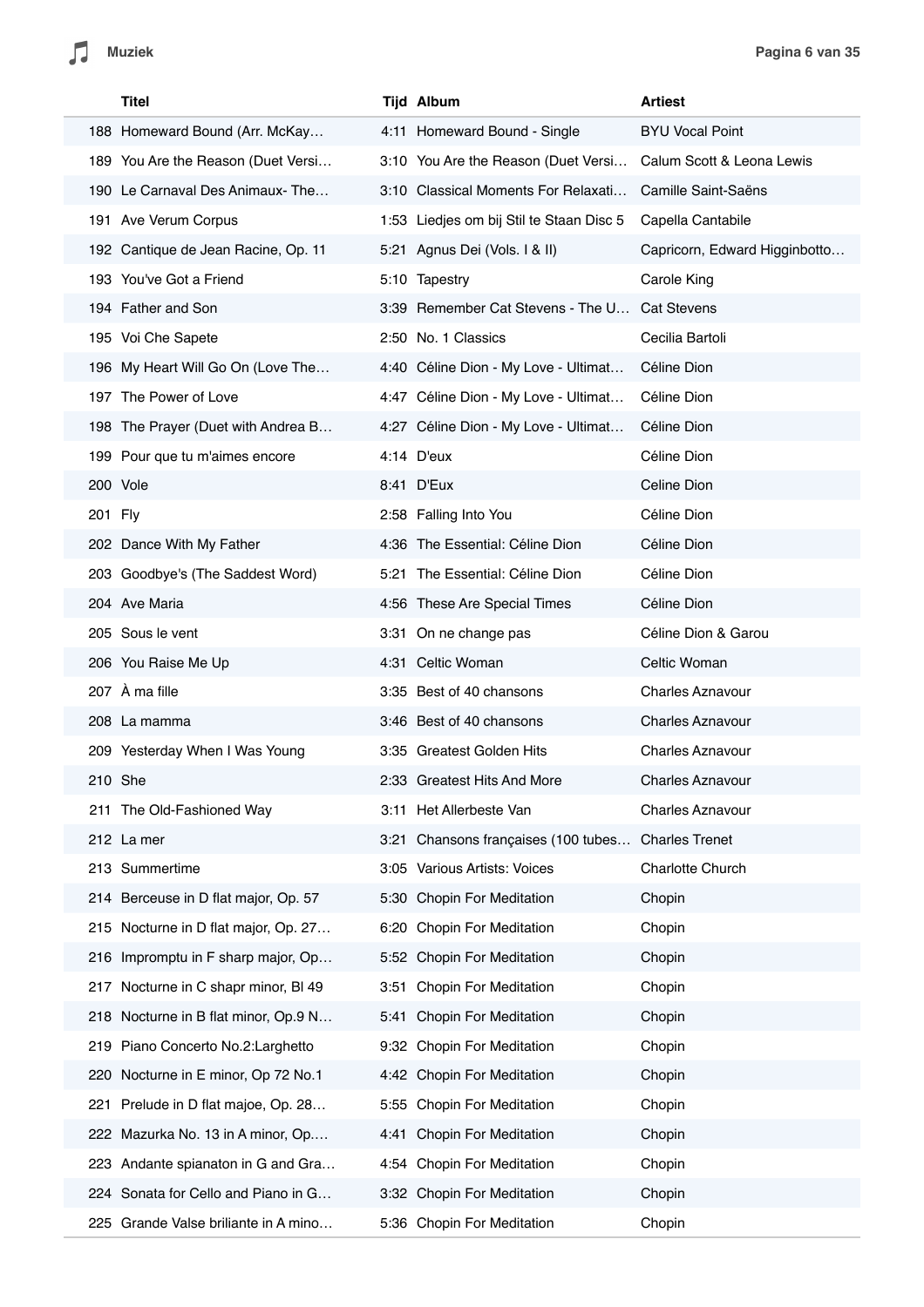| | Titel | Tijd | Album | Artiest |
|---|---|---|---|---|
| 188 | Homeward Bound (Arr. McKay… | 4:11 | Homeward Bound - Single | BYU Vocal Point |
| 189 | You Are the Reason (Duet Versi… | 3:10 | You Are the Reason (Duet Versi… | Calum Scott & Leona Lewis |
| 190 | Le Carnaval Des Animaux- The… | 3:10 | Classical Moments For Relaxati… | Camille Saint-Saëns |
| 191 | Ave Verum Corpus | 1:53 | Liedjes om bij Stil te Staan Disc 5 | Capella Cantabile |
| 192 | Cantique de Jean Racine, Op. 11 | 5:21 | Agnus Dei (Vols. I & II) | Capricorn, Edward Higginbotto… |
| 193 | You've Got a Friend | 5:10 | Tapestry | Carole King |
| 194 | Father and Son | 3:39 | Remember Cat Stevens - The U… | Cat Stevens |
| 195 | Voi Che Sapete | 2:50 | No. 1 Classics | Cecilia Bartoli |
| 196 | My Heart Will Go On (Love The… | 4:40 | Céline Dion - My Love - Ultimat… | Céline Dion |
| 197 | The Power of Love | 4:47 | Céline Dion - My Love - Ultimat… | Céline Dion |
| 198 | The Prayer (Duet with Andrea B… | 4:27 | Céline Dion - My Love - Ultimat… | Céline Dion |
| 199 | Pour que tu m'aimes encore | 4:14 | D'eux | Céline Dion |
| 200 | Vole | 8:41 | D'Eux | Celine Dion |
| 201 | Fly | 2:58 | Falling Into You | Céline Dion |
| 202 | Dance With My Father | 4:36 | The Essential: Céline Dion | Céline Dion |
| 203 | Goodbye's (The Saddest Word) | 5:21 | The Essential: Céline Dion | Céline Dion |
| 204 | Ave Maria | 4:56 | These Are Special Times | Céline Dion |
| 205 | Sous le vent | 3:31 | On ne change pas | Céline Dion & Garou |
| 206 | You Raise Me Up | 4:31 | Celtic Woman | Celtic Woman |
| 207 | À ma fille | 3:35 | Best of 40 chansons | Charles Aznavour |
| 208 | La mamma | 3:46 | Best of 40 chansons | Charles Aznavour |
| 209 | Yesterday When I Was Young | 3:35 | Greatest Golden Hits | Charles Aznavour |
| 210 | She | 2:33 | Greatest Hits And More | Charles Aznavour |
| 211 | The Old-Fashioned Way | 3:11 | Het Allerbeste Van | Charles Aznavour |
| 212 | La mer | 3:21 | Chansons françaises (100 tubes… | Charles Trenet |
| 213 | Summertime | 3:05 | Various Artists: Voices | Charlotte Church |
| 214 | Berceuse in D flat major, Op. 57 | 5:30 | Chopin For Meditation | Chopin |
| 215 | Nocturne in D flat major, Op. 27… | 6:20 | Chopin For Meditation | Chopin |
| 216 | Impromptu in F sharp major, Op… | 5:52 | Chopin For Meditation | Chopin |
| 217 | Nocturne in C shapr minor, Bl 49 | 3:51 | Chopin For Meditation | Chopin |
| 218 | Nocturne in B flat minor, Op.9 N… | 5:41 | Chopin For Meditation | Chopin |
| 219 | Piano Concerto No.2:Larghetto | 9:32 | Chopin For Meditation | Chopin |
| 220 | Nocturne in E minor, Op 72 No.1 | 4:42 | Chopin For Meditation | Chopin |
| 221 | Prelude in D flat majoe, Op. 28… | 5:55 | Chopin For Meditation | Chopin |
| 222 | Mazurka No. 13 in A minor, Op.… | 4:41 | Chopin For Meditation | Chopin |
| 223 | Andante spianaton in G and Gra… | 4:54 | Chopin For Meditation | Chopin |
| 224 | Sonata for Cello and Piano in G… | 3:32 | Chopin For Meditation | Chopin |
| 225 | Grande Valse briliante in A mino… | 5:36 | Chopin For Meditation | Chopin |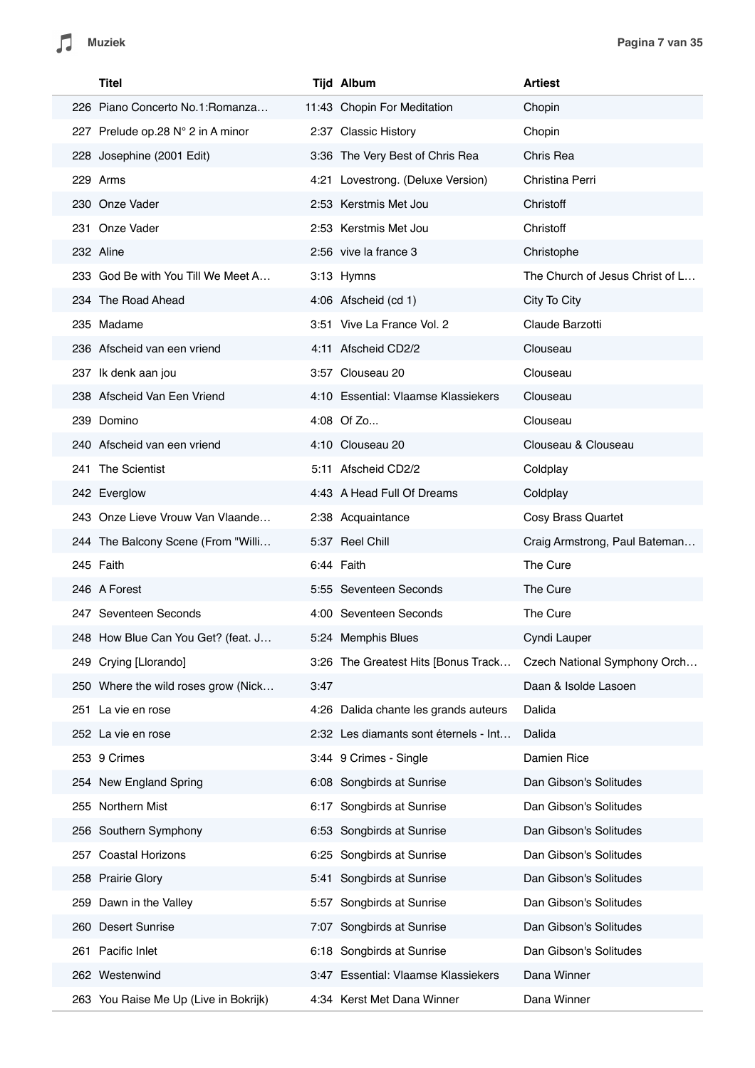| | Titel | Tijd | Album | Artiest |
|---|---|---|---|---|
| 226 | Piano Concerto No.1:Romanza… | 11:43 | Chopin For Meditation | Chopin |
| 227 | Prelude op.28 N° 2 in A minor | 2:37 | Classic History | Chopin |
| 228 | Josephine (2001 Edit) | 3:36 | The Very Best of Chris Rea | Chris Rea |
| 229 | Arms | 4:21 | Lovestrong. (Deluxe Version) | Christina Perri |
| 230 | Onze Vader | 2:53 | Kerstmis Met Jou | Christoff |
| 231 | Onze Vader | 2:53 | Kerstmis Met Jou | Christoff |
| 232 | Aline | 2:56 | vive la france 3 | Christophe |
| 233 | God Be with You Till We Meet A… | 3:13 | Hymns | The Church of Jesus Christ of L… |
| 234 | The Road Ahead | 4:06 | Afscheid (cd 1) | City To City |
| 235 | Madame | 3:51 | Vive La France Vol. 2 | Claude Barzotti |
| 236 | Afscheid van een vriend | 4:11 | Afscheid CD2/2 | Clouseau |
| 237 | Ik denk aan jou | 3:57 | Clouseau 20 | Clouseau |
| 238 | Afscheid Van Een Vriend | 4:10 | Essential: Vlaamse Klassiekers | Clouseau |
| 239 | Domino | 4:08 | Of Zo... | Clouseau |
| 240 | Afscheid van een vriend | 4:10 | Clouseau 20 | Clouseau & Clouseau |
| 241 | The Scientist | 5:11 | Afscheid CD2/2 | Coldplay |
| 242 | Everglow | 4:43 | A Head Full Of Dreams | Coldplay |
| 243 | Onze Lieve Vrouw Van Vlaande… | 2:38 | Acquaintance | Cosy Brass Quartet |
| 244 | The Balcony Scene (From "Willi… | 5:37 | Reel Chill | Craig Armstrong, Paul Bateman… |
| 245 | Faith | 6:44 | Faith | The Cure |
| 246 | A Forest | 5:55 | Seventeen Seconds | The Cure |
| 247 | Seventeen Seconds | 4:00 | Seventeen Seconds | The Cure |
| 248 | How Blue Can You Get? (feat. J… | 5:24 | Memphis Blues | Cyndi Lauper |
| 249 | Crying [Llorando] | 3:26 | The Greatest Hits [Bonus Track… | Czech National Symphony Orch… |
| 250 | Where the wild roses grow (Nick… | 3:47 | | Daan & Isolde Lasoen |
| 251 | La vie en rose | 4:26 | Dalida chante les grands auteurs | Dalida |
| 252 | La vie en rose | 2:32 | Les diamants sont éternels - Int… | Dalida |
| 253 | 9 Crimes | 3:44 | 9 Crimes - Single | Damien Rice |
| 254 | New England Spring | 6:08 | Songbirds at Sunrise | Dan Gibson's Solitudes |
| 255 | Northern Mist | 6:17 | Songbirds at Sunrise | Dan Gibson's Solitudes |
| 256 | Southern Symphony | 6:53 | Songbirds at Sunrise | Dan Gibson's Solitudes |
| 257 | Coastal Horizons | 6:25 | Songbirds at Sunrise | Dan Gibson's Solitudes |
| 258 | Prairie Glory | 5:41 | Songbirds at Sunrise | Dan Gibson's Solitudes |
| 259 | Dawn in the Valley | 5:57 | Songbirds at Sunrise | Dan Gibson's Solitudes |
| 260 | Desert Sunrise | 7:07 | Songbirds at Sunrise | Dan Gibson's Solitudes |
| 261 | Pacific Inlet | 6:18 | Songbirds at Sunrise | Dan Gibson's Solitudes |
| 262 | Westenwind | 3:47 | Essential: Vlaamse Klassiekers | Dana Winner |
| 263 | You Raise Me Up (Live in Bokrijk) | 4:34 | Kerst Met Dana Winner | Dana Winner |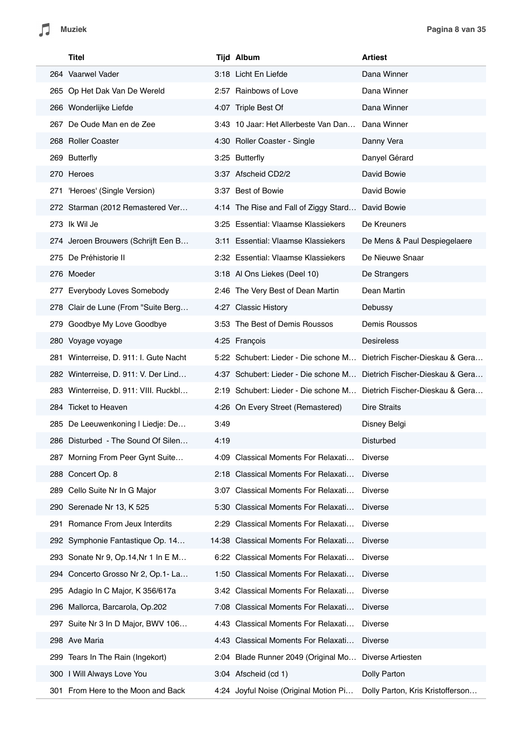| | Titel | Tijd | Album | Artiest |
|---|---|---|---|---|
| 264 | Vaarwel Vader | 3:18 | Licht En Liefde | Dana Winner |
| 265 | Op Het Dak Van De Wereld | 2:57 | Rainbows of Love | Dana Winner |
| 266 | Wonderlijke Liefde | 4:07 | Triple Best Of | Dana Winner |
| 267 | De Oude Man en de Zee | 3:43 | 10 Jaar: Het Allerbeste Van Dan… | Dana Winner |
| 268 | Roller Coaster | 4:30 | Roller Coaster - Single | Danny Vera |
| 269 | Butterfly | 3:25 | Butterfly | Danyel Gérard |
| 270 | Heroes | 3:37 | Afscheid CD2/2 | David Bowie |
| 271 | 'Heroes' (Single Version) | 3:37 | Best of Bowie | David Bowie |
| 272 | Starman (2012 Remastered Ver… | 4:14 | The Rise and Fall of Ziggy Stard… | David Bowie |
| 273 | Ik Wil Je | 3:25 | Essential: Vlaamse Klassiekers | De Kreuners |
| 274 | Jeroen Brouwers (Schrijft Een B… | 3:11 | Essential: Vlaamse Klassiekers | De Mens & Paul Despiegelaere |
| 275 | De Préhistorie II | 2:32 | Essential: Vlaamse Klassiekers | De Nieuwe Snaar |
| 276 | Moeder | 3:18 | Al Ons Liekes (Deel 10) | De Strangers |
| 277 | Everybody Loves Somebody | 2:46 | The Very Best of Dean Martin | Dean Martin |
| 278 | Clair de Lune (From "Suite Berg… | 4:27 | Classic History | Debussy |
| 279 | Goodbye My Love Goodbye | 3:53 | The Best of Demis Roussos | Demis Roussos |
| 280 | Voyage voyage | 4:25 | François | Desireless |
| 281 | Winterreise, D. 911: I. Gute Nacht | 5:22 | Schubert: Lieder - Die schone M… | Dietrich Fischer-Dieskau & Gera… |
| 282 | Winterreise, D. 911: V. Der Lind… | 4:37 | Schubert: Lieder - Die schone M… | Dietrich Fischer-Dieskau & Gera… |
| 283 | Winterreise, D. 911: VIII. Ruckbl… | 2:19 | Schubert: Lieder - Die schone M… | Dietrich Fischer-Dieskau & Gera… |
| 284 | Ticket to Heaven | 4:26 | On Every Street (Remastered) | Dire Straits |
| 285 | De Leeuwenkoning I Liedje: De… | 3:49 | | Disney Belgi |
| 286 | Disturbed - The Sound Of Silen… | 4:19 | | Disturbed |
| 287 | Morning From Peer Gynt Suite… | 4:09 | Classical Moments For Relaxati… | Diverse |
| 288 | Concert Op. 8 | 2:18 | Classical Moments For Relaxati… | Diverse |
| 289 | Cello Suite Nr In G Major | 3:07 | Classical Moments For Relaxati… | Diverse |
| 290 | Serenade Nr 13, K 525 | 5:30 | Classical Moments For Relaxati… | Diverse |
| 291 | Romance From Jeux Interdits | 2:29 | Classical Moments For Relaxati… | Diverse |
| 292 | Symphonie Fantastique Op. 14… | 14:38 | Classical Moments For Relaxati… | Diverse |
| 293 | Sonate Nr 9, Op.14,Nr 1 In E M… | 6:22 | Classical Moments For Relaxati… | Diverse |
| 294 | Concerto Grosso Nr 2, Op.1- La… | 1:50 | Classical Moments For Relaxati… | Diverse |
| 295 | Adagio In C Major, K 356/617a | 3:42 | Classical Moments For Relaxati… | Diverse |
| 296 | Mallorca, Barcarola, Op.202 | 7:08 | Classical Moments For Relaxati… | Diverse |
| 297 | Suite Nr 3 In D Major, BWV 106… | 4:43 | Classical Moments For Relaxati… | Diverse |
| 298 | Ave Maria | 4:43 | Classical Moments For Relaxati… | Diverse |
| 299 | Tears In The Rain (Ingekort) | 2:04 | Blade Runner 2049 (Original Mo… | Diverse Artiesten |
| 300 | I Will Always Love You | 3:04 | Afscheid (cd 1) | Dolly Parton |
| 301 | From Here to the Moon and Back | 4:24 | Joyful Noise (Original Motion Pi… | Dolly Parton, Kris Kristofferson… |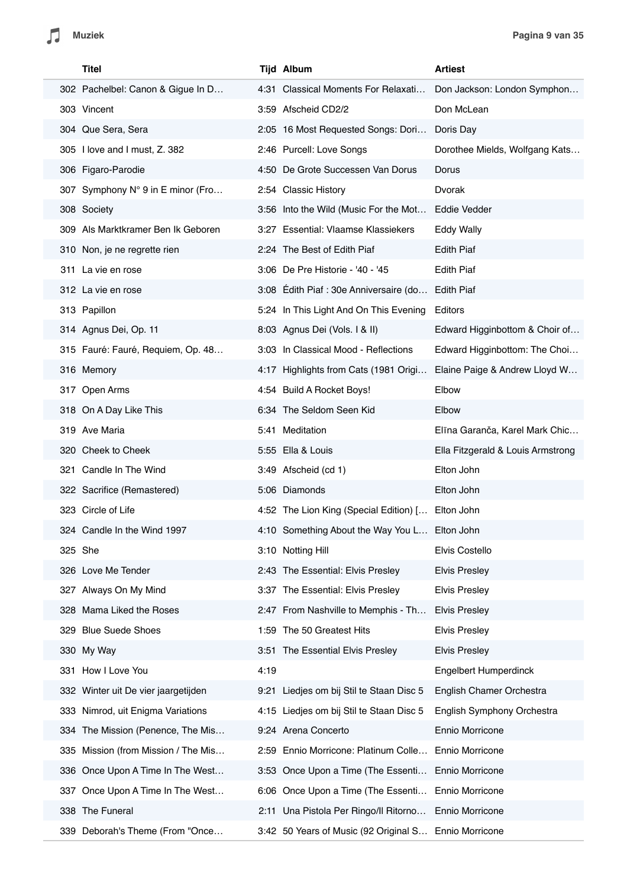|  | Titel | Tijd | Album | Artiest |
|---|---|---|---|---|
| 302 | Pachelbel: Canon & Gigue In D… | 4:31 | Classical Moments For Relaxati… | Don Jackson: London Symphon… |
| 303 | Vincent | 3:59 | Afscheid CD2/2 | Don McLean |
| 304 | Que Sera, Sera | 2:05 | 16 Most Requested Songs: Dori… | Doris Day |
| 305 | I love and I must, Z. 382 | 2:46 | Purcell: Love Songs | Dorothee Mields, Wolfgang Kats… |
| 306 | Figaro-Parodie | 4:50 | De Grote Successen Van Dorus | Dorus |
| 307 | Symphony N° 9 in E minor (Fro… | 2:54 | Classic History | Dvorak |
| 308 | Society | 3:56 | Into the Wild (Music For the Mot… | Eddie Vedder |
| 309 | Als Marktkramer Ben Ik Geboren | 3:27 | Essential: Vlaamse Klassiekers | Eddy Wally |
| 310 | Non, je ne regrette rien | 2:24 | The Best of Edith Piaf | Edith Piaf |
| 311 | La vie en rose | 3:06 | De Pre Historie - '40 - '45 | Edith Piaf |
| 312 | La vie en rose | 3:08 | Édith Piaf : 30e Anniversaire (do… | Edith Piaf |
| 313 | Papillon | 5:24 | In This Light And On This Evening | Editors |
| 314 | Agnus Dei, Op. 11 | 8:03 | Agnus Dei (Vols. I & II) | Edward Higginbottom & Choir of… |
| 315 | Fauré: Fauré, Requiem, Op. 48… | 3:03 | In Classical Mood - Reflections | Edward Higginbottom: The Choi… |
| 316 | Memory | 4:17 | Highlights from Cats (1981 Origi… | Elaine Paige & Andrew Lloyd W… |
| 317 | Open Arms | 4:54 | Build A Rocket Boys! | Elbow |
| 318 | On A Day Like This | 6:34 | The Seldom Seen Kid | Elbow |
| 319 | Ave Maria | 5:41 | Meditation | Elīna Garanča, Karel Mark Chic… |
| 320 | Cheek to Cheek | 5:55 | Ella & Louis | Ella Fitzgerald & Louis Armstrong |
| 321 | Candle In The Wind | 3:49 | Afscheid (cd 1) | Elton John |
| 322 | Sacrifice (Remastered) | 5:06 | Diamonds | Elton John |
| 323 | Circle of Life | 4:52 | The Lion King (Special Edition) [… | Elton John |
| 324 | Candle In the Wind 1997 | 4:10 | Something About the Way You L… | Elton John |
| 325 | She | 3:10 | Notting Hill | Elvis Costello |
| 326 | Love Me Tender | 2:43 | The Essential: Elvis Presley | Elvis Presley |
| 327 | Always On My Mind | 3:37 | The Essential: Elvis Presley | Elvis Presley |
| 328 | Mama Liked the Roses | 2:47 | From Nashville to Memphis - Th… | Elvis Presley |
| 329 | Blue Suede Shoes | 1:59 | The 50 Greatest Hits | Elvis Presley |
| 330 | My Way | 3:51 | The Essential Elvis Presley | Elvis Presley |
| 331 | How I Love You | 4:19 |  | Engelbert Humperdinck |
| 332 | Winter uit De vier jaargetijden | 9:21 | Liedjes om bij Stil te Staan Disc 5 | English Chamer Orchestra |
| 333 | Nimrod, uit Enigma Variations | 4:15 | Liedjes om bij Stil te Staan Disc 5 | English Symphony Orchestra |
| 334 | The Mission (Penence, The Mis… | 9:24 | Arena Concerto | Ennio Morricone |
| 335 | Mission (from Mission / The Mis… | 2:59 | Ennio Morricone: Platinum Colle… | Ennio Morricone |
| 336 | Once Upon A Time In The West… | 3:53 | Once Upon a Time (The Essenti… | Ennio Morricone |
| 337 | Once Upon A Time In The West… | 6:06 | Once Upon a Time (The Essenti… | Ennio Morricone |
| 338 | The Funeral | 2:11 | Una Pistola Per Ringo/Il Ritorno… | Ennio Morricone |
| 339 | Deborah's Theme (From "Once… | 3:42 | 50 Years of Music (92 Original S… | Ennio Morricone |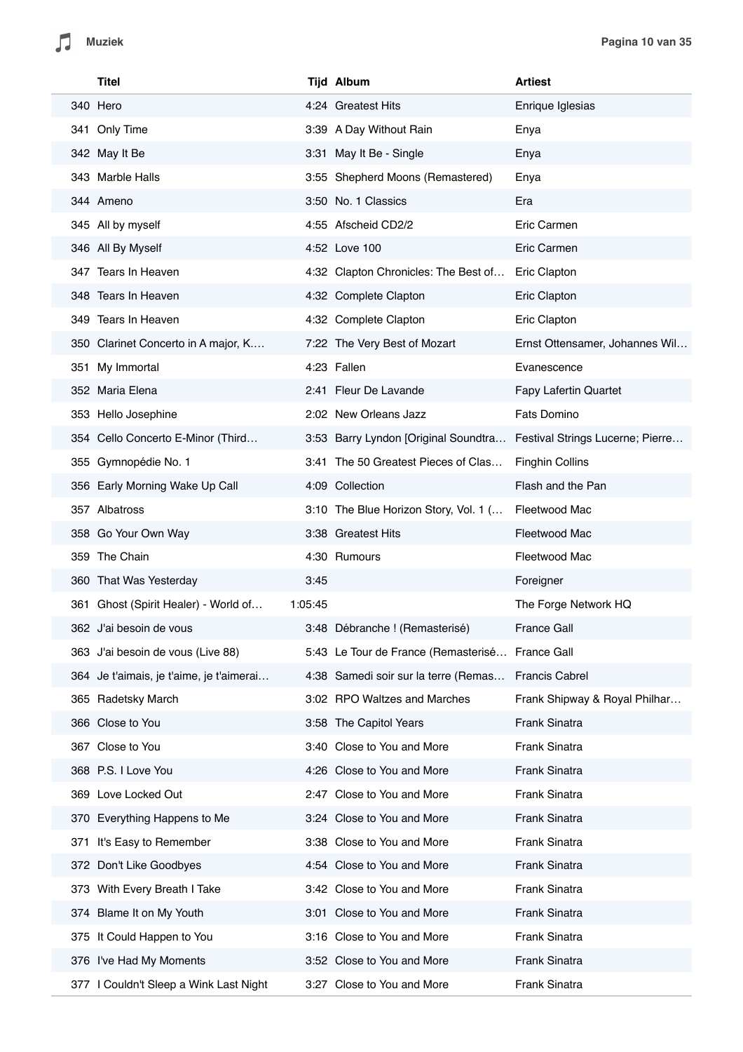| | Titel | Tijd | Album | Artiest |
|---|---|---|---|---|
| 340 | Hero | 4:24 | Greatest Hits | Enrique Iglesias |
| 341 | Only Time | 3:39 | A Day Without Rain | Enya |
| 342 | May It Be | 3:31 | May It Be - Single | Enya |
| 343 | Marble Halls | 3:55 | Shepherd Moons (Remastered) | Enya |
| 344 | Ameno | 3:50 | No. 1 Classics | Era |
| 345 | All by myself | 4:55 | Afscheid CD2/2 | Eric Carmen |
| 346 | All By Myself | 4:52 | Love 100 | Eric Carmen |
| 347 | Tears In Heaven | 4:32 | Clapton Chronicles: The Best of… | Eric Clapton |
| 348 | Tears In Heaven | 4:32 | Complete Clapton | Eric Clapton |
| 349 | Tears In Heaven | 4:32 | Complete Clapton | Eric Clapton |
| 350 | Clarinet Concerto in A major, K.… | 7:22 | The Very Best of Mozart | Ernst Ottensamer, Johannes Wil… |
| 351 | My Immortal | 4:23 | Fallen | Evanescence |
| 352 | Maria Elena | 2:41 | Fleur De Lavande | Fapy Lafertin Quartet |
| 353 | Hello Josephine | 2:02 | New Orleans Jazz | Fats Domino |
| 354 | Cello Concerto E-Minor (Third… | 3:53 | Barry Lyndon [Original Soundtra… | Festival Strings Lucerne; Pierre… |
| 355 | Gymnopédie No. 1 | 3:41 | The 50 Greatest Pieces of Clas… | Finghin Collins |
| 356 | Early Morning Wake Up Call | 4:09 | Collection | Flash and the Pan |
| 357 | Albatross | 3:10 | The Blue Horizon Story, Vol. 1 (… | Fleetwood Mac |
| 358 | Go Your Own Way | 3:38 | Greatest Hits | Fleetwood Mac |
| 359 | The Chain | 4:30 | Rumours | Fleetwood Mac |
| 360 | That Was Yesterday | 3:45 | | Foreigner |
| 361 | Ghost (Spirit Healer) - World of… | 1:05:45 | | The Forge Network HQ |
| 362 | J'ai besoin de vous | 3:48 | Débranche ! (Remasterisé) | France Gall |
| 363 | J'ai besoin de vous (Live 88) | 5:43 | Le Tour de France (Remasterisé… | France Gall |
| 364 | Je t'aimais, je t'aime, je t'aimerai… | 4:38 | Samedi soir sur la terre (Remas… | Francis Cabrel |
| 365 | Radetsky March | 3:02 | RPO Waltzes and Marches | Frank Shipway & Royal Philhar… |
| 366 | Close to You | 3:58 | The Capitol Years | Frank Sinatra |
| 367 | Close to You | 3:40 | Close to You and More | Frank Sinatra |
| 368 | P.S. I Love You | 4:26 | Close to You and More | Frank Sinatra |
| 369 | Love Locked Out | 2:47 | Close to You and More | Frank Sinatra |
| 370 | Everything Happens to Me | 3:24 | Close to You and More | Frank Sinatra |
| 371 | It's Easy to Remember | 3:38 | Close to You and More | Frank Sinatra |
| 372 | Don't Like Goodbyes | 4:54 | Close to You and More | Frank Sinatra |
| 373 | With Every Breath I Take | 3:42 | Close to You and More | Frank Sinatra |
| 374 | Blame It on My Youth | 3:01 | Close to You and More | Frank Sinatra |
| 375 | It Could Happen to You | 3:16 | Close to You and More | Frank Sinatra |
| 376 | I've Had My Moments | 3:52 | Close to You and More | Frank Sinatra |
| 377 | I Couldn't Sleep a Wink Last Night | 3:27 | Close to You and More | Frank Sinatra |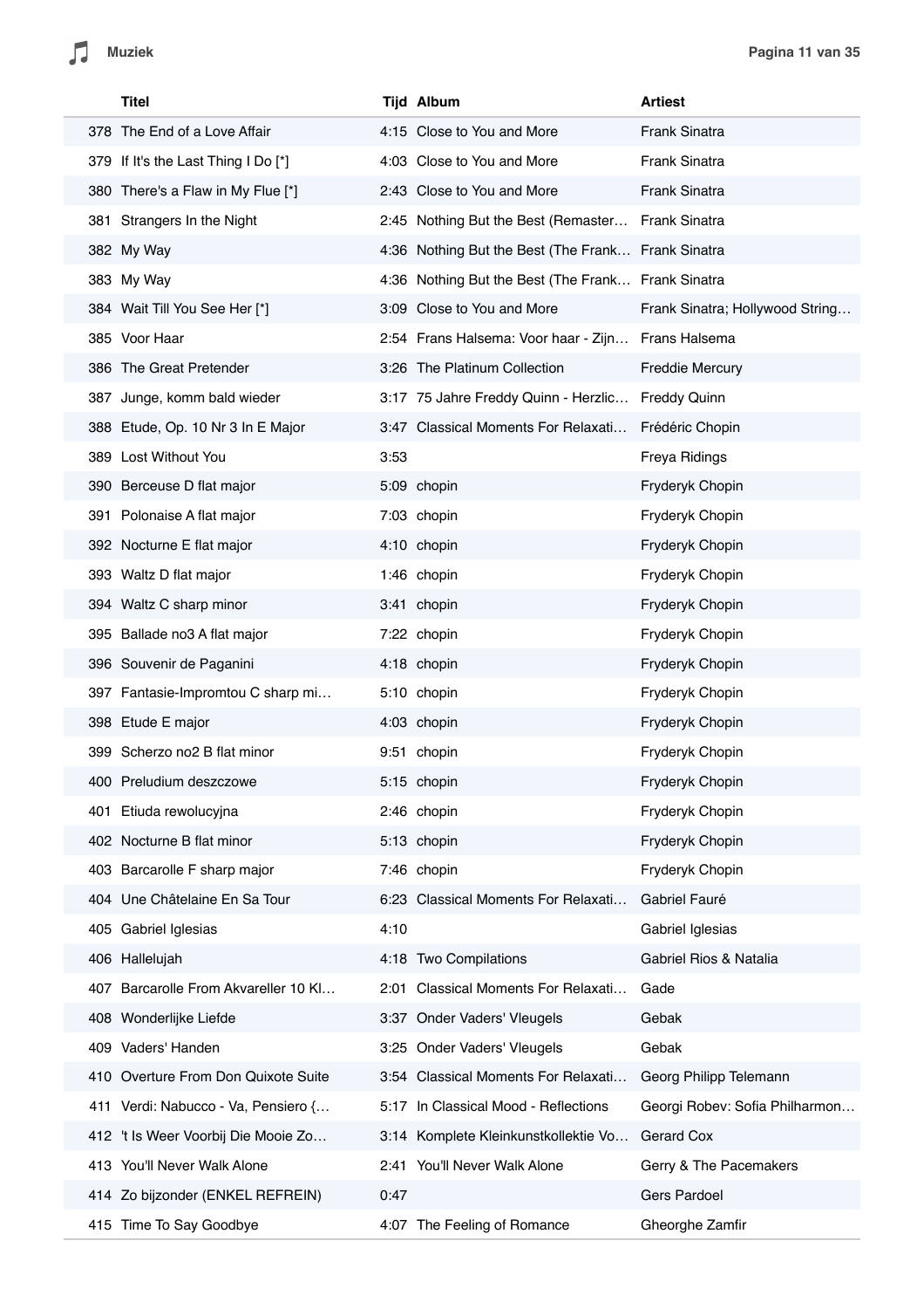| | Titel | Tijd | Album | Artiest |
|---|---|---|---|---|
| 378 | The End of a Love Affair | 4:15 | Close to You and More | Frank Sinatra |
| 379 | If It's the Last Thing I Do [*] | 4:03 | Close to You and More | Frank Sinatra |
| 380 | There's a Flaw in My Flue [*] | 2:43 | Close to You and More | Frank Sinatra |
| 381 | Strangers In the Night | 2:45 | Nothing But the Best (Remaster… | Frank Sinatra |
| 382 | My Way | 4:36 | Nothing But the Best (The Frank… | Frank Sinatra |
| 383 | My Way | 4:36 | Nothing But the Best (The Frank… | Frank Sinatra |
| 384 | Wait Till You See Her [*] | 3:09 | Close to You and More | Frank Sinatra; Hollywood String… |
| 385 | Voor Haar | 2:54 | Frans Halsema: Voor haar - Zijn… | Frans Halsema |
| 386 | The Great Pretender | 3:26 | The Platinum Collection | Freddie Mercury |
| 387 | Junge, komm bald wieder | 3:17 | 75 Jahre Freddy Quinn - Herzlic… | Freddy Quinn |
| 388 | Etude, Op. 10 Nr 3 In E Major | 3:47 | Classical Moments For Relaxati… | Frédéric Chopin |
| 389 | Lost Without You | 3:53 | | Freya Ridings |
| 390 | Berceuse D flat major | 5:09 | chopin | Fryderyk Chopin |
| 391 | Polonaise A flat major | 7:03 | chopin | Fryderyk Chopin |
| 392 | Nocturne E flat major | 4:10 | chopin | Fryderyk Chopin |
| 393 | Waltz D flat major | 1:46 | chopin | Fryderyk Chopin |
| 394 | Waltz C sharp minor | 3:41 | chopin | Fryderyk Chopin |
| 395 | Ballade no3 A flat major | 7:22 | chopin | Fryderyk Chopin |
| 396 | Souvenir de Paganini | 4:18 | chopin | Fryderyk Chopin |
| 397 | Fantasie-Impromtou C sharp mi… | 5:10 | chopin | Fryderyk Chopin |
| 398 | Etude E major | 4:03 | chopin | Fryderyk Chopin |
| 399 | Scherzo no2 B flat minor | 9:51 | chopin | Fryderyk Chopin |
| 400 | Preludium deszczowe | 5:15 | chopin | Fryderyk Chopin |
| 401 | Etiuda rewolucyjna | 2:46 | chopin | Fryderyk Chopin |
| 402 | Nocturne B flat minor | 5:13 | chopin | Fryderyk Chopin |
| 403 | Barcarolle F sharp major | 7:46 | chopin | Fryderyk Chopin |
| 404 | Une Châtelaine En Sa Tour | 6:23 | Classical Moments For Relaxati… | Gabriel Fauré |
| 405 | Gabriel Iglesias | 4:10 | | Gabriel Iglesias |
| 406 | Hallelujah | 4:18 | Two Compilations | Gabriel Rios & Natalia |
| 407 | Barcarolle From Akvareller 10 Kl… | 2:01 | Classical Moments For Relaxati… | Gade |
| 408 | Wonderlijke Liefde | 3:37 | Onder Vaders' Vleugels | Gebak |
| 409 | Vaders' Handen | 3:25 | Onder Vaders' Vleugels | Gebak |
| 410 | Overture From Don Quixote Suite | 3:54 | Classical Moments For Relaxati… | Georg Philipp Telemann |
| 411 | Verdi: Nabucco - Va, Pensiero {… | 5:17 | In Classical Mood - Reflections | Georgi Robev: Sofia Philharmon… |
| 412 | 't Is Weer Voorbij Die Mooie Zo… | 3:14 | Komplete Kleinkunstkollektie Vo… | Gerard Cox |
| 413 | You'll Never Walk Alone | 2:41 | You'll Never Walk Alone | Gerry & The Pacemakers |
| 414 | Zo bijzonder (ENKEL REFREIN) | 0:47 | | Gers Pardoel |
| 415 | Time To Say Goodbye | 4:07 | The Feeling of Romance | Gheorghe Zamfir |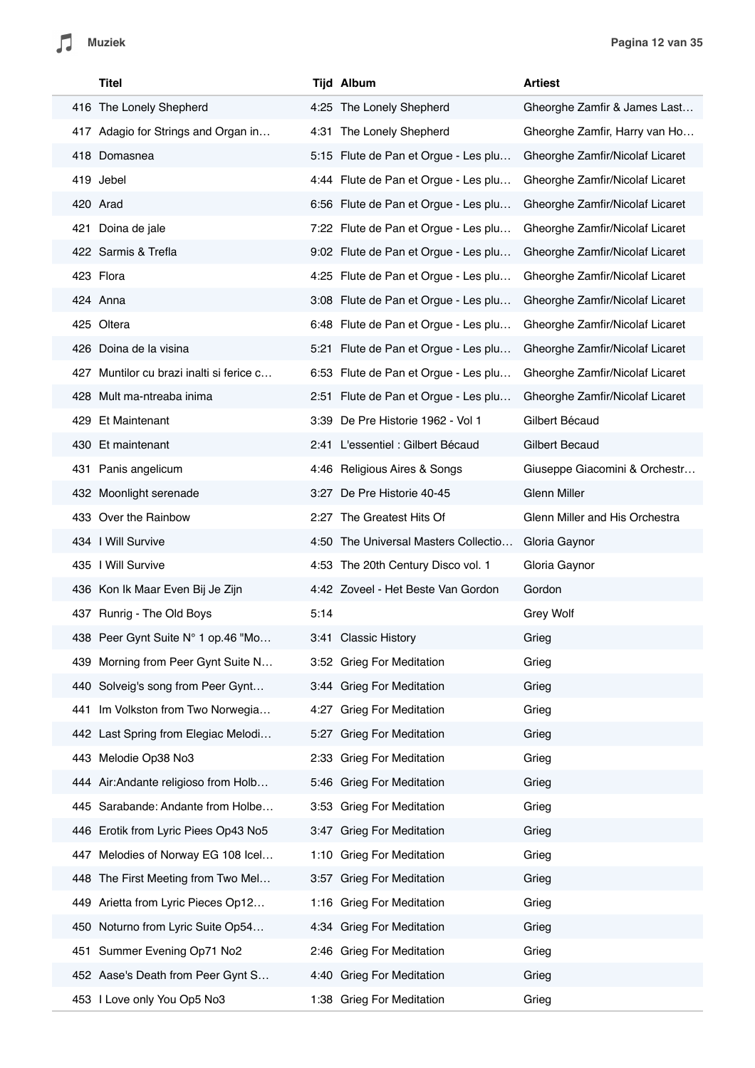| | Titel | Tijd | Album | Artiest |
|---|---|---|---|---|
| 416 | The Lonely Shepherd | 4:25 | The Lonely Shepherd | Gheorghe Zamfir & James Last… |
| 417 | Adagio for Strings and Organ in… | 4:31 | The Lonely Shepherd | Gheorghe Zamfir, Harry van Ho… |
| 418 | Domasnea | 5:15 | Flute de Pan et Orgue - Les plu… | Gheorghe Zamfir/Nicolaf Licaret |
| 419 | Jebel | 4:44 | Flute de Pan et Orgue - Les plu… | Gheorghe Zamfir/Nicolaf Licaret |
| 420 | Arad | 6:56 | Flute de Pan et Orgue - Les plu… | Gheorghe Zamfir/Nicolaf Licaret |
| 421 | Doina de jale | 7:22 | Flute de Pan et Orgue - Les plu… | Gheorghe Zamfir/Nicolaf Licaret |
| 422 | Sarmis & Trefla | 9:02 | Flute de Pan et Orgue - Les plu… | Gheorghe Zamfir/Nicolaf Licaret |
| 423 | Flora | 4:25 | Flute de Pan et Orgue - Les plu… | Gheorghe Zamfir/Nicolaf Licaret |
| 424 | Anna | 3:08 | Flute de Pan et Orgue - Les plu… | Gheorghe Zamfir/Nicolaf Licaret |
| 425 | Oltera | 6:48 | Flute de Pan et Orgue - Les plu… | Gheorghe Zamfir/Nicolaf Licaret |
| 426 | Doina de la visina | 5:21 | Flute de Pan et Orgue - Les plu… | Gheorghe Zamfir/Nicolaf Licaret |
| 427 | Muntilor cu brazi inalti si ferice c… | 6:53 | Flute de Pan et Orgue - Les plu… | Gheorghe Zamfir/Nicolaf Licaret |
| 428 | Mult ma-ntreaba inima | 2:51 | Flute de Pan et Orgue - Les plu… | Gheorghe Zamfir/Nicolaf Licaret |
| 429 | Et Maintenant | 3:39 | De Pre Historie 1962 - Vol 1 | Gilbert Bécaud |
| 430 | Et maintenant | 2:41 | L'essentiel : Gilbert Bécaud | Gilbert Becaud |
| 431 | Panis angelicum | 4:46 | Religious Aires & Songs | Giuseppe Giacomini & Orchestr… |
| 432 | Moonlight serenade | 3:27 | De Pre Historie 40-45 | Glenn Miller |
| 433 | Over the Rainbow | 2:27 | The Greatest Hits Of | Glenn Miller and His Orchestra |
| 434 | I Will Survive | 4:50 | The Universal Masters Collectio… | Gloria Gaynor |
| 435 | I Will Survive | 4:53 | The 20th Century Disco vol. 1 | Gloria Gaynor |
| 436 | Kon Ik Maar Even Bij Je Zijn | 4:42 | Zoveel - Het Beste Van Gordon | Gordon |
| 437 | Runrig - The Old Boys | 5:14 | | Grey Wolf |
| 438 | Peer Gynt Suite N° 1 op.46 "Mo… | 3:41 | Classic History | Grieg |
| 439 | Morning from Peer Gynt Suite N… | 3:52 | Grieg For Meditation | Grieg |
| 440 | Solveig's song from Peer Gynt… | 3:44 | Grieg For Meditation | Grieg |
| 441 | Im Volkston from Two Norwegia… | 4:27 | Grieg For Meditation | Grieg |
| 442 | Last Spring from Elegiac Melodi… | 5:27 | Grieg For Meditation | Grieg |
| 443 | Melodie Op38 No3 | 2:33 | Grieg For Meditation | Grieg |
| 444 | Air:Andante religioso from Holb… | 5:46 | Grieg For Meditation | Grieg |
| 445 | Sarabande: Andante from Holbe… | 3:53 | Grieg For Meditation | Grieg |
| 446 | Erotik from Lyric Piees Op43 No5 | 3:47 | Grieg For Meditation | Grieg |
| 447 | Melodies of Norway EG 108 Icel… | 1:10 | Grieg For Meditation | Grieg |
| 448 | The First Meeting from Two Mel… | 3:57 | Grieg For Meditation | Grieg |
| 449 | Arietta from Lyric Pieces Op12… | 1:16 | Grieg For Meditation | Grieg |
| 450 | Noturno from Lyric Suite Op54… | 4:34 | Grieg For Meditation | Grieg |
| 451 | Summer Evening Op71 No2 | 2:46 | Grieg For Meditation | Grieg |
| 452 | Aase's Death from Peer Gynt S… | 4:40 | Grieg For Meditation | Grieg |
| 453 | I Love only You Op5 No3 | 1:38 | Grieg For Meditation | Grieg |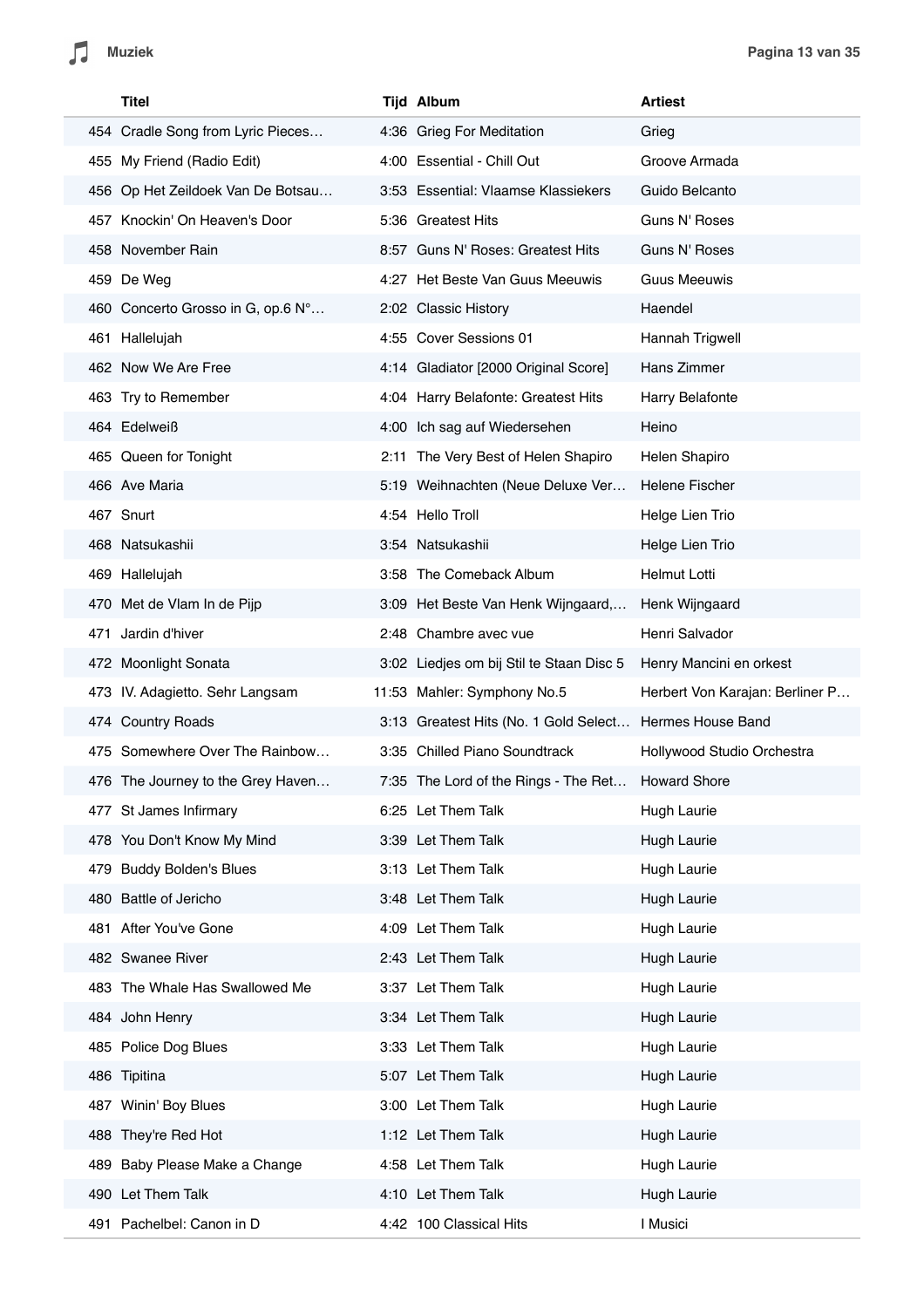|  | Titel | Tijd | Album | Artiest |
|---|---|---|---|---|
| 454 | Cradle Song from Lyric Pieces… | 4:36 | Grieg For Meditation | Grieg |
| 455 | My Friend (Radio Edit) | 4:00 | Essential - Chill Out | Groove Armada |
| 456 | Op Het Zeildoek Van De Botsau… | 3:53 | Essential: Vlaamse Klassiekers | Guido Belcanto |
| 457 | Knockin' On Heaven's Door | 5:36 | Greatest Hits | Guns N' Roses |
| 458 | November Rain | 8:57 | Guns N' Roses: Greatest Hits | Guns N' Roses |
| 459 | De Weg | 4:27 | Het Beste Van Guus Meeuwis | Guus Meeuwis |
| 460 | Concerto Grosso in G, op.6 N°… | 2:02 | Classic History | Haendel |
| 461 | Hallelujah | 4:55 | Cover Sessions 01 | Hannah Trigwell |
| 462 | Now We Are Free | 4:14 | Gladiator [2000 Original Score] | Hans Zimmer |
| 463 | Try to Remember | 4:04 | Harry Belafonte: Greatest Hits | Harry Belafonte |
| 464 | Edelweiß | 4:00 | Ich sag auf Wiedersehen | Heino |
| 465 | Queen for Tonight | 2:11 | The Very Best of Helen Shapiro | Helen Shapiro |
| 466 | Ave Maria | 5:19 | Weihnachten (Neue Deluxe Ver… | Helene Fischer |
| 467 | Snurt | 4:54 | Hello Troll | Helge Lien Trio |
| 468 | Natsukashii | 3:54 | Natsukashii | Helge Lien Trio |
| 469 | Hallelujah | 3:58 | The Comeback Album | Helmut Lotti |
| 470 | Met de Vlam In de Pijp | 3:09 | Het Beste Van Henk Wijngaard,… | Henk Wijngaard |
| 471 | Jardin d'hiver | 2:48 | Chambre avec vue | Henri Salvador |
| 472 | Moonlight Sonata | 3:02 | Liedjes om bij Stil te Staan Disc 5 | Henry Mancini en orkest |
| 473 | IV. Adagietto. Sehr Langsam | 11:53 | Mahler: Symphony No.5 | Herbert Von Karajan: Berliner P… |
| 474 | Country Roads | 3:13 | Greatest Hits (No. 1 Gold Select… | Hermes House Band |
| 475 | Somewhere Over The Rainbow… | 3:35 | Chilled Piano Soundtrack | Hollywood Studio Orchestra |
| 476 | The Journey to the Grey Haven… | 7:35 | The Lord of the Rings - The Ret… | Howard Shore |
| 477 | St James Infirmary | 6:25 | Let Them Talk | Hugh Laurie |
| 478 | You Don't Know My Mind | 3:39 | Let Them Talk | Hugh Laurie |
| 479 | Buddy Bolden's Blues | 3:13 | Let Them Talk | Hugh Laurie |
| 480 | Battle of Jericho | 3:48 | Let Them Talk | Hugh Laurie |
| 481 | After You've Gone | 4:09 | Let Them Talk | Hugh Laurie |
| 482 | Swanee River | 2:43 | Let Them Talk | Hugh Laurie |
| 483 | The Whale Has Swallowed Me | 3:37 | Let Them Talk | Hugh Laurie |
| 484 | John Henry | 3:34 | Let Them Talk | Hugh Laurie |
| 485 | Police Dog Blues | 3:33 | Let Them Talk | Hugh Laurie |
| 486 | Tipitina | 5:07 | Let Them Talk | Hugh Laurie |
| 487 | Winin' Boy Blues | 3:00 | Let Them Talk | Hugh Laurie |
| 488 | They're Red Hot | 1:12 | Let Them Talk | Hugh Laurie |
| 489 | Baby Please Make a Change | 4:58 | Let Them Talk | Hugh Laurie |
| 490 | Let Them Talk | 4:10 | Let Them Talk | Hugh Laurie |
| 491 | Pachelbel: Canon in D | 4:42 | 100 Classical Hits | I Musici |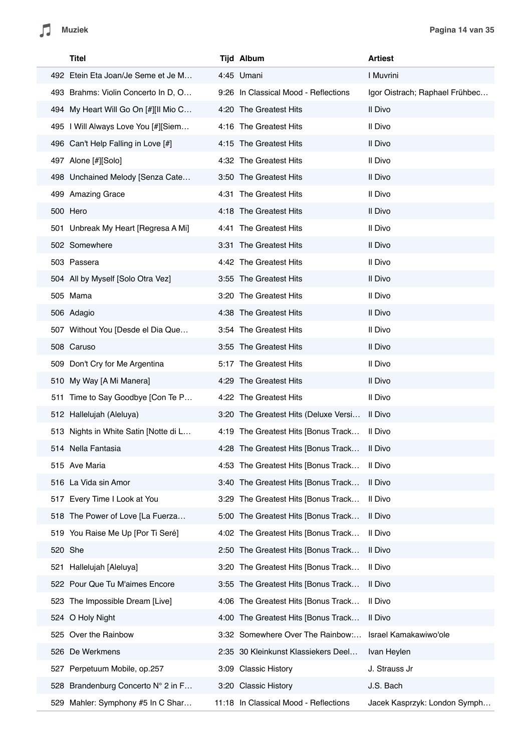| | Titel | Tijd | Album | Artiest |
|---|---|---|---|---|
| 492 | Etein Eta Joan/Je Seme et Je M… | 4:45 | Umani | I Muvrini |
| 493 | Brahms: Violin Concerto In D, O… | 9:26 | In Classical Mood - Reflections | Igor Oistrach; Raphael Frühbec… |
| 494 | My Heart Will Go On [#][Il Mio C… | 4:20 | The Greatest Hits | Il Divo |
| 495 | I Will Always Love You [#][Siem… | 4:16 | The Greatest Hits | Il Divo |
| 496 | Can't Help Falling in Love [#] | 4:15 | The Greatest Hits | Il Divo |
| 497 | Alone [#][Solo] | 4:32 | The Greatest Hits | Il Divo |
| 498 | Unchained Melody [Senza Cate… | 3:50 | The Greatest Hits | Il Divo |
| 499 | Amazing Grace | 4:31 | The Greatest Hits | Il Divo |
| 500 | Hero | 4:18 | The Greatest Hits | Il Divo |
| 501 | Unbreak My Heart [Regresa A Mi] | 4:41 | The Greatest Hits | Il Divo |
| 502 | Somewhere | 3:31 | The Greatest Hits | Il Divo |
| 503 | Passera | 4:42 | The Greatest Hits | Il Divo |
| 504 | All by Myself [Solo Otra Vez] | 3:55 | The Greatest Hits | Il Divo |
| 505 | Mama | 3:20 | The Greatest Hits | Il Divo |
| 506 | Adagio | 4:38 | The Greatest Hits | Il Divo |
| 507 | Without You [Desde el Dia Que… | 3:54 | The Greatest Hits | Il Divo |
| 508 | Caruso | 3:55 | The Greatest Hits | Il Divo |
| 509 | Don't Cry for Me Argentina | 5:17 | The Greatest Hits | Il Divo |
| 510 | My Way [A Mi Manera] | 4:29 | The Greatest Hits | Il Divo |
| 511 | Time to Say Goodbye [Con Te P… | 4:22 | The Greatest Hits | Il Divo |
| 512 | Hallelujah (Aleluya) | 3:20 | The Greatest Hits (Deluxe Versi… | Il Divo |
| 513 | Nights in White Satin [Notte di L… | 4:19 | The Greatest Hits [Bonus Track… | Il Divo |
| 514 | Nella Fantasia | 4:28 | The Greatest Hits [Bonus Track… | Il Divo |
| 515 | Ave Maria | 4:53 | The Greatest Hits [Bonus Track… | Il Divo |
| 516 | La Vida sin Amor | 3:40 | The Greatest Hits [Bonus Track… | Il Divo |
| 517 | Every Time I Look at You | 3:29 | The Greatest Hits [Bonus Track… | Il Divo |
| 518 | The Power of Love [La Fuerza… | 5:00 | The Greatest Hits [Bonus Track… | Il Divo |
| 519 | You Raise Me Up [Por Ti Seré] | 4:02 | The Greatest Hits [Bonus Track… | Il Divo |
| 520 | She | 2:50 | The Greatest Hits [Bonus Track… | Il Divo |
| 521 | Hallelujah [Aleluya] | 3:20 | The Greatest Hits [Bonus Track… | Il Divo |
| 522 | Pour Que Tu M'aimes Encore | 3:55 | The Greatest Hits [Bonus Track… | Il Divo |
| 523 | The Impossible Dream [Live] | 4:06 | The Greatest Hits [Bonus Track… | Il Divo |
| 524 | O Holy Night | 4:00 | The Greatest Hits [Bonus Track… | Il Divo |
| 525 | Over the Rainbow | 3:32 | Somewhere Over The Rainbow:… | Israel Kamakawiwo'ole |
| 526 | De Werkmens | 2:35 | 30 Kleinkunst Klassiekers Deel… | Ivan Heylen |
| 527 | Perpetuum Mobile, op.257 | 3:09 | Classic History | J. Strauss Jr |
| 528 | Brandenburg Concerto N° 2 in F… | 3:20 | Classic History | J.S. Bach |
| 529 | Mahler: Symphony #5 In C Shar… | 11:18 | In Classical Mood - Reflections | Jacek Kasprzyk: London Symph… |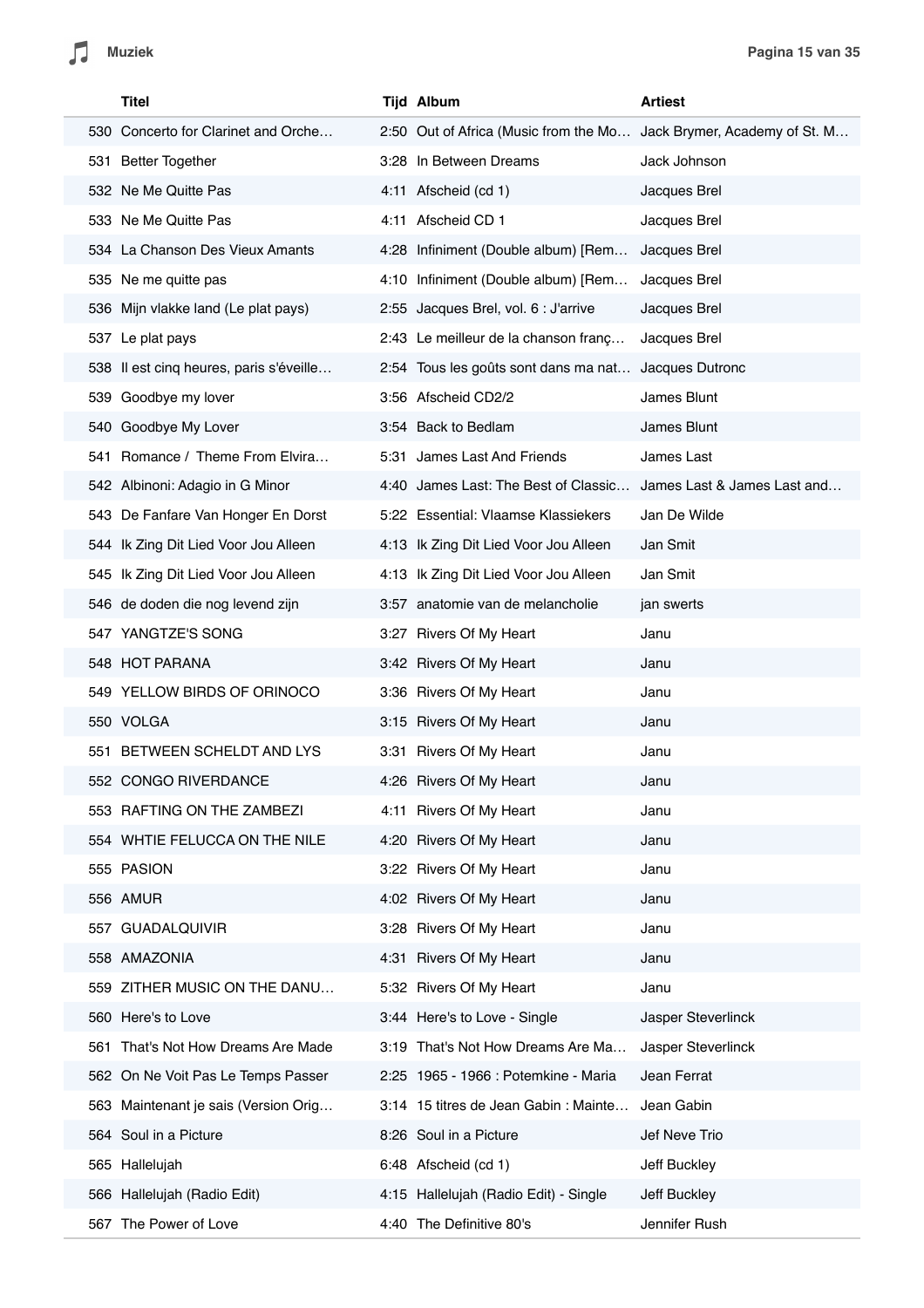|  | Titel | Tijd | Album | Artiest |
|---|---|---|---|---|
| 530 | Concerto for Clarinet and Orche… | 2:50 | Out of Africa (Music from the Mo… | Jack Brymer, Academy of St. M… |
| 531 | Better Together | 3:28 | In Between Dreams | Jack Johnson |
| 532 | Ne Me Quitte Pas | 4:11 | Afscheid (cd 1) | Jacques Brel |
| 533 | Ne Me Quitte Pas | 4:11 | Afscheid CD 1 | Jacques Brel |
| 534 | La Chanson Des Vieux Amants | 4:28 | Infiniment (Double album) [Rem… | Jacques Brel |
| 535 | Ne me quitte pas | 4:10 | Infiniment (Double album) [Rem… | Jacques Brel |
| 536 | Mijn vlakke land (Le plat pays) | 2:55 | Jacques Brel, vol. 6 : J'arrive | Jacques Brel |
| 537 | Le plat pays | 2:43 | Le meilleur de la chanson franç… | Jacques Brel |
| 538 | Il est cinq heures, paris s'éveille… | 2:54 | Tous les goûts sont dans ma nat… | Jacques Dutronc |
| 539 | Goodbye my lover | 3:56 | Afscheid CD2/2 | James Blunt |
| 540 | Goodbye My Lover | 3:54 | Back to Bedlam | James Blunt |
| 541 | Romance / Theme From Elvira… | 5:31 | James Last And Friends | James Last |
| 542 | Albinoni: Adagio in G Minor | 4:40 | James Last: The Best of Classic… | James Last & James Last and… |
| 543 | De Fanfare Van Honger En Dorst | 5:22 | Essential: Vlaamse Klassiekers | Jan De Wilde |
| 544 | Ik Zing Dit Lied Voor Jou Alleen | 4:13 | Ik Zing Dit Lied Voor Jou Alleen | Jan Smit |
| 545 | Ik Zing Dit Lied Voor Jou Alleen | 4:13 | Ik Zing Dit Lied Voor Jou Alleen | Jan Smit |
| 546 | de doden die nog levend zijn | 3:57 | anatomie van de melancholie | jan swerts |
| 547 | YANGTZE'S SONG | 3:27 | Rivers Of My Heart | Janu |
| 548 | HOT PARANA | 3:42 | Rivers Of My Heart | Janu |
| 549 | YELLOW BIRDS OF ORINOCO | 3:36 | Rivers Of My Heart | Janu |
| 550 | VOLGA | 3:15 | Rivers Of My Heart | Janu |
| 551 | BETWEEN SCHELDT AND LYS | 3:31 | Rivers Of My Heart | Janu |
| 552 | CONGO RIVERDANCE | 4:26 | Rivers Of My Heart | Janu |
| 553 | RAFTING ON THE ZAMBEZI | 4:11 | Rivers Of My Heart | Janu |
| 554 | WHTIE FELUCCA ON THE NILE | 4:20 | Rivers Of My Heart | Janu |
| 555 | PASION | 3:22 | Rivers Of My Heart | Janu |
| 556 | AMUR | 4:02 | Rivers Of My Heart | Janu |
| 557 | GUADALQUIVIR | 3:28 | Rivers Of My Heart | Janu |
| 558 | AMAZONIA | 4:31 | Rivers Of My Heart | Janu |
| 559 | ZITHER MUSIC ON THE DANU… | 5:32 | Rivers Of My Heart | Janu |
| 560 | Here's to Love | 3:44 | Here's to Love - Single | Jasper Steverlinck |
| 561 | That's Not How Dreams Are Made | 3:19 | That's Not How Dreams Are Ma… | Jasper Steverlinck |
| 562 | On Ne Voit Pas Le Temps Passer | 2:25 | 1965 - 1966 : Potemkine - Maria | Jean Ferrat |
| 563 | Maintenant je sais (Version Orig… | 3:14 | 15 titres de Jean Gabin : Mainte… | Jean Gabin |
| 564 | Soul in a Picture | 8:26 | Soul in a Picture | Jef Neve Trio |
| 565 | Hallelujah | 6:48 | Afscheid (cd 1) | Jeff Buckley |
| 566 | Hallelujah (Radio Edit) | 4:15 | Hallelujah (Radio Edit) - Single | Jeff Buckley |
| 567 | The Power of Love | 4:40 | The Definitive 80's | Jennifer Rush |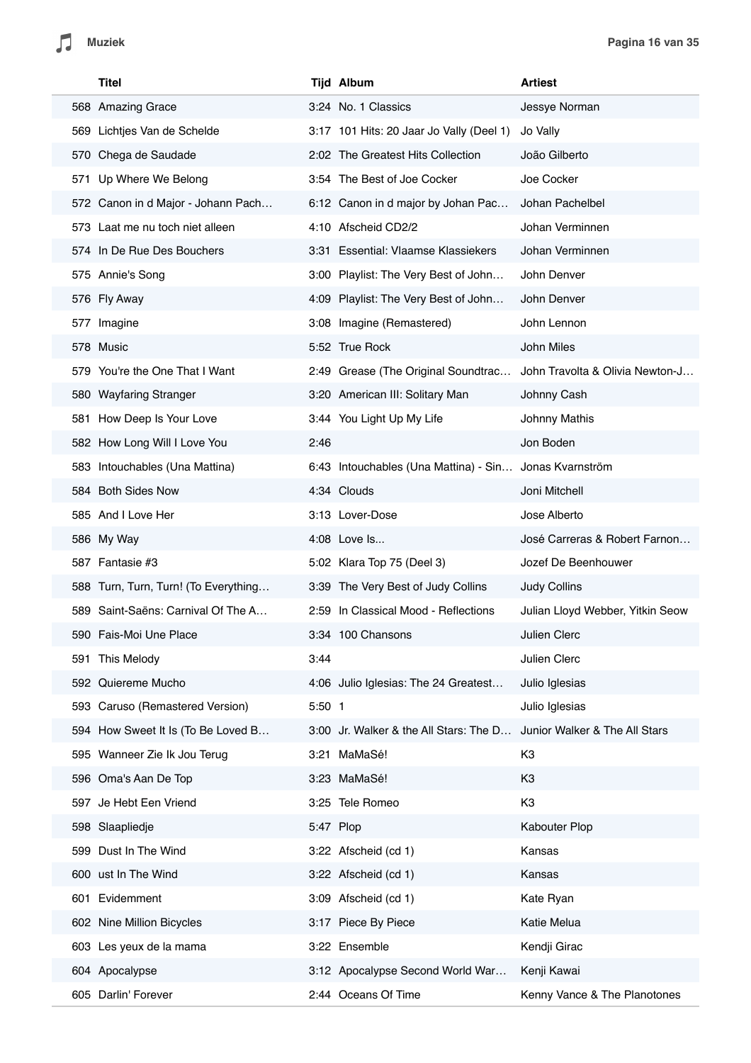| | Titel | Tijd | Album | Artiest |
|---|---|---|---|---|
| 568 | Amazing Grace | 3:24 | No. 1 Classics | Jessye Norman |
| 569 | Lichtjes Van de Schelde | 3:17 | 101 Hits: 20 Jaar Jo Vally (Deel 1) | Jo Vally |
| 570 | Chega de Saudade | 2:02 | The Greatest Hits Collection | João Gilberto |
| 571 | Up Where We Belong | 3:54 | The Best of Joe Cocker | Joe Cocker |
| 572 | Canon in d Major - Johann Pach… | 6:12 | Canon in d major by Johan Pac… | Johan Pachelbel |
| 573 | Laat me nu toch niet alleen | 4:10 | Afscheid CD2/2 | Johan Verminnen |
| 574 | In De Rue Des Bouchers | 3:31 | Essential: Vlaamse Klassiekers | Johan Verminnen |
| 575 | Annie's Song | 3:00 | Playlist: The Very Best of John… | John Denver |
| 576 | Fly Away | 4:09 | Playlist: The Very Best of John… | John Denver |
| 577 | Imagine | 3:08 | Imagine (Remastered) | John Lennon |
| 578 | Music | 5:52 | True Rock | John Miles |
| 579 | You're the One That I Want | 2:49 | Grease (The Original Soundtrac… | John Travolta & Olivia Newton-J… |
| 580 | Wayfaring Stranger | 3:20 | American III: Solitary Man | Johnny Cash |
| 581 | How Deep Is Your Love | 3:44 | You Light Up My Life | Johnny Mathis |
| 582 | How Long Will I Love You | 2:46 | | Jon Boden |
| 583 | Intouchables (Una Mattina) | 6:43 | Intouchables (Una Mattina) - Sin… | Jonas Kvarnström |
| 584 | Both Sides Now | 4:34 | Clouds | Joni Mitchell |
| 585 | And I Love Her | 3:13 | Lover-Dose | Jose Alberto |
| 586 | My Way | 4:08 | Love Is... | José Carreras & Robert Farnon… |
| 587 | Fantasie #3 | 5:02 | Klara Top 75 (Deel 3) | Jozef De Beenhouwer |
| 588 | Turn, Turn, Turn! (To Everything… | 3:39 | The Very Best of Judy Collins | Judy Collins |
| 589 | Saint-Saëns: Carnival Of The A… | 2:59 | In Classical Mood - Reflections | Julian Lloyd Webber, Yitkin Seow |
| 590 | Fais-Moi Une Place | 3:34 | 100 Chansons | Julien Clerc |
| 591 | This Melody | 3:44 | | Julien Clerc |
| 592 | Quiereme Mucho | 4:06 | Julio Iglesias: The 24 Greatest… | Julio Iglesias |
| 593 | Caruso (Remastered Version) | 5:50 | 1 | Julio Iglesias |
| 594 | How Sweet It Is (To Be Loved B… | 3:00 | Jr. Walker & the All Stars: The D… | Junior Walker & The All Stars |
| 595 | Wanneer Zie Ik Jou Terug | 3:21 | MaMaSé! | K3 |
| 596 | Oma's Aan De Top | 3:23 | MaMaSé! | K3 |
| 597 | Je Hebt Een Vriend | 3:25 | Tele Romeo | K3 |
| 598 | Slaapliedje | 5:47 | Plop | Kabouter Plop |
| 599 | Dust In The Wind | 3:22 | Afscheid (cd 1) | Kansas |
| 600 | ust In The Wind | 3:22 | Afscheid (cd 1) | Kansas |
| 601 | Evidemment | 3:09 | Afscheid (cd 1) | Kate Ryan |
| 602 | Nine Million Bicycles | 3:17 | Piece By Piece | Katie Melua |
| 603 | Les yeux de la mama | 3:22 | Ensemble | Kendji Girac |
| 604 | Apocalypse | 3:12 | Apocalypse Second World War… | Kenji Kawai |
| 605 | Darlin' Forever | 2:44 | Oceans Of Time | Kenny Vance & The Planotones |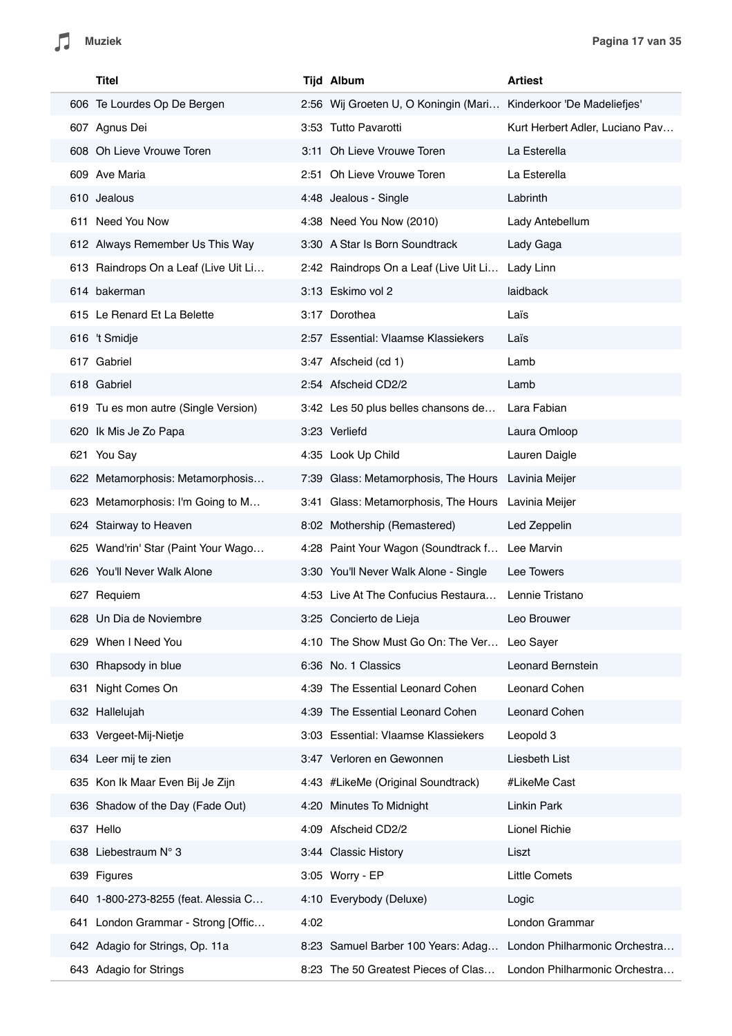| | Titel | Tijd | Album | Artiest |
|---|---|---|---|---|
| 606 | Te Lourdes Op De Bergen | 2:56 | Wij Groeten U, O Koningin (Mari… | Kinderkoor 'De Madeliefjes' |
| 607 | Agnus Dei | 3:53 | Tutto Pavarotti | Kurt Herbert Adler, Luciano Pav… |
| 608 | Oh Lieve Vrouwe Toren | 3:11 | Oh Lieve Vrouwe Toren | La Esterella |
| 609 | Ave Maria | 2:51 | Oh Lieve Vrouwe Toren | La Esterella |
| 610 | Jealous | 4:48 | Jealous - Single | Labrinth |
| 611 | Need You Now | 4:38 | Need You Now (2010) | Lady Antebellum |
| 612 | Always Remember Us This Way | 3:30 | A Star Is Born Soundtrack | Lady Gaga |
| 613 | Raindrops On a Leaf (Live Uit Li… | 2:42 | Raindrops On a Leaf (Live Uit Li… | Lady Linn |
| 614 | bakerman | 3:13 | Eskimo vol 2 | laidback |
| 615 | Le Renard Et La Belette | 3:17 | Dorothea | Laïs |
| 616 | 't Smidje | 2:57 | Essential: Vlaamse Klassiekers | Laïs |
| 617 | Gabriel | 3:47 | Afscheid (cd 1) | Lamb |
| 618 | Gabriel | 2:54 | Afscheid CD2/2 | Lamb |
| 619 | Tu es mon autre (Single Version) | 3:42 | Les 50 plus belles chansons de… | Lara Fabian |
| 620 | Ik Mis Je Zo Papa | 3:23 | Verliefd | Laura Omloop |
| 621 | You Say | 4:35 | Look Up Child | Lauren Daigle |
| 622 | Metamorphosis: Metamorphosis… | 7:39 | Glass: Metamorphosis, The Hours | Lavinia Meijer |
| 623 | Metamorphosis: I'm Going to M… | 3:41 | Glass: Metamorphosis, The Hours | Lavinia Meijer |
| 624 | Stairway to Heaven | 8:02 | Mothership (Remastered) | Led Zeppelin |
| 625 | Wand'rin' Star (Paint Your Wago… | 4:28 | Paint Your Wagon (Soundtrack f… | Lee Marvin |
| 626 | You'll Never Walk Alone | 3:30 | You'll Never Walk Alone - Single | Lee Towers |
| 627 | Requiem | 4:53 | Live At The Confucius Restaura… | Lennie Tristano |
| 628 | Un Dia de Noviembre | 3:25 | Concierto de Lieja | Leo Brouwer |
| 629 | When I Need You | 4:10 | The Show Must Go On: The Ver… | Leo Sayer |
| 630 | Rhapsody in blue | 6:36 | No. 1 Classics | Leonard Bernstein |
| 631 | Night Comes On | 4:39 | The Essential Leonard Cohen | Leonard Cohen |
| 632 | Hallelujah | 4:39 | The Essential Leonard Cohen | Leonard Cohen |
| 633 | Vergeet-Mij-Nietje | 3:03 | Essential: Vlaamse Klassiekers | Leopold 3 |
| 634 | Leer mij te zien | 3:47 | Verloren en Gewonnen | Liesbeth List |
| 635 | Kon Ik Maar Even Bij Je Zijn | 4:43 | #LikeMe (Original Soundtrack) | #LikeMe Cast |
| 636 | Shadow of the Day (Fade Out) | 4:20 | Minutes To Midnight | Linkin Park |
| 637 | Hello | 4:09 | Afscheid CD2/2 | Lionel Richie |
| 638 | Liebestraum N° 3 | 3:44 | Classic History | Liszt |
| 639 | Figures | 3:05 | Worry - EP | Little Comets |
| 640 | 1-800-273-8255 (feat. Alessia C… | 4:10 | Everybody (Deluxe) | Logic |
| 641 | London Grammar - Strong [Offic… | 4:02 | | London Grammar |
| 642 | Adagio for Strings, Op. 11a | 8:23 | Samuel Barber 100 Years: Adag… | London Philharmonic Orchestra… |
| 643 | Adagio for Strings | 8:23 | The 50 Greatest Pieces of Clas… | London Philharmonic Orchestra… |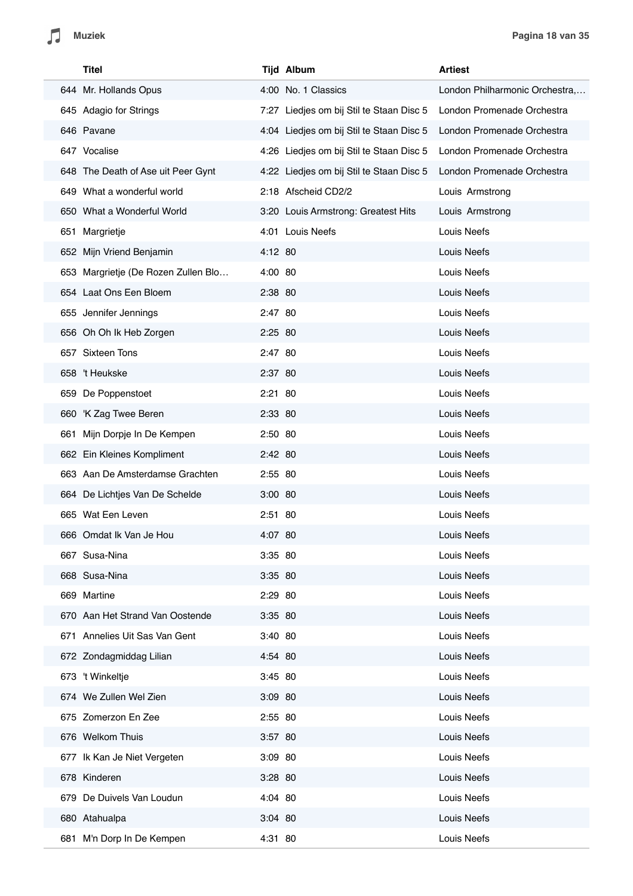| | Titel | Tijd | Album | Artiest |
|---|---|---|---|---|
| 644 | Mr. Hollands Opus | 4:00 | No. 1 Classics | London Philharmonic Orchestra,… |
| 645 | Adagio for Strings | 7:27 | Liedjes om bij Stil te Staan Disc 5 | London Promenade Orchestra |
| 646 | Pavane | 4:04 | Liedjes om bij Stil te Staan Disc 5 | London Promenade Orchestra |
| 647 | Vocalise | 4:26 | Liedjes om bij Stil te Staan Disc 5 | London Promenade Orchestra |
| 648 | The Death of Ase uit Peer Gynt | 4:22 | Liedjes om bij Stil te Staan Disc 5 | London Promenade Orchestra |
| 649 | What a wonderful world | 2:18 | Afscheid CD2/2 | Louis Armstrong |
| 650 | What a Wonderful World | 3:20 | Louis Armstrong: Greatest Hits | Louis Armstrong |
| 651 | Margrietje | 4:01 | Louis Neefs | Louis Neefs |
| 652 | Mijn Vriend Benjamin | 4:12 | 80 | Louis Neefs |
| 653 | Margrietje (De Rozen Zullen Blo… | 4:00 | 80 | Louis Neefs |
| 654 | Laat Ons Een Bloem | 2:38 | 80 | Louis Neefs |
| 655 | Jennifer Jennings | 2:47 | 80 | Louis Neefs |
| 656 | Oh Oh Ik Heb Zorgen | 2:25 | 80 | Louis Neefs |
| 657 | Sixteen Tons | 2:47 | 80 | Louis Neefs |
| 658 | 't Heukske | 2:37 | 80 | Louis Neefs |
| 659 | De Poppenstoet | 2:21 | 80 | Louis Neefs |
| 660 | 'K Zag Twee Beren | 2:33 | 80 | Louis Neefs |
| 661 | Mijn Dorpje In De Kempen | 2:50 | 80 | Louis Neefs |
| 662 | Ein Kleines Kompliment | 2:42 | 80 | Louis Neefs |
| 663 | Aan De Amsterdamse Grachten | 2:55 | 80 | Louis Neefs |
| 664 | De Lichtjes Van De Schelde | 3:00 | 80 | Louis Neefs |
| 665 | Wat Een Leven | 2:51 | 80 | Louis Neefs |
| 666 | Omdat Ik Van Je Hou | 4:07 | 80 | Louis Neefs |
| 667 | Susa-Nina | 3:35 | 80 | Louis Neefs |
| 668 | Susa-Nina | 3:35 | 80 | Louis Neefs |
| 669 | Martine | 2:29 | 80 | Louis Neefs |
| 670 | Aan Het Strand Van Oostende | 3:35 | 80 | Louis Neefs |
| 671 | Annelies Uit Sas Van Gent | 3:40 | 80 | Louis Neefs |
| 672 | Zondagmiddag Lilian | 4:54 | 80 | Louis Neefs |
| 673 | 't Winkeltje | 3:45 | 80 | Louis Neefs |
| 674 | We Zullen Wel Zien | 3:09 | 80 | Louis Neefs |
| 675 | Zomerzon En Zee | 2:55 | 80 | Louis Neefs |
| 676 | Welkom Thuis | 3:57 | 80 | Louis Neefs |
| 677 | Ik Kan Je Niet Vergeten | 3:09 | 80 | Louis Neefs |
| 678 | Kinderen | 3:28 | 80 | Louis Neefs |
| 679 | De Duivels Van Loudun | 4:04 | 80 | Louis Neefs |
| 680 | Atahualpa | 3:04 | 80 | Louis Neefs |
| 681 | M'n Dorp In De Kempen | 4:31 | 80 | Louis Neefs |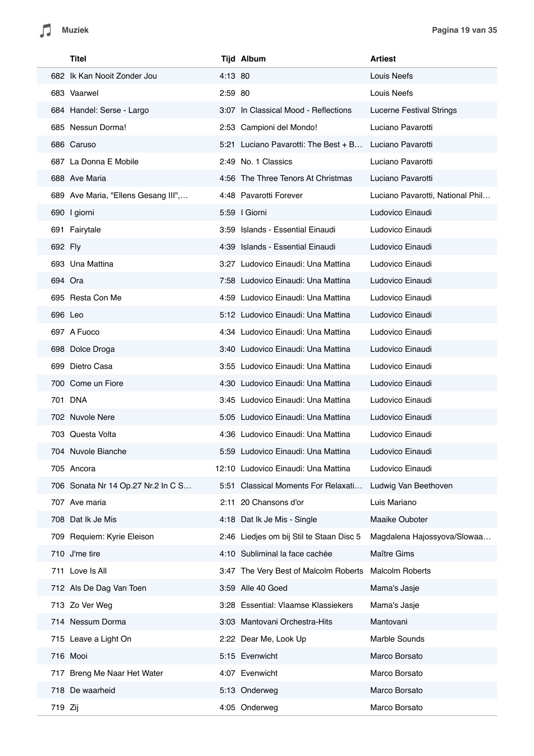| | Titel | Tijd | Album | Artiest |
|---|---|---|---|---|
| 682 | Ik Kan Nooit Zonder Jou | 4:13 | 80 | Louis Neefs |
| 683 | Vaarwel | 2:59 | 80 | Louis Neefs |
| 684 | Handel: Serse - Largo | 3:07 | In Classical Mood - Reflections | Lucerne Festival Strings |
| 685 | Nessun Dorma! | 2:53 | Campioni del Mondo! | Luciano Pavarotti |
| 686 | Caruso | 5:21 | Luciano Pavarotti: The Best + B… | Luciano Pavarotti |
| 687 | La Donna E Mobile | 2:49 | No. 1 Classics | Luciano Pavarotti |
| 688 | Ave Maria | 4:56 | The Three Tenors At Christmas | Luciano Pavarotti |
| 689 | Ave Maria, "Ellens Gesang III",… | 4:48 | Pavarotti Forever | Luciano Pavarotti, National Phil… |
| 690 | I giorni | 5:59 | I Giorni | Ludovico Einaudi |
| 691 | Fairytale | 3:59 | Islands - Essential Einaudi | Ludovico Einaudi |
| 692 | Fly | 4:39 | Islands - Essential Einaudi | Ludovico Einaudi |
| 693 | Una Mattina | 3:27 | Ludovico Einaudi: Una Mattina | Ludovico Einaudi |
| 694 | Ora | 7:58 | Ludovico Einaudi: Una Mattina | Ludovico Einaudi |
| 695 | Resta Con Me | 4:59 | Ludovico Einaudi: Una Mattina | Ludovico Einaudi |
| 696 | Leo | 5:12 | Ludovico Einaudi: Una Mattina | Ludovico Einaudi |
| 697 | A Fuoco | 4:34 | Ludovico Einaudi: Una Mattina | Ludovico Einaudi |
| 698 | Dolce Droga | 3:40 | Ludovico Einaudi: Una Mattina | Ludovico Einaudi |
| 699 | Dietro Casa | 3:55 | Ludovico Einaudi: Una Mattina | Ludovico Einaudi |
| 700 | Come un Fiore | 4:30 | Ludovico Einaudi: Una Mattina | Ludovico Einaudi |
| 701 | DNA | 3:45 | Ludovico Einaudi: Una Mattina | Ludovico Einaudi |
| 702 | Nuvole Nere | 5:05 | Ludovico Einaudi: Una Mattina | Ludovico Einaudi |
| 703 | Questa Volta | 4:36 | Ludovico Einaudi: Una Mattina | Ludovico Einaudi |
| 704 | Nuvole Bianche | 5:59 | Ludovico Einaudi: Una Mattina | Ludovico Einaudi |
| 705 | Ancora | 12:10 | Ludovico Einaudi: Una Mattina | Ludovico Einaudi |
| 706 | Sonata Nr 14 Op.27 Nr.2 In C S… | 5:51 | Classical Moments For Relaxati… | Ludwig Van Beethoven |
| 707 | Ave maria | 2:11 | 20 Chansons d'or | Luis Mariano |
| 708 | Dat Ik Je Mis | 4:18 | Dat Ik Je Mis - Single | Maaike Ouboter |
| 709 | Requiem: Kyrie Eleison | 2:46 | Liedjes om bij Stil te Staan Disc 5 | Magdalena Hajossyova/Slowaa… |
| 710 | J'me tire | 4:10 | Subliminal la face cachée | Maître Gims |
| 711 | Love Is All | 3:47 | The Very Best of Malcolm Roberts | Malcolm Roberts |
| 712 | Als De Dag Van Toen | 3:59 | Alle 40 Goed | Mama's Jasje |
| 713 | Zo Ver Weg | 3:28 | Essential: Vlaamse Klassiekers | Mama's Jasje |
| 714 | Nessum Dorma | 3:03 | Mantovani Orchestra-Hits | Mantovani |
| 715 | Leave a Light On | 2:22 | Dear Me, Look Up | Marble Sounds |
| 716 | Mooi | 5:15 | Evenwicht | Marco Borsato |
| 717 | Breng Me Naar Het Water | 4:07 | Evenwicht | Marco Borsato |
| 718 | De waarheid | 5:13 | Onderweg | Marco Borsato |
| 719 | Zij | 4:05 | Onderweg | Marco Borsato |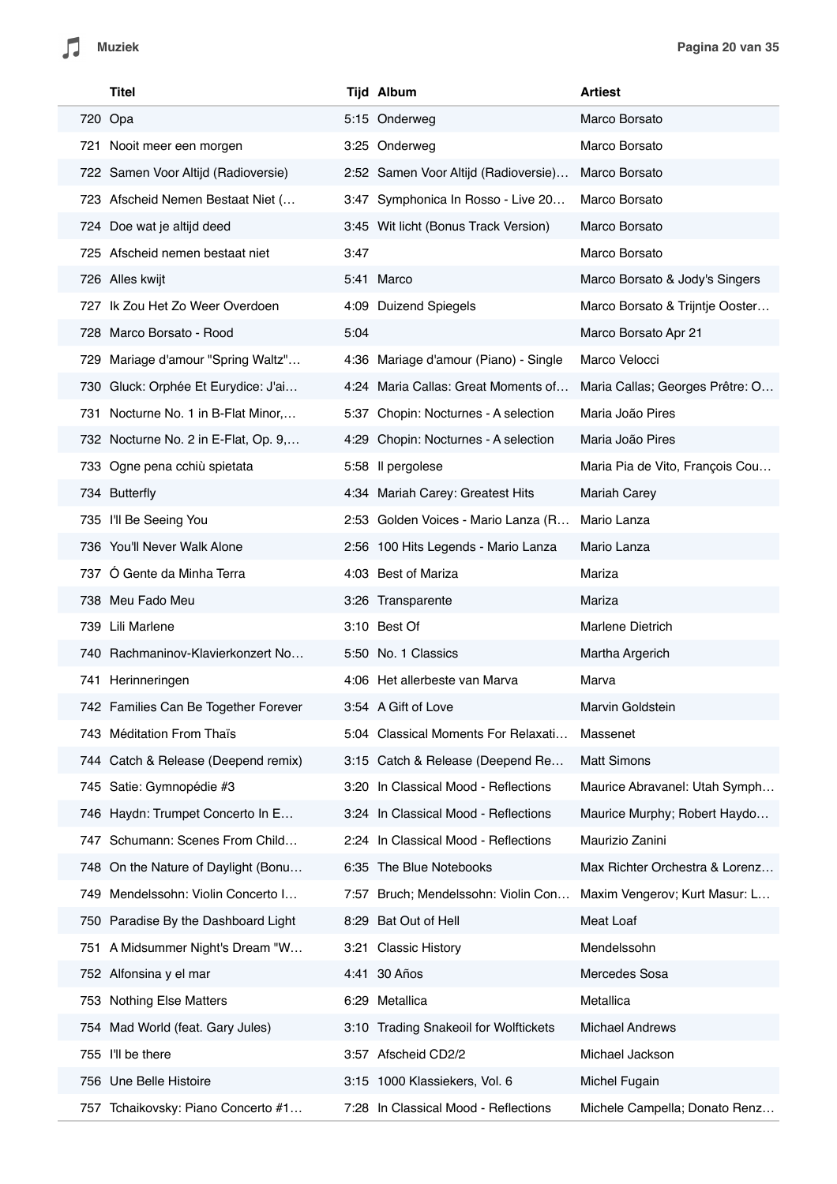|  | Titel | Tijd | Album | Artiest |
|---|---|---|---|---|
| 720 | Opa | 5:15 | Onderweg | Marco Borsato |
| 721 | Nooit meer een morgen | 3:25 | Onderweg | Marco Borsato |
| 722 | Samen Voor Altijd (Radioversie) | 2:52 | Samen Voor Altijd (Radioversie)… | Marco Borsato |
| 723 | Afscheid Nemen Bestaat Niet (… | 3:47 | Symphonica In Rosso - Live 20… | Marco Borsato |
| 724 | Doe wat je altijd deed | 3:45 | Wit licht (Bonus Track Version) | Marco Borsato |
| 725 | Afscheid nemen bestaat niet | 3:47 |  | Marco Borsato |
| 726 | Alles kwijt | 5:41 | Marco | Marco Borsato & Jody's Singers |
| 727 | Ik Zou Het Zo Weer Overdoen | 4:09 | Duizend Spiegels | Marco Borsato & Trijntje Ooster… |
| 728 | Marco Borsato - Rood | 5:04 |  | Marco Borsato Apr 21 |
| 729 | Mariage d'amour "Spring Waltz"… | 4:36 | Mariage d'amour (Piano) - Single | Marco Velocci |
| 730 | Gluck: Orphée Et Eurydice: J'ai… | 4:24 | Maria Callas: Great Moments of… | Maria Callas; Georges Prêtre: O… |
| 731 | Nocturne No. 1 in B-Flat Minor,… | 5:37 | Chopin: Nocturnes - A selection | Maria João Pires |
| 732 | Nocturne No. 2 in E-Flat, Op. 9,… | 4:29 | Chopin: Nocturnes - A selection | Maria João Pires |
| 733 | Ogne pena cchiù spietata | 5:58 | Il pergolese | Maria Pia de Vito, François Cou… |
| 734 | Butterfly | 4:34 | Mariah Carey: Greatest Hits | Mariah Carey |
| 735 | I'll Be Seeing You | 2:53 | Golden Voices - Mario Lanza (R… | Mario Lanza |
| 736 | You'll Never Walk Alone | 2:56 | 100 Hits Legends - Mario Lanza | Mario Lanza |
| 737 | Ó Gente da Minha Terra | 4:03 | Best of Mariza | Mariza |
| 738 | Meu Fado Meu | 3:26 | Transparente | Mariza |
| 739 | Lili Marlene | 3:10 | Best Of | Marlene Dietrich |
| 740 | Rachmaninov-Klavierkonzert No… | 5:50 | No. 1 Classics | Martha Argerich |
| 741 | Herinneringen | 4:06 | Het allerbeste van Marva | Marva |
| 742 | Families Can Be Together Forever | 3:54 | A Gift of Love | Marvin Goldstein |
| 743 | Méditation From Thaïs | 5:04 | Classical Moments For Relaxati… | Massenet |
| 744 | Catch & Release (Deepend remix) | 3:15 | Catch & Release (Deepend Re… | Matt Simons |
| 745 | Satie: Gymnopédie #3 | 3:20 | In Classical Mood - Reflections | Maurice Abravanel: Utah Symph… |
| 746 | Haydn: Trumpet Concerto In E… | 3:24 | In Classical Mood - Reflections | Maurice Murphy; Robert Haydo… |
| 747 | Schumann: Scenes From Child… | 2:24 | In Classical Mood - Reflections | Maurizio Zanini |
| 748 | On the Nature of Daylight (Bonu… | 6:35 | The Blue Notebooks | Max Richter Orchestra & Lorenz… |
| 749 | Mendelssohn: Violin Concerto I… | 7:57 | Bruch; Mendelssohn: Violin Con… | Maxim Vengerov; Kurt Masur: L… |
| 750 | Paradise By the Dashboard Light | 8:29 | Bat Out of Hell | Meat Loaf |
| 751 | A Midsummer Night's Dream "W… | 3:21 | Classic History | Mendelssohn |
| 752 | Alfonsina y el mar | 4:41 | 30 Años | Mercedes Sosa |
| 753 | Nothing Else Matters | 6:29 | Metallica | Metallica |
| 754 | Mad World (feat. Gary Jules) | 3:10 | Trading Snakeoil for Wolftickets | Michael Andrews |
| 755 | I'll be there | 3:57 | Afscheid CD2/2 | Michael Jackson |
| 756 | Une Belle Histoire | 3:15 | 1000 Klassiekers, Vol. 6 | Michel Fugain |
| 757 | Tchaikovsky: Piano Concerto #1… | 7:28 | In Classical Mood - Reflections | Michele Campella; Donato Renz… |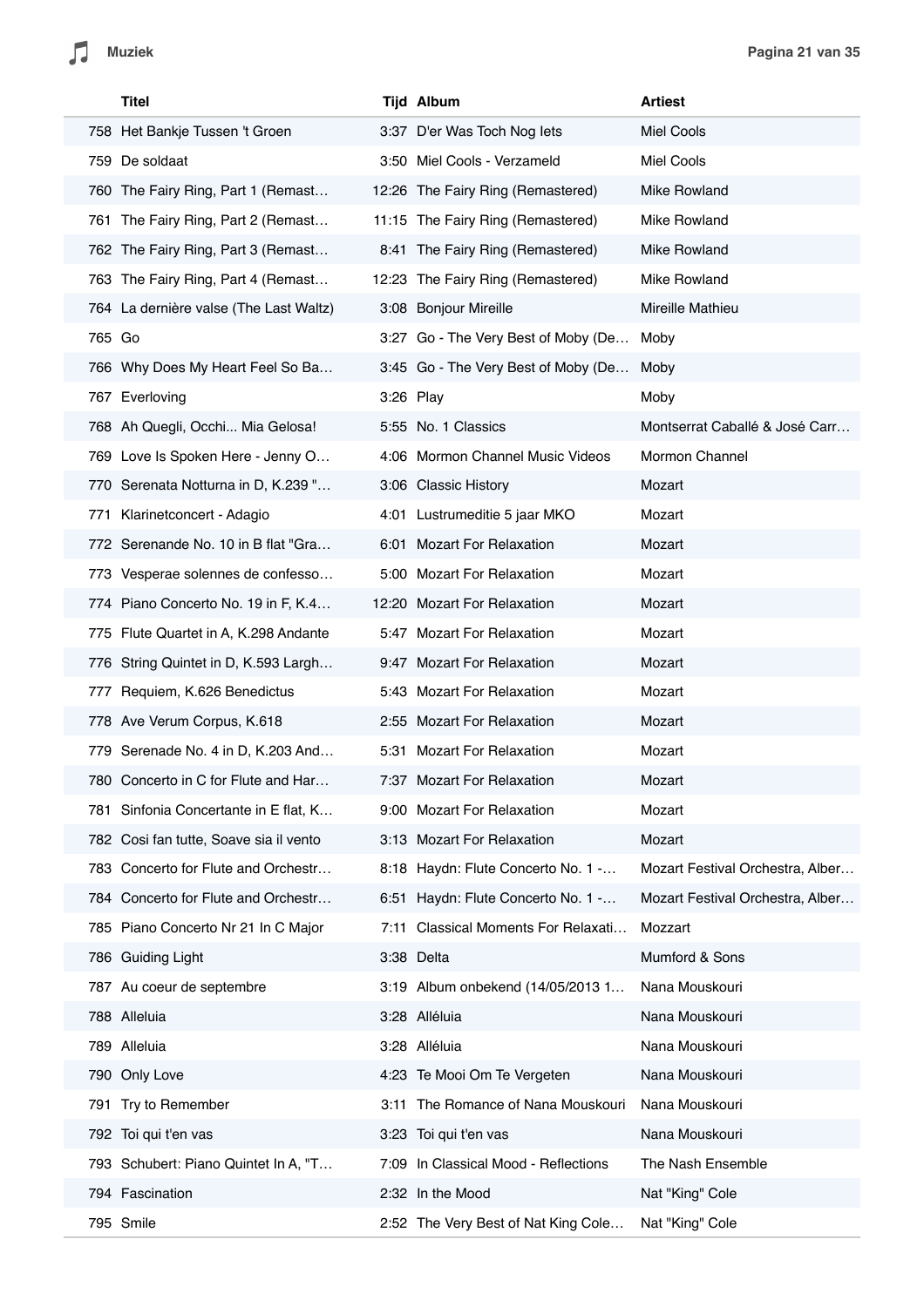| | Titel | Tijd | Album | Artiest |
|---|---|---|---|---|
| 758 | Het Bankje Tussen 't Groen | 3:37 | D'er Was Toch Nog Iets | Miel Cools |
| 759 | De soldaat | 3:50 | Miel Cools - Verzameld | Miel Cools |
| 760 | The Fairy Ring, Part 1 (Remast… | 12:26 | The Fairy Ring (Remastered) | Mike Rowland |
| 761 | The Fairy Ring, Part 2 (Remast… | 11:15 | The Fairy Ring (Remastered) | Mike Rowland |
| 762 | The Fairy Ring, Part 3 (Remast… | 8:41 | The Fairy Ring (Remastered) | Mike Rowland |
| 763 | The Fairy Ring, Part 4 (Remast… | 12:23 | The Fairy Ring (Remastered) | Mike Rowland |
| 764 | La dernière valse (The Last Waltz) | 3:08 | Bonjour Mireille | Mireille Mathieu |
| 765 | Go | 3:27 | Go - The Very Best of Moby (De… | Moby |
| 766 | Why Does My Heart Feel So Ba… | 3:45 | Go - The Very Best of Moby (De… | Moby |
| 767 | Everloving | 3:26 | Play | Moby |
| 768 | Ah Quegli, Occhi... Mia Gelosa! | 5:55 | No. 1 Classics | Montserrat Caballé & José Carr… |
| 769 | Love Is Spoken Here - Jenny O… | 4:06 | Mormon Channel Music Videos | Mormon Channel |
| 770 | Serenata Notturna in D, K.239 "… | 3:06 | Classic History | Mozart |
| 771 | Klarinetconcert - Adagio | 4:01 | Lustrumeditie 5 jaar MKO | Mozart |
| 772 | Serenande No. 10 in B flat "Gra… | 6:01 | Mozart For Relaxation | Mozart |
| 773 | Vesperae solennes de confesso… | 5:00 | Mozart For Relaxation | Mozart |
| 774 | Piano Concerto No. 19 in F, K.4… | 12:20 | Mozart For Relaxation | Mozart |
| 775 | Flute Quartet in A, K.298 Andante | 5:47 | Mozart For Relaxation | Mozart |
| 776 | String Quintet in D, K.593 Largh… | 9:47 | Mozart For Relaxation | Mozart |
| 777 | Requiem, K.626 Benedictus | 5:43 | Mozart For Relaxation | Mozart |
| 778 | Ave Verum Corpus, K.618 | 2:55 | Mozart For Relaxation | Mozart |
| 779 | Serenade No. 4 in D, K.203 And… | 5:31 | Mozart For Relaxation | Mozart |
| 780 | Concerto in C for Flute and Har… | 7:37 | Mozart For Relaxation | Mozart |
| 781 | Sinfonia Concertante in E flat, K… | 9:00 | Mozart For Relaxation | Mozart |
| 782 | Cosi fan tutte, Soave sia il vento | 3:13 | Mozart For Relaxation | Mozart |
| 783 | Concerto for Flute and Orchestr… | 8:18 | Haydn: Flute Concerto No. 1 -… | Mozart Festival Orchestra, Alber… |
| 784 | Concerto for Flute and Orchestr… | 6:51 | Haydn: Flute Concerto No. 1 -… | Mozart Festival Orchestra, Alber… |
| 785 | Piano Concerto Nr 21 In C Major | 7:11 | Classical Moments For Relaxati… | Mozzart |
| 786 | Guiding Light | 3:38 | Delta | Mumford & Sons |
| 787 | Au coeur de septembre | 3:19 | Album onbekend (14/05/2013 1… | Nana Mouskouri |
| 788 | Alleluia | 3:28 | Alléluia | Nana Mouskouri |
| 789 | Alleluia | 3:28 | Alléluia | Nana Mouskouri |
| 790 | Only Love | 4:23 | Te Mooi Om Te Vergeten | Nana Mouskouri |
| 791 | Try to Remember | 3:11 | The Romance of Nana Mouskouri | Nana Mouskouri |
| 792 | Toi qui t'en vas | 3:23 | Toi qui t'en vas | Nana Mouskouri |
| 793 | Schubert: Piano Quintet In A, "T… | 7:09 | In Classical Mood - Reflections | The Nash Ensemble |
| 794 | Fascination | 2:32 | In the Mood | Nat "King" Cole |
| 795 | Smile | 2:52 | The Very Best of Nat King Cole… | Nat "King" Cole |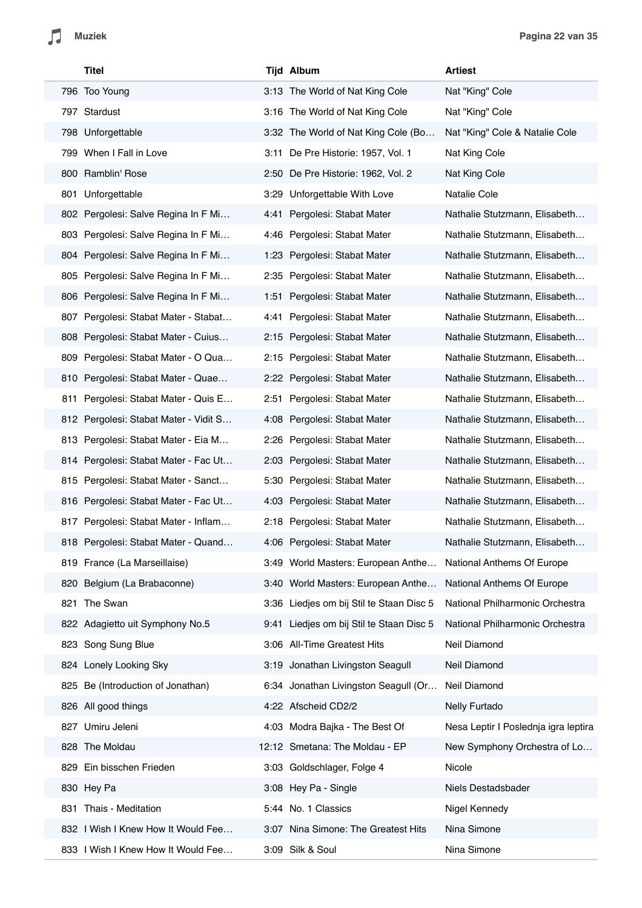| | Titel | Tijd | Album | Artiest |
|---|---|---|---|---|
| 796 | Too Young | 3:13 | The World of Nat King Cole | Nat "King" Cole |
| 797 | Stardust | 3:16 | The World of Nat King Cole | Nat "King" Cole |
| 798 | Unforgettable | 3:32 | The World of Nat King Cole (Bo… | Nat "King" Cole & Natalie Cole |
| 799 | When I Fall in Love | 3:11 | De Pre Historie: 1957, Vol. 1 | Nat King Cole |
| 800 | Ramblin' Rose | 2:50 | De Pre Historie: 1962, Vol. 2 | Nat King Cole |
| 801 | Unforgettable | 3:29 | Unforgettable With Love | Natalie Cole |
| 802 | Pergolesi: Salve Regina In F Mi… | 4:41 | Pergolesi: Stabat Mater | Nathalie Stutzmann, Elisabeth… |
| 803 | Pergolesi: Salve Regina In F Mi… | 4:46 | Pergolesi: Stabat Mater | Nathalie Stutzmann, Elisabeth… |
| 804 | Pergolesi: Salve Regina In F Mi… | 1:23 | Pergolesi: Stabat Mater | Nathalie Stutzmann, Elisabeth… |
| 805 | Pergolesi: Salve Regina In F Mi… | 2:35 | Pergolesi: Stabat Mater | Nathalie Stutzmann, Elisabeth… |
| 806 | Pergolesi: Salve Regina In F Mi… | 1:51 | Pergolesi: Stabat Mater | Nathalie Stutzmann, Elisabeth… |
| 807 | Pergolesi: Stabat Mater - Stabat… | 4:41 | Pergolesi: Stabat Mater | Nathalie Stutzmann, Elisabeth… |
| 808 | Pergolesi: Stabat Mater - Cuius… | 2:15 | Pergolesi: Stabat Mater | Nathalie Stutzmann, Elisabeth… |
| 809 | Pergolesi: Stabat Mater - O Qua… | 2:15 | Pergolesi: Stabat Mater | Nathalie Stutzmann, Elisabeth… |
| 810 | Pergolesi: Stabat Mater - Quae… | 2:22 | Pergolesi: Stabat Mater | Nathalie Stutzmann, Elisabeth… |
| 811 | Pergolesi: Stabat Mater - Quis E… | 2:51 | Pergolesi: Stabat Mater | Nathalie Stutzmann, Elisabeth… |
| 812 | Pergolesi: Stabat Mater - Vidit S… | 4:08 | Pergolesi: Stabat Mater | Nathalie Stutzmann, Elisabeth… |
| 813 | Pergolesi: Stabat Mater - Eia M… | 2:26 | Pergolesi: Stabat Mater | Nathalie Stutzmann, Elisabeth… |
| 814 | Pergolesi: Stabat Mater - Fac Ut… | 2:03 | Pergolesi: Stabat Mater | Nathalie Stutzmann, Elisabeth… |
| 815 | Pergolesi: Stabat Mater - Sanct… | 5:30 | Pergolesi: Stabat Mater | Nathalie Stutzmann, Elisabeth… |
| 816 | Pergolesi: Stabat Mater - Fac Ut… | 4:03 | Pergolesi: Stabat Mater | Nathalie Stutzmann, Elisabeth… |
| 817 | Pergolesi: Stabat Mater - Inflam… | 2:18 | Pergolesi: Stabat Mater | Nathalie Stutzmann, Elisabeth… |
| 818 | Pergolesi: Stabat Mater - Quand… | 4:06 | Pergolesi: Stabat Mater | Nathalie Stutzmann, Elisabeth… |
| 819 | France (La Marseillaise) | 3:49 | World Masters: European Anthe… | National Anthems Of Europe |
| 820 | Belgium (La Brabaconne) | 3:40 | World Masters: European Anthe… | National Anthems Of Europe |
| 821 | The Swan | 3:36 | Liedjes om bij Stil te Staan Disc 5 | National Philharmonic Orchestra |
| 822 | Adagietto uit Symphony No.5 | 9:41 | Liedjes om bij Stil te Staan Disc 5 | National Philharmonic Orchestra |
| 823 | Song Sung Blue | 3:06 | All-Time Greatest Hits | Neil Diamond |
| 824 | Lonely Looking Sky | 3:19 | Jonathan Livingston Seagull | Neil Diamond |
| 825 | Be (Introduction of Jonathan) | 6:34 | Jonathan Livingston Seagull (Or… | Neil Diamond |
| 826 | All good things | 4:22 | Afscheid CD2/2 | Nelly Furtado |
| 827 | Umiru Jeleni | 4:03 | Modra Bajka - The Best Of | Nesa Leptir I Poslednja igra leptira |
| 828 | The Moldau | 12:12 | Smetana: The Moldau - EP | New Symphony Orchestra of Lo… |
| 829 | Ein bisschen Frieden | 3:03 | Goldschlager, Folge 4 | Nicole |
| 830 | Hey Pa | 3:08 | Hey Pa - Single | Niels Destadsbader |
| 831 | Thais - Meditation | 5:44 | No. 1 Classics | Nigel Kennedy |
| 832 | I Wish I Knew How It Would Fee… | 3:07 | Nina Simone: The Greatest Hits | Nina Simone |
| 833 | I Wish I Knew How It Would Fee… | 3:09 | Silk & Soul | Nina Simone |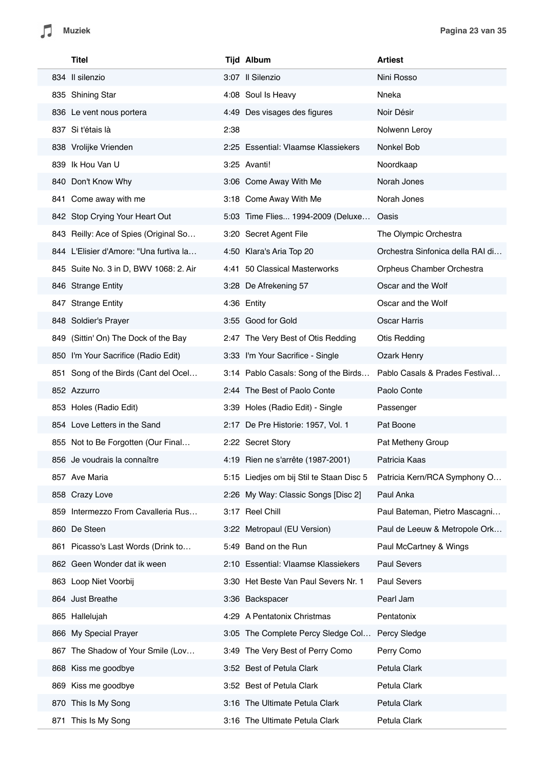|  | Titel | Tijd | Album | Artiest |
|---|---|---|---|---|
| 834 | Il silenzio | 3:07 | Il Silenzio | Nini Rosso |
| 835 | Shining Star | 4:08 | Soul Is Heavy | Nneka |
| 836 | Le vent nous portera | 4:49 | Des visages des figures | Noir Désir |
| 837 | Si t'étais là | 2:38 |  | Nolwenn Leroy |
| 838 | Vrolijke Vrienden | 2:25 | Essential: Vlaamse Klassiekers | Nonkel Bob |
| 839 | Ik Hou Van U | 3:25 | Avanti! | Noordkaap |
| 840 | Don't Know Why | 3:06 | Come Away With Me | Norah Jones |
| 841 | Come away with me | 3:18 | Come Away With Me | Norah Jones |
| 842 | Stop Crying Your Heart Out | 5:03 | Time Flies... 1994-2009 (Deluxe… | Oasis |
| 843 | Reilly: Ace of Spies (Original So… | 3:20 | Secret Agent File | The Olympic Orchestra |
| 844 | L'Elisier d'Amore: "Una furtiva la… | 4:50 | Klara's Aria Top 20 | Orchestra Sinfonica della RAI di… |
| 845 | Suite No. 3 in D, BWV 1068: 2. Air | 4:41 | 50 Classical Masterworks | Orpheus Chamber Orchestra |
| 846 | Strange Entity | 3:28 | De Afrekening 57 | Oscar and the Wolf |
| 847 | Strange Entity | 4:36 | Entity | Oscar and the Wolf |
| 848 | Soldier's Prayer | 3:55 | Good for Gold | Oscar Harris |
| 849 | (Sittin' On) The Dock of the Bay | 2:47 | The Very Best of Otis Redding | Otis Redding |
| 850 | I'm Your Sacrifice (Radio Edit) | 3:33 | I'm Your Sacrifice - Single | Ozark Henry |
| 851 | Song of the Birds (Cant del Ocel… | 3:14 | Pablo Casals: Song of the Birds… | Pablo Casals & Prades Festival… |
| 852 | Azzurro | 2:44 | The Best of Paolo Conte | Paolo Conte |
| 853 | Holes (Radio Edit) | 3:39 | Holes (Radio Edit) - Single | Passenger |
| 854 | Love Letters in the Sand | 2:17 | De Pre Historie: 1957, Vol. 1 | Pat Boone |
| 855 | Not to Be Forgotten (Our Final… | 2:22 | Secret Story | Pat Metheny Group |
| 856 | Je voudrais la connaître | 4:19 | Rien ne s'arrête (1987-2001) | Patricia Kaas |
| 857 | Ave Maria | 5:15 | Liedjes om bij Stil te Staan Disc 5 | Patricia Kern/RCA Symphony O… |
| 858 | Crazy Love | 2:26 | My Way: Classic Songs [Disc 2] | Paul Anka |
| 859 | Intermezzo From Cavalleria Rus… | 3:17 | Reel Chill | Paul Bateman, Pietro Mascagni… |
| 860 | De Steen | 3:22 | Metropaul (EU Version) | Paul de Leeuw & Metropole Ork… |
| 861 | Picasso's Last Words (Drink to… | 5:49 | Band on the Run | Paul McCartney & Wings |
| 862 | Geen Wonder dat ik ween | 2:10 | Essential: Vlaamse Klassiekers | Paul Severs |
| 863 | Loop Niet Voorbij | 3:30 | Het Beste Van Paul Severs Nr. 1 | Paul Severs |
| 864 | Just Breathe | 3:36 | Backspacer | Pearl Jam |
| 865 | Hallelujah | 4:29 | A Pentatonix Christmas | Pentatonix |
| 866 | My Special Prayer | 3:05 | The Complete Percy Sledge Col… | Percy Sledge |
| 867 | The Shadow of Your Smile (Lov… | 3:49 | The Very Best of Perry Como | Perry Como |
| 868 | Kiss me goodbye | 3:52 | Best of Petula Clark | Petula Clark |
| 869 | Kiss me goodbye | 3:52 | Best of Petula Clark | Petula Clark |
| 870 | This Is My Song | 3:16 | The Ultimate Petula Clark | Petula Clark |
| 871 | This Is My Song | 3:16 | The Ultimate Petula Clark | Petula Clark |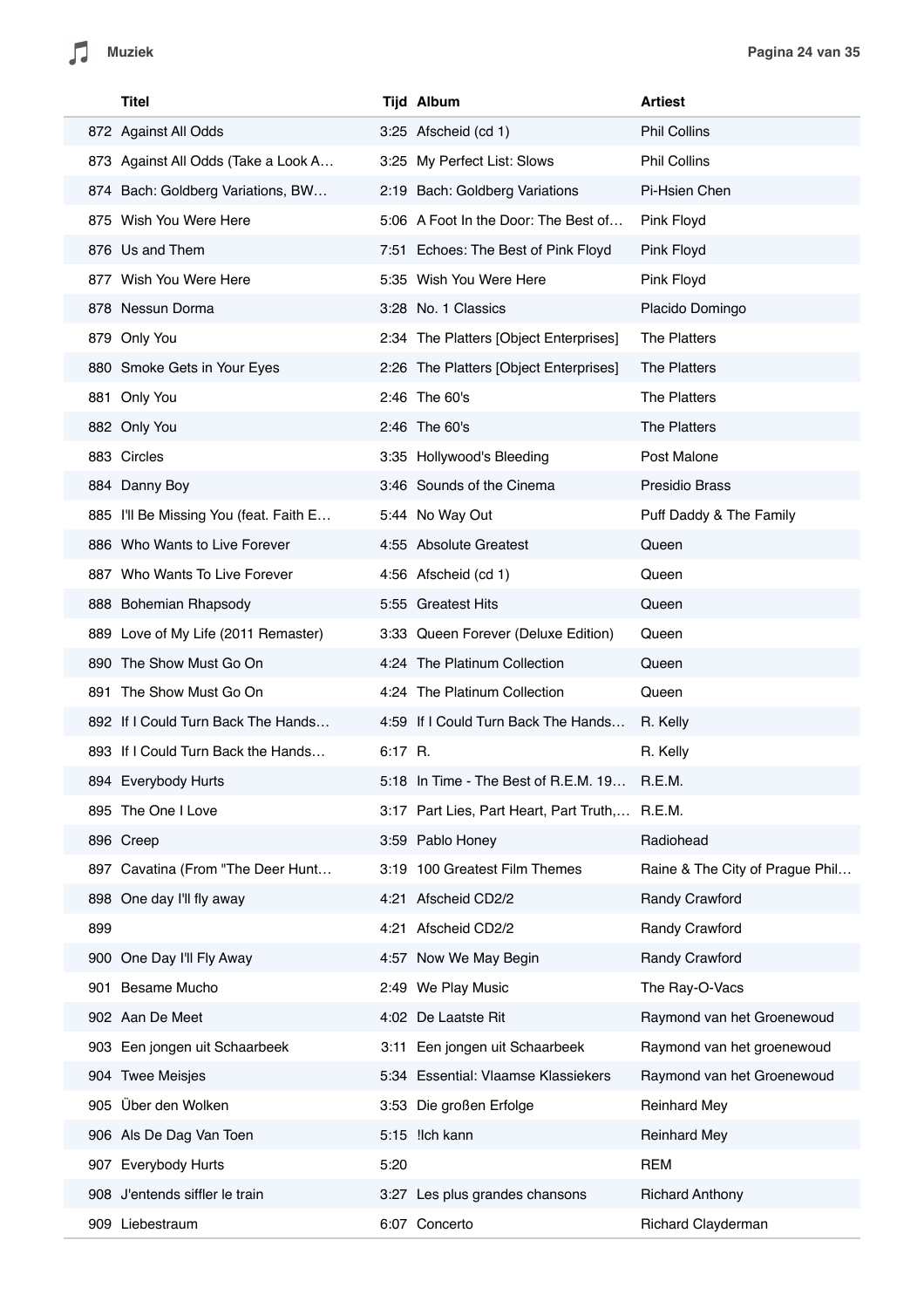| | Titel | Tijd | Album | Artiest |
|---|---|---|---|---|
| 872 | Against All Odds | 3:25 | Afscheid (cd 1) | Phil Collins |
| 873 | Against All Odds (Take a Look A… | 3:25 | My Perfect List: Slows | Phil Collins |
| 874 | Bach: Goldberg Variations, BW… | 2:19 | Bach: Goldberg Variations | Pi-Hsien Chen |
| 875 | Wish You Were Here | 5:06 | A Foot In the Door: The Best of… | Pink Floyd |
| 876 | Us and Them | 7:51 | Echoes: The Best of Pink Floyd | Pink Floyd |
| 877 | Wish You Were Here | 5:35 | Wish You Were Here | Pink Floyd |
| 878 | Nessun Dorma | 3:28 | No. 1 Classics | Placido Domingo |
| 879 | Only You | 2:34 | The Platters [Object Enterprises] | The Platters |
| 880 | Smoke Gets in Your Eyes | 2:26 | The Platters [Object Enterprises] | The Platters |
| 881 | Only You | 2:46 | The 60's | The Platters |
| 882 | Only You | 2:46 | The 60's | The Platters |
| 883 | Circles | 3:35 | Hollywood's Bleeding | Post Malone |
| 884 | Danny Boy | 3:46 | Sounds of the Cinema | Presidio Brass |
| 885 | I'll Be Missing You (feat. Faith E… | 5:44 | No Way Out | Puff Daddy & The Family |
| 886 | Who Wants to Live Forever | 4:55 | Absolute Greatest | Queen |
| 887 | Who Wants To Live Forever | 4:56 | Afscheid (cd 1) | Queen |
| 888 | Bohemian Rhapsody | 5:55 | Greatest Hits | Queen |
| 889 | Love of My Life (2011 Remaster) | 3:33 | Queen Forever (Deluxe Edition) | Queen |
| 890 | The Show Must Go On | 4:24 | The Platinum Collection | Queen |
| 891 | The Show Must Go On | 4:24 | The Platinum Collection | Queen |
| 892 | If I Could Turn Back The Hands… | 4:59 | If I Could Turn Back The Hands… | R. Kelly |
| 893 | If I Could Turn Back the Hands… | 6:17 | R. | R. Kelly |
| 894 | Everybody Hurts | 5:18 | In Time - The Best of R.E.M. 19… | R.E.M. |
| 895 | The One I Love | 3:17 | Part Lies, Part Heart, Part Truth,… | R.E.M. |
| 896 | Creep | 3:59 | Pablo Honey | Radiohead |
| 897 | Cavatina (From "The Deer Hunt… | 3:19 | 100 Greatest Film Themes | Raine & The City of Prague Phil… |
| 898 | One day I'll fly away | 4:21 | Afscheid CD2/2 | Randy Crawford |
| 899 | | 4:21 | Afscheid CD2/2 | Randy Crawford |
| 900 | One Day I'll Fly Away | 4:57 | Now We May Begin | Randy Crawford |
| 901 | Besame Mucho | 2:49 | We Play Music | The Ray-O-Vacs |
| 902 | Aan De Meet | 4:02 | De Laatste Rit | Raymond van het Groenewoud |
| 903 | Een jongen uit Schaarbeek | 3:11 | Een jongen uit Schaarbeek | Raymond van het groenewoud |
| 904 | Twee Meisjes | 5:34 | Essential: Vlaamse Klassiekers | Raymond van het Groenewoud |
| 905 | Über den Wolken | 3:53 | Die großen Erfolge | Reinhard Mey |
| 906 | Als De Dag Van Toen | 5:15 | !Ich kann | Reinhard Mey |
| 907 | Everybody Hurts | 5:20 | | REM |
| 908 | J'entends siffler le train | 3:27 | Les plus grandes chansons | Richard Anthony |
| 909 | Liebestraum | 6:07 | Concerto | Richard Clayderman |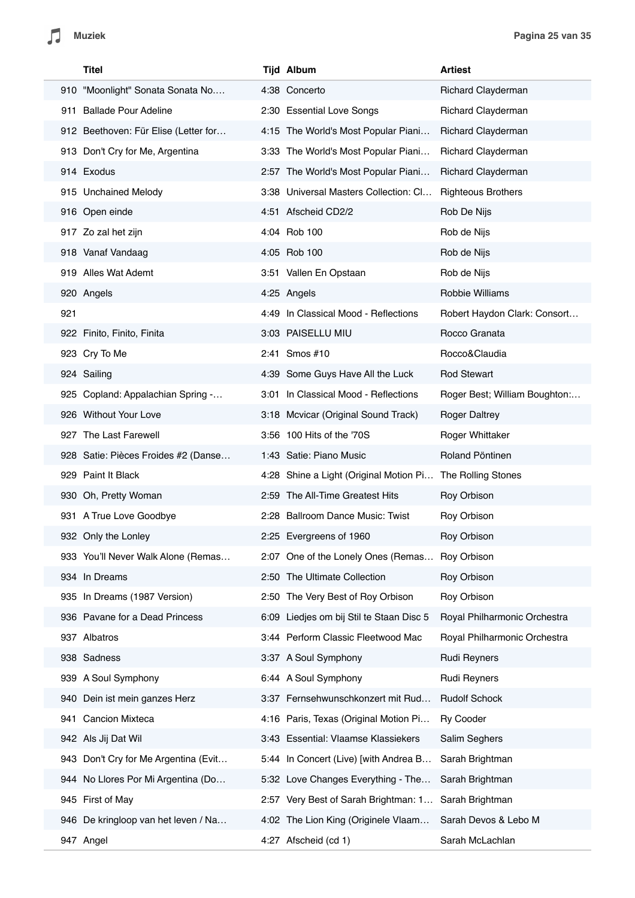| | Titel | Tijd | Album | Artiest |
|---|---|---|---|---|
| 910 | "Moonlight" Sonata Sonata No.… | 4:38 | Concerto | Richard Clayderman |
| 911 | Ballade Pour Adeline | 2:30 | Essential Love Songs | Richard Clayderman |
| 912 | Beethoven: Für Elise (Letter for… | 4:15 | The World's Most Popular Piani… | Richard Clayderman |
| 913 | Don't Cry for Me, Argentina | 3:33 | The World's Most Popular Piani… | Richard Clayderman |
| 914 | Exodus | 2:57 | The World's Most Popular Piani… | Richard Clayderman |
| 915 | Unchained Melody | 3:38 | Universal Masters Collection: Cl… | Righteous Brothers |
| 916 | Open einde | 4:51 | Afscheid CD2/2 | Rob De Nijs |
| 917 | Zo zal het zijn | 4:04 | Rob 100 | Rob de Nijs |
| 918 | Vanaf Vandaag | 4:05 | Rob 100 | Rob de Nijs |
| 919 | Alles Wat Ademt | 3:51 | Vallen En Opstaan | Rob de Nijs |
| 920 | Angels | 4:25 | Angels | Robbie Williams |
| 921 | | 4:49 | In Classical Mood - Reflections | Robert Haydon Clark: Consort… |
| 922 | Finito, Finito, Finita | 3:03 | PAISELLU MIU | Rocco Granata |
| 923 | Cry To Me | 2:41 | Smos #10 | Rocco&Claudia |
| 924 | Sailing | 4:39 | Some Guys Have All the Luck | Rod Stewart |
| 925 | Copland: Appalachian Spring -… | 3:01 | In Classical Mood - Reflections | Roger Best; William Boughton:… |
| 926 | Without Your Love | 3:18 | Mcvicar (Original Sound Track) | Roger Daltrey |
| 927 | The Last Farewell | 3:56 | 100 Hits of the '70S | Roger Whittaker |
| 928 | Satie: Pièces Froides #2 (Danse… | 1:43 | Satie: Piano Music | Roland Pöntinen |
| 929 | Paint It Black | 4:28 | Shine a Light (Original Motion Pi… | The Rolling Stones |
| 930 | Oh, Pretty Woman | 2:59 | The All-Time Greatest Hits | Roy Orbison |
| 931 | A True Love Goodbye | 2:28 | Ballroom Dance Music: Twist | Roy Orbison |
| 932 | Only the Lonley | 2:25 | Evergreens of 1960 | Roy Orbison |
| 933 | You'll Never Walk Alone (Remas… | 2:07 | One of the Lonely Ones (Remas… | Roy Orbison |
| 934 | In Dreams | 2:50 | The Ultimate Collection | Roy Orbison |
| 935 | In Dreams (1987 Version) | 2:50 | The Very Best of Roy Orbison | Roy Orbison |
| 936 | Pavane for a Dead Princess | 6:09 | Liedjes om bij Stil te Staan Disc 5 | Royal Philharmonic Orchestra |
| 937 | Albatros | 3:44 | Perform Classic Fleetwood Mac | Royal Philharmonic Orchestra |
| 938 | Sadness | 3:37 | A Soul Symphony | Rudi Reyners |
| 939 | A Soul Symphony | 6:44 | A Soul Symphony | Rudi Reyners |
| 940 | Dein ist mein ganzes Herz | 3:37 | Fernsehwunschkonzert mit Rud… | Rudolf Schock |
| 941 | Cancion Mixteca | 4:16 | Paris, Texas (Original Motion Pi… | Ry Cooder |
| 942 | Als Jij Dat Wil | 3:43 | Essential: Vlaamse Klassiekers | Salim Seghers |
| 943 | Don't Cry for Me Argentina (Evit… | 5:44 | In Concert (Live) [with Andrea B… | Sarah Brightman |
| 944 | No Llores Por Mi Argentina (Do… | 5:32 | Love Changes Everything - The… | Sarah Brightman |
| 945 | First of May | 2:57 | Very Best of Sarah Brightman: 1… | Sarah Brightman |
| 946 | De kringloop van het leven / Na… | 4:02 | The Lion King (Originele Vlaam… | Sarah Devos & Lebo M |
| 947 | Angel | 4:27 | Afscheid (cd 1) | Sarah McLachlan |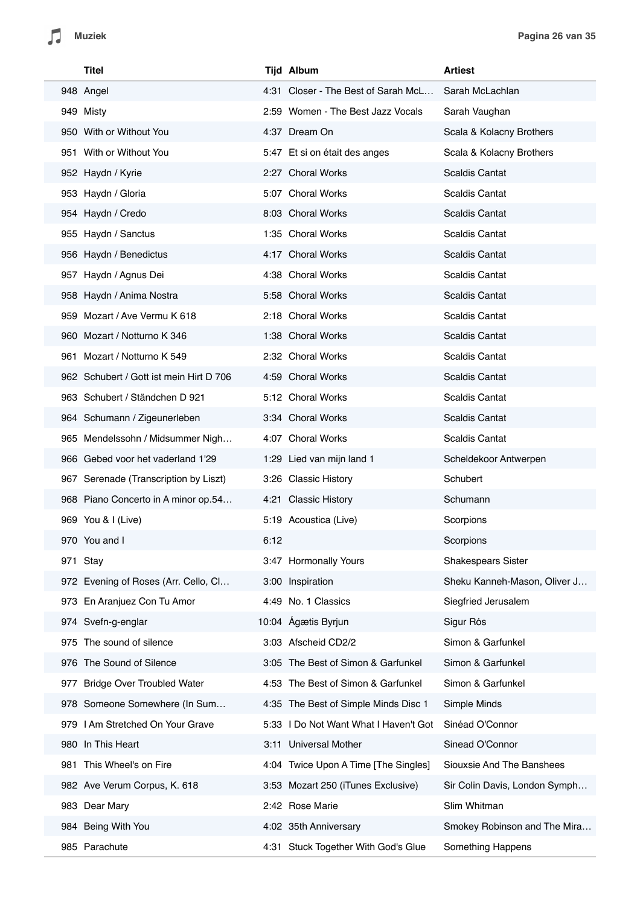| | Titel | Tijd | Album | Artiest |
|---|---|---|---|---|
| 948 | Angel | 4:31 | Closer - The Best of Sarah McL… | Sarah McLachlan |
| 949 | Misty | 2:59 | Women - The Best Jazz Vocals | Sarah Vaughan |
| 950 | With or Without You | 4:37 | Dream On | Scala & Kolacny Brothers |
| 951 | With or Without You | 5:47 | Et si on était des anges | Scala & Kolacny Brothers |
| 952 | Haydn / Kyrie | 2:27 | Choral Works | Scaldis Cantat |
| 953 | Haydn / Gloria | 5:07 | Choral Works | Scaldis Cantat |
| 954 | Haydn / Credo | 8:03 | Choral Works | Scaldis Cantat |
| 955 | Haydn / Sanctus | 1:35 | Choral Works | Scaldis Cantat |
| 956 | Haydn / Benedictus | 4:17 | Choral Works | Scaldis Cantat |
| 957 | Haydn / Agnus Dei | 4:38 | Choral Works | Scaldis Cantat |
| 958 | Haydn / Anima Nostra | 5:58 | Choral Works | Scaldis Cantat |
| 959 | Mozart / Ave Vermu K 618 | 2:18 | Choral Works | Scaldis Cantat |
| 960 | Mozart / Notturno K 346 | 1:38 | Choral Works | Scaldis Cantat |
| 961 | Mozart / Notturno K 549 | 2:32 | Choral Works | Scaldis Cantat |
| 962 | Schubert / Gott ist mein Hirt D 706 | 4:59 | Choral Works | Scaldis Cantat |
| 963 | Schubert / Ständchen D 921 | 5:12 | Choral Works | Scaldis Cantat |
| 964 | Schumann / Zigeunerleben | 3:34 | Choral Works | Scaldis Cantat |
| 965 | Mendelssohn / Midsummer Nigh… | 4:07 | Choral Works | Scaldis Cantat |
| 966 | Gebed voor het vaderland 1'29 | 1:29 | Lied van mijn land 1 | Scheldekoor Antwerpen |
| 967 | Serenade (Transcription by Liszt) | 3:26 | Classic History | Schubert |
| 968 | Piano Concerto in A minor op.54… | 4:21 | Classic History | Schumann |
| 969 | You & I (Live) | 5:19 | Acoustica (Live) | Scorpions |
| 970 | You and I | 6:12 | | Scorpions |
| 971 | Stay | 3:47 | Hormonally Yours | Shakespears Sister |
| 972 | Evening of Roses (Arr. Cello, Cl… | 3:00 | Inspiration | Sheku Kanneh-Mason, Oliver J… |
| 973 | En Aranjuez Con Tu Amor | 4:49 | No. 1 Classics | Siegfried Jerusalem |
| 974 | Svefn-g-englar | 10:04 | Ágætis Byrjun | Sigur Rós |
| 975 | The sound of silence | 3:03 | Afscheid CD2/2 | Simon & Garfunkel |
| 976 | The Sound of Silence | 3:05 | The Best of Simon & Garfunkel | Simon & Garfunkel |
| 977 | Bridge Over Troubled Water | 4:53 | The Best of Simon & Garfunkel | Simon & Garfunkel |
| 978 | Someone Somewhere (In Sum… | 4:35 | The Best of Simple Minds Disc 1 | Simple Minds |
| 979 | I Am Stretched On Your Grave | 5:33 | I Do Not Want What I Haven't Got | Sinéad O'Connor |
| 980 | In This Heart | 3:11 | Universal Mother | Sinead O'Connor |
| 981 | This Wheel's on Fire | 4:04 | Twice Upon A Time [The Singles] | Siouxsie And The Banshees |
| 982 | Ave Verum Corpus, K. 618 | 3:53 | Mozart 250 (iTunes Exclusive) | Sir Colin Davis, London Symph… |
| 983 | Dear Mary | 2:42 | Rose Marie | Slim Whitman |
| 984 | Being With You | 4:02 | 35th Anniversary | Smokey Robinson and The Mira… |
| 985 | Parachute | 4:31 | Stuck Together With God's Glue | Something Happens |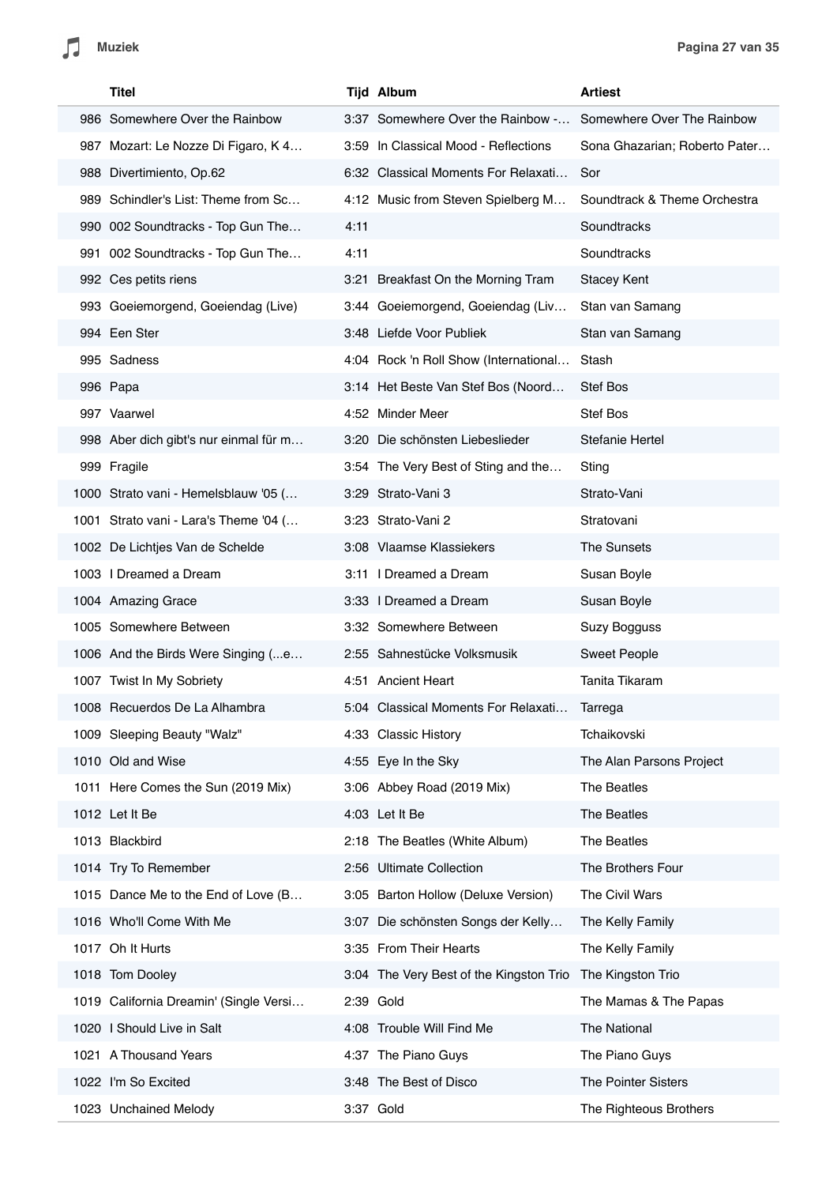| | Titel | Tijd | Album | Artiest |
|---|---|---|---|---|
| 986 | Somewhere Over the Rainbow | 3:37 | Somewhere Over the Rainbow -… | Somewhere Over The Rainbow |
| 987 | Mozart: Le Nozze Di Figaro, K 4… | 3:59 | In Classical Mood - Reflections | Sona Ghazarian; Roberto Pater… |
| 988 | Divertimiento, Op.62 | 6:32 | Classical Moments For Relaxati… | Sor |
| 989 | Schindler's List: Theme from Sc… | 4:12 | Music from Steven Spielberg M… | Soundtrack & Theme Orchestra |
| 990 | 002 Soundtracks - Top Gun The… | 4:11 | | Soundtracks |
| 991 | 002 Soundtracks - Top Gun The… | 4:11 | | Soundtracks |
| 992 | Ces petits riens | 3:21 | Breakfast On the Morning Tram | Stacey Kent |
| 993 | Goeiemorgend, Goeiendag (Live) | 3:44 | Goeiemorgend, Goeiendag (Liv… | Stan van Samang |
| 994 | Een Ster | 3:48 | Liefde Voor Publiek | Stan van Samang |
| 995 | Sadness | 4:04 | Rock 'n Roll Show (International… | Stash |
| 996 | Papa | 3:14 | Het Beste Van Stef Bos (Noord… | Stef Bos |
| 997 | Vaarwel | 4:52 | Minder Meer | Stef Bos |
| 998 | Aber dich gibt's nur einmal für m… | 3:20 | Die schönsten Liebeslieder | Stefanie Hertel |
| 999 | Fragile | 3:54 | The Very Best of Sting and the… | Sting |
| 1000 | Strato vani - Hemelsblauw '05 (… | 3:29 | Strato-Vani 3 | Strato-Vani |
| 1001 | Strato vani - Lara's Theme '04 (… | 3:23 | Strato-Vani 2 | Stratovani |
| 1002 | De Lichtjes Van de Schelde | 3:08 | Vlaamse Klassiekers | The Sunsets |
| 1003 | I Dreamed a Dream | 3:11 | I Dreamed a Dream | Susan Boyle |
| 1004 | Amazing Grace | 3:33 | I Dreamed a Dream | Susan Boyle |
| 1005 | Somewhere Between | 3:32 | Somewhere Between | Suzy Bogguss |
| 1006 | And the Birds Were Singing (...e… | 2:55 | Sahnestücke Volksmusik | Sweet People |
| 1007 | Twist In My Sobriety | 4:51 | Ancient Heart | Tanita Tikaram |
| 1008 | Recuerdos De La Alhambra | 5:04 | Classical Moments For Relaxati… | Tarrega |
| 1009 | Sleeping Beauty "Walz" | 4:33 | Classic History | Tchaikovski |
| 1010 | Old and Wise | 4:55 | Eye In the Sky | The Alan Parsons Project |
| 1011 | Here Comes the Sun (2019 Mix) | 3:06 | Abbey Road (2019 Mix) | The Beatles |
| 1012 | Let It Be | 4:03 | Let It Be | The Beatles |
| 1013 | Blackbird | 2:18 | The Beatles (White Album) | The Beatles |
| 1014 | Try To Remember | 2:56 | Ultimate Collection | The Brothers Four |
| 1015 | Dance Me to the End of Love (B… | 3:05 | Barton Hollow (Deluxe Version) | The Civil Wars |
| 1016 | Who'll Come With Me | 3:07 | Die schönsten Songs der Kelly… | The Kelly Family |
| 1017 | Oh It Hurts | 3:35 | From Their Hearts | The Kelly Family |
| 1018 | Tom Dooley | 3:04 | The Very Best of the Kingston Trio | The Kingston Trio |
| 1019 | California Dreamin' (Single Versi… | 2:39 | Gold | The Mamas & The Papas |
| 1020 | I Should Live in Salt | 4:08 | Trouble Will Find Me | The National |
| 1021 | A Thousand Years | 4:37 | The Piano Guys | The Piano Guys |
| 1022 | I'm So Excited | 3:48 | The Best of Disco | The Pointer Sisters |
| 1023 | Unchained Melody | 3:37 | Gold | The Righteous Brothers |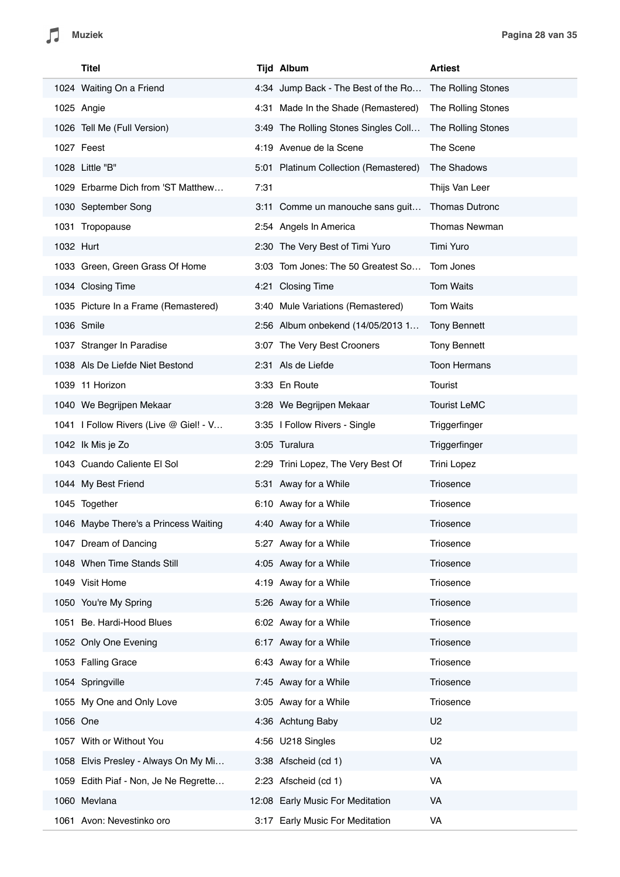| | Titel | Tijd | Album | Artiest |
|---|---|---|---|---|
| 1024 | Waiting On a Friend | 4:34 | Jump Back - The Best of the Ro… | The Rolling Stones |
| 1025 | Angie | 4:31 | Made In the Shade (Remastered) | The Rolling Stones |
| 1026 | Tell Me (Full Version) | 3:49 | The Rolling Stones Singles Coll… | The Rolling Stones |
| 1027 | Feest | 4:19 | Avenue de la Scene | The Scene |
| 1028 | Little "B" | 5:01 | Platinum Collection (Remastered) | The Shadows |
| 1029 | Erbarme Dich from 'ST Matthew… | 7:31 | | Thijs Van Leer |
| 1030 | September Song | 3:11 | Comme un manouche sans guit… | Thomas Dutronc |
| 1031 | Tropopause | 2:54 | Angels In America | Thomas Newman |
| 1032 | Hurt | 2:30 | The Very Best of Timi Yuro | Timi Yuro |
| 1033 | Green, Green Grass Of Home | 3:03 | Tom Jones: The 50 Greatest So… | Tom Jones |
| 1034 | Closing Time | 4:21 | Closing Time | Tom Waits |
| 1035 | Picture In a Frame (Remastered) | 3:40 | Mule Variations (Remastered) | Tom Waits |
| 1036 | Smile | 2:56 | Album onbekend (14/05/2013 1… | Tony Bennett |
| 1037 | Stranger In Paradise | 3:07 | The Very Best Crooners | Tony Bennett |
| 1038 | Als De Liefde Niet Bestond | 2:31 | Als de Liefde | Toon Hermans |
| 1039 | 11 Horizon | 3:33 | En Route | Tourist |
| 1040 | We Begrijpen Mekaar | 3:28 | We Begrijpen Mekaar | Tourist LeMC |
| 1041 | I Follow Rivers (Live @ Giel! - V… | 3:35 | I Follow Rivers - Single | Triggerfinger |
| 1042 | Ik Mis je Zo | 3:05 | Turalura | Triggerfinger |
| 1043 | Cuando Caliente El Sol | 2:29 | Trini Lopez, The Very Best Of | Trini Lopez |
| 1044 | My Best Friend | 5:31 | Away for a While | Triosence |
| 1045 | Together | 6:10 | Away for a While | Triosence |
| 1046 | Maybe There's a Princess Waiting | 4:40 | Away for a While | Triosence |
| 1047 | Dream of Dancing | 5:27 | Away for a While | Triosence |
| 1048 | When Time Stands Still | 4:05 | Away for a While | Triosence |
| 1049 | Visit Home | 4:19 | Away for a While | Triosence |
| 1050 | You're My Spring | 5:26 | Away for a While | Triosence |
| 1051 | Be. Hardi-Hood Blues | 6:02 | Away for a While | Triosence |
| 1052 | Only One Evening | 6:17 | Away for a While | Triosence |
| 1053 | Falling Grace | 6:43 | Away for a While | Triosence |
| 1054 | Springville | 7:45 | Away for a While | Triosence |
| 1055 | My One and Only Love | 3:05 | Away for a While | Triosence |
| 1056 | One | 4:36 | Achtung Baby | U2 |
| 1057 | With or Without You | 4:56 | U218 Singles | U2 |
| 1058 | Elvis Presley - Always On My Mi… | 3:38 | Afscheid (cd 1) | VA |
| 1059 | Edith Piaf - Non, Je Ne Regrette… | 2:23 | Afscheid (cd 1) | VA |
| 1060 | Mevlana | 12:08 | Early Music For Meditation | VA |
| 1061 | Avon: Nevestinko oro | 3:17 | Early Music For Meditation | VA |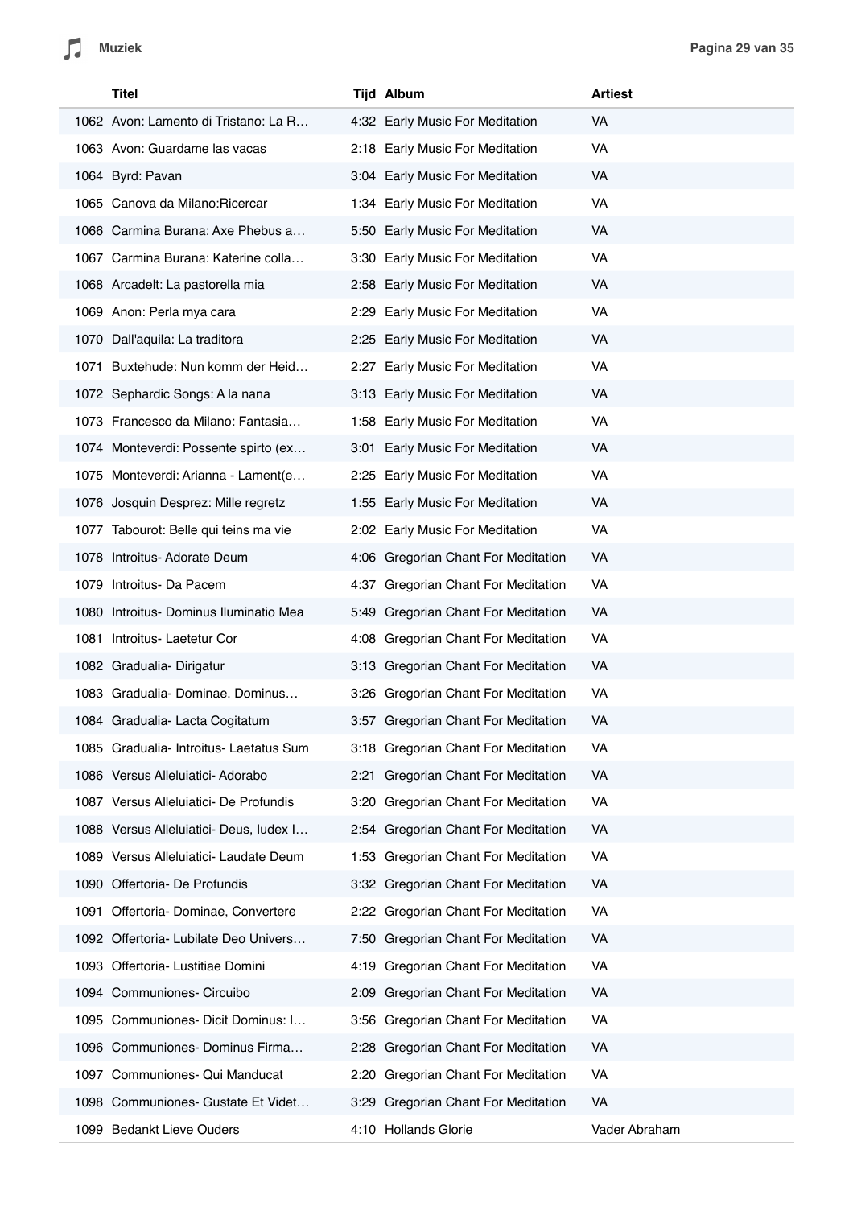| | Titel | Tijd | Album | Artiest |
|---|---|---|---|---|
| 1062 | Avon: Lamento di Tristano: La R… | 4:32 | Early Music For Meditation | VA |
| 1063 | Avon: Guardame las vacas | 2:18 | Early Music For Meditation | VA |
| 1064 | Byrd: Pavan | 3:04 | Early Music For Meditation | VA |
| 1065 | Canova da Milano:Ricercar | 1:34 | Early Music For Meditation | VA |
| 1066 | Carmina Burana: Axe Phebus a… | 5:50 | Early Music For Meditation | VA |
| 1067 | Carmina Burana: Katerine colla… | 3:30 | Early Music For Meditation | VA |
| 1068 | Arcadelt: La pastorella mia | 2:58 | Early Music For Meditation | VA |
| 1069 | Anon: Perla mya cara | 2:29 | Early Music For Meditation | VA |
| 1070 | Dall'aquila: La traditora | 2:25 | Early Music For Meditation | VA |
| 1071 | Buxtehude: Nun komm der Heid… | 2:27 | Early Music For Meditation | VA |
| 1072 | Sephardic Songs: A la nana | 3:13 | Early Music For Meditation | VA |
| 1073 | Francesco da Milano: Fantasia… | 1:58 | Early Music For Meditation | VA |
| 1074 | Monteverdi: Possente spirto (ex… | 3:01 | Early Music For Meditation | VA |
| 1075 | Monteverdi: Arianna - Lament(e… | 2:25 | Early Music For Meditation | VA |
| 1076 | Josquin Desprez: Mille regretz | 1:55 | Early Music For Meditation | VA |
| 1077 | Tabourot: Belle qui teins ma vie | 2:02 | Early Music For Meditation | VA |
| 1078 | Introitus- Adorate Deum | 4:06 | Gregorian Chant For Meditation | VA |
| 1079 | Introitus- Da Pacem | 4:37 | Gregorian Chant For Meditation | VA |
| 1080 | Introitus- Dominus Iluminatio Mea | 5:49 | Gregorian Chant For Meditation | VA |
| 1081 | Introitus- Laetetur Cor | 4:08 | Gregorian Chant For Meditation | VA |
| 1082 | Gradualia- Dirigatur | 3:13 | Gregorian Chant For Meditation | VA |
| 1083 | Gradualia- Dominae. Dominus… | 3:26 | Gregorian Chant For Meditation | VA |
| 1084 | Gradualia- Lacta Cogitatum | 3:57 | Gregorian Chant For Meditation | VA |
| 1085 | Gradualia- Introitus- Laetatus Sum | 3:18 | Gregorian Chant For Meditation | VA |
| 1086 | Versus Alleluiatici- Adorabo | 2:21 | Gregorian Chant For Meditation | VA |
| 1087 | Versus Alleluiatici- De Profundis | 3:20 | Gregorian Chant For Meditation | VA |
| 1088 | Versus Alleluiatici- Deus, Iudex I… | 2:54 | Gregorian Chant For Meditation | VA |
| 1089 | Versus Alleluiatici- Laudate Deum | 1:53 | Gregorian Chant For Meditation | VA |
| 1090 | Offertoria- De Profundis | 3:32 | Gregorian Chant For Meditation | VA |
| 1091 | Offertoria- Dominae, Convertere | 2:22 | Gregorian Chant For Meditation | VA |
| 1092 | Offertoria- Lubilate Deo Univers… | 7:50 | Gregorian Chant For Meditation | VA |
| 1093 | Offertoria- Lustitiae Domini | 4:19 | Gregorian Chant For Meditation | VA |
| 1094 | Communiones- Circuibo | 2:09 | Gregorian Chant For Meditation | VA |
| 1095 | Communiones- Dicit Dominus: I… | 3:56 | Gregorian Chant For Meditation | VA |
| 1096 | Communiones- Dominus Firma… | 2:28 | Gregorian Chant For Meditation | VA |
| 1097 | Communiones- Qui Manducat | 2:20 | Gregorian Chant For Meditation | VA |
| 1098 | Communiones- Gustate Et Videt… | 3:29 | Gregorian Chant For Meditation | VA |
| 1099 | Bedankt Lieve Ouders | 4:10 | Hollands Glorie | Vader Abraham |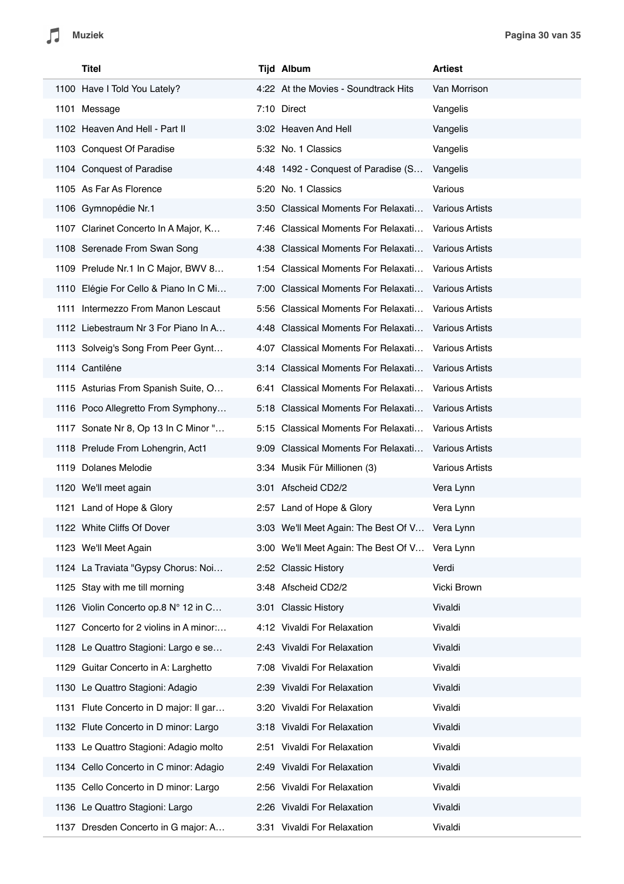| | Titel | Tijd | Album | Artiest |
|---|---|---|---|---|
| 1100 | Have I Told You Lately? | 4:22 | At the Movies - Soundtrack Hits | Van Morrison |
| 1101 | Message | 7:10 | Direct | Vangelis |
| 1102 | Heaven And Hell - Part II | 3:02 | Heaven And Hell | Vangelis |
| 1103 | Conquest Of Paradise | 5:32 | No. 1 Classics | Vangelis |
| 1104 | Conquest of Paradise | 4:48 | 1492 - Conquest of Paradise (S… | Vangelis |
| 1105 | As Far As Florence | 5:20 | No. 1 Classics | Various |
| 1106 | Gymnopédie Nr.1 | 3:50 | Classical Moments For Relaxati… | Various Artists |
| 1107 | Clarinet Concerto In A Major, K… | 7:46 | Classical Moments For Relaxati… | Various Artists |
| 1108 | Serenade From Swan Song | 4:38 | Classical Moments For Relaxati… | Various Artists |
| 1109 | Prelude Nr.1 In C Major, BWV 8… | 1:54 | Classical Moments For Relaxati… | Various Artists |
| 1110 | Elégie For Cello & Piano In C Mi… | 7:00 | Classical Moments For Relaxati… | Various Artists |
| 1111 | Intermezzo From Manon Lescaut | 5:56 | Classical Moments For Relaxati… | Various Artists |
| 1112 | Liebestraum Nr 3 For Piano In A… | 4:48 | Classical Moments For Relaxati… | Various Artists |
| 1113 | Solveig's Song From Peer Gynt… | 4:07 | Classical Moments For Relaxati… | Various Artists |
| 1114 | Cantiléne | 3:14 | Classical Moments For Relaxati… | Various Artists |
| 1115 | Asturias From Spanish Suite, O… | 6:41 | Classical Moments For Relaxati… | Various Artists |
| 1116 | Poco Allegretto From Symphony… | 5:18 | Classical Moments For Relaxati… | Various Artists |
| 1117 | Sonate Nr 8, Op 13 In C Minor "… | 5:15 | Classical Moments For Relaxati… | Various Artists |
| 1118 | Prelude From Lohengrin, Act1 | 9:09 | Classical Moments For Relaxati… | Various Artists |
| 1119 | Dolanes Melodie | 3:34 | Musik Für Millionen (3) | Various Artists |
| 1120 | We'll meet again | 3:01 | Afscheid CD2/2 | Vera Lynn |
| 1121 | Land of Hope & Glory | 2:57 | Land of Hope & Glory | Vera Lynn |
| 1122 | White Cliffs Of Dover | 3:03 | We'll Meet Again: The Best Of V… | Vera Lynn |
| 1123 | We'll Meet Again | 3:00 | We'll Meet Again: The Best Of V… | Vera Lynn |
| 1124 | La Traviata "Gypsy Chorus: Noi… | 2:52 | Classic History | Verdi |
| 1125 | Stay with me till morning | 3:48 | Afscheid CD2/2 | Vicki Brown |
| 1126 | Violin Concerto op.8 N° 12 in C… | 3:01 | Classic History | Vivaldi |
| 1127 | Concerto for 2 violins in A minor:… | 4:12 | Vivaldi For Relaxation | Vivaldi |
| 1128 | Le Quattro Stagioni: Largo e se… | 2:43 | Vivaldi For Relaxation | Vivaldi |
| 1129 | Guitar Concerto in A: Larghetto | 7:08 | Vivaldi For Relaxation | Vivaldi |
| 1130 | Le Quattro Stagioni: Adagio | 2:39 | Vivaldi For Relaxation | Vivaldi |
| 1131 | Flute Concerto in D major: Il gar… | 3:20 | Vivaldi For Relaxation | Vivaldi |
| 1132 | Flute Concerto in D minor: Largo | 3:18 | Vivaldi For Relaxation | Vivaldi |
| 1133 | Le Quattro Stagioni: Adagio molto | 2:51 | Vivaldi For Relaxation | Vivaldi |
| 1134 | Cello Concerto in C minor: Adagio | 2:49 | Vivaldi For Relaxation | Vivaldi |
| 1135 | Cello Concerto in D minor: Largo | 2:56 | Vivaldi For Relaxation | Vivaldi |
| 1136 | Le Quattro Stagioni: Largo | 2:26 | Vivaldi For Relaxation | Vivaldi |
| 1137 | Dresden Concerto in G major: A… | 3:31 | Vivaldi For Relaxation | Vivaldi |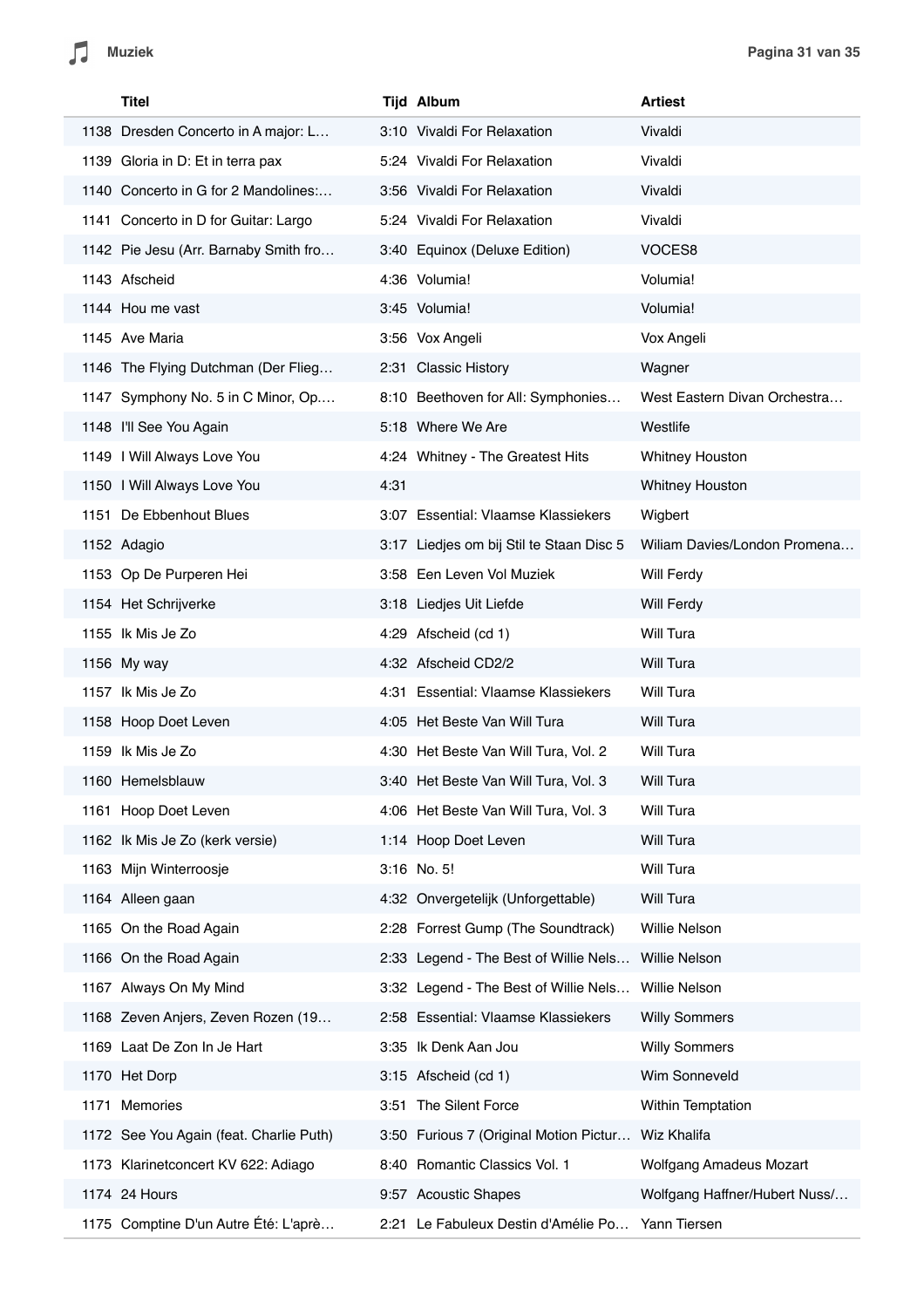| | Titel | Tijd | Album | Artiest |
|---|---|---|---|---|
| 1138 | Dresden Concerto in A major: L… | 3:10 | Vivaldi For Relaxation | Vivaldi |
| 1139 | Gloria in D: Et in terra pax | 5:24 | Vivaldi For Relaxation | Vivaldi |
| 1140 | Concerto in G for 2 Mandolines:… | 3:56 | Vivaldi For Relaxation | Vivaldi |
| 1141 | Concerto in D for Guitar: Largo | 5:24 | Vivaldi For Relaxation | Vivaldi |
| 1142 | Pie Jesu (Arr. Barnaby Smith fro… | 3:40 | Equinox (Deluxe Edition) | VOCES8 |
| 1143 | Afscheid | 4:36 | Volumia! | Volumia! |
| 1144 | Hou me vast | 3:45 | Volumia! | Volumia! |
| 1145 | Ave Maria | 3:56 | Vox Angeli | Vox Angeli |
| 1146 | The Flying Dutchman (Der Flieg… | 2:31 | Classic History | Wagner |
| 1147 | Symphony No. 5 in C Minor, Op.… | 8:10 | Beethoven for All: Symphonies… | West Eastern Divan Orchestra… |
| 1148 | I'll See You Again | 5:18 | Where We Are | Westlife |
| 1149 | I Will Always Love You | 4:24 | Whitney - The Greatest Hits | Whitney Houston |
| 1150 | I Will Always Love You | 4:31 | | Whitney Houston |
| 1151 | De Ebbenhout Blues | 3:07 | Essential: Vlaamse Klassiekers | Wigbert |
| 1152 | Adagio | 3:17 | Liedjes om bij Stil te Staan Disc 5 | Wiliam Davies/London Promena… |
| 1153 | Op De Purperen Hei | 3:58 | Een Leven Vol Muziek | Will Ferdy |
| 1154 | Het Schrijverke | 3:18 | Liedjes Uit Liefde | Will Ferdy |
| 1155 | Ik Mis Je Zo | 4:29 | Afscheid (cd 1) | Will Tura |
| 1156 | My way | 4:32 | Afscheid CD2/2 | Will Tura |
| 1157 | Ik Mis Je Zo | 4:31 | Essential: Vlaamse Klassiekers | Will Tura |
| 1158 | Hoop Doet Leven | 4:05 | Het Beste Van Will Tura | Will Tura |
| 1159 | Ik Mis Je Zo | 4:30 | Het Beste Van Will Tura, Vol. 2 | Will Tura |
| 1160 | Hemelsblauw | 3:40 | Het Beste Van Will Tura, Vol. 3 | Will Tura |
| 1161 | Hoop Doet Leven | 4:06 | Het Beste Van Will Tura, Vol. 3 | Will Tura |
| 1162 | Ik Mis Je Zo (kerk versie) | 1:14 | Hoop Doet Leven | Will Tura |
| 1163 | Mijn Winterroosje | 3:16 | No. 5! | Will Tura |
| 1164 | Alleen gaan | 4:32 | Onvergetelijk (Unforgettable) | Will Tura |
| 1165 | On the Road Again | 2:28 | Forrest Gump (The Soundtrack) | Willie Nelson |
| 1166 | On the Road Again | 2:33 | Legend - The Best of Willie Nels… | Willie Nelson |
| 1167 | Always On My Mind | 3:32 | Legend - The Best of Willie Nels… | Willie Nelson |
| 1168 | Zeven Anjers, Zeven Rozen (19… | 2:58 | Essential: Vlaamse Klassiekers | Willy Sommers |
| 1169 | Laat De Zon In Je Hart | 3:35 | Ik Denk Aan Jou | Willy Sommers |
| 1170 | Het Dorp | 3:15 | Afscheid (cd 1) | Wim Sonneveld |
| 1171 | Memories | 3:51 | The Silent Force | Within Temptation |
| 1172 | See You Again (feat. Charlie Puth) | 3:50 | Furious 7 (Original Motion Pictur… | Wiz Khalifa |
| 1173 | Klarinetconcert KV 622: Adiago | 8:40 | Romantic Classics Vol. 1 | Wolfgang Amadeus Mozart |
| 1174 | 24 Hours | 9:57 | Acoustic Shapes | Wolfgang Haffner/Hubert Nuss/… |
| 1175 | Comptine D'un Autre Été: L'aprè… | 2:21 | Le Fabuleux Destin d'Amélie Po… | Yann Tiersen |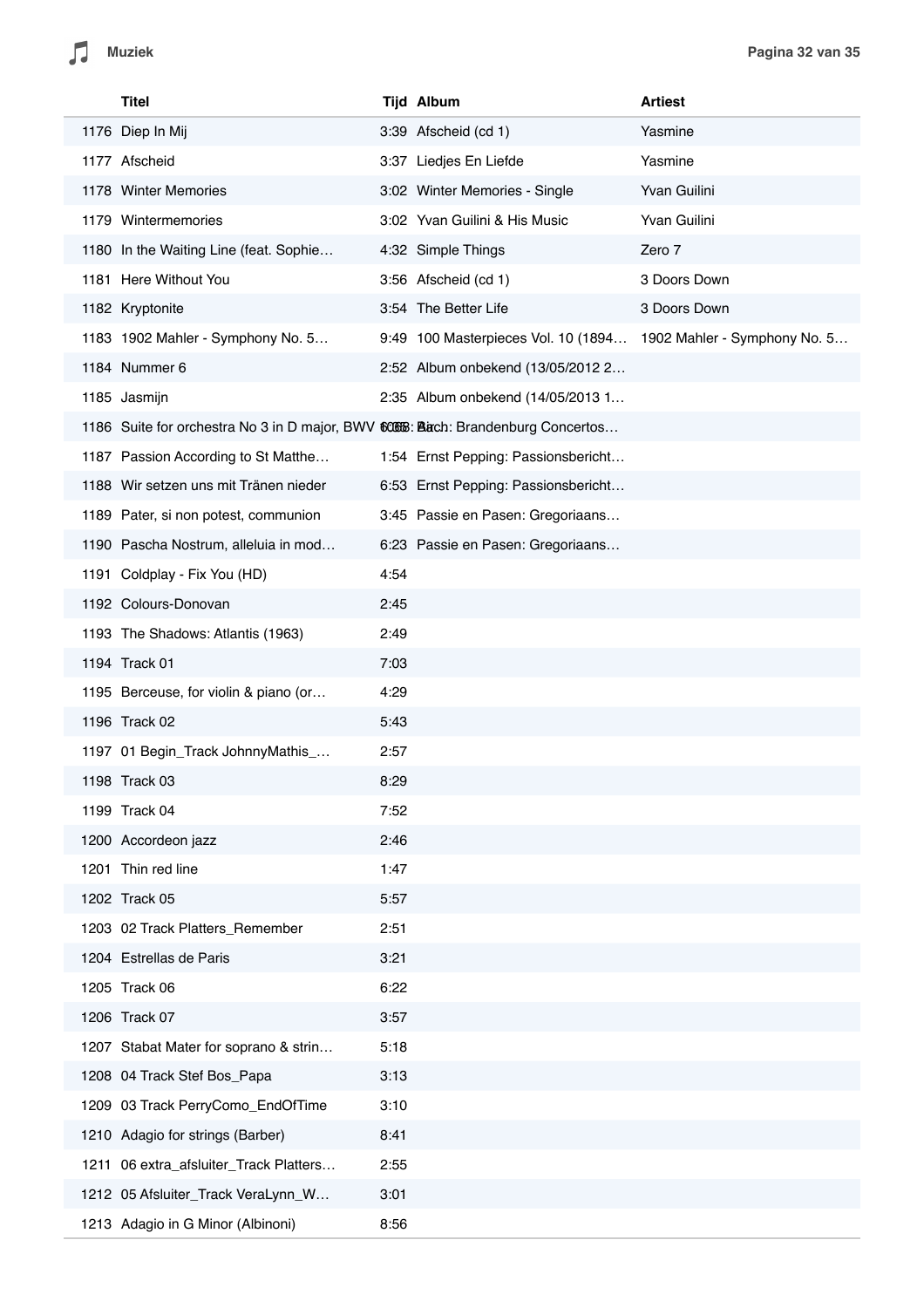| | Titel | Tijd | Album | Artiest |
|---|---|---|---|---|
| 1176 | Diep In Mij | 3:39 | Afscheid (cd 1) | Yasmine |
| 1177 | Afscheid | 3:37 | Liedjes En Liefde | Yasmine |
| 1178 | Winter Memories | 3:02 | Winter Memories - Single | Yvan Guilini |
| 1179 | Wintermemories | 3:02 | Yvan Guilini & His Music | Yvan Guilini |
| 1180 | In the Waiting Line (feat. Sophie… | 4:32 | Simple Things | Zero 7 |
| 1181 | Here Without You | 3:56 | Afscheid (cd 1) | 3 Doors Down |
| 1182 | Kryptonite | 3:54 | The Better Life | 3 Doors Down |
| 1183 | 1902 Mahler - Symphony No. 5… | 9:49 | 100 Masterpieces Vol. 10 (1894… | 1902 Mahler - Symphony No. 5… |
| 1184 | Nummer 6 | 2:52 | Album onbekend (13/05/2012 2… | |
| 1185 | Jasmijn | 2:35 | Album onbekend (14/05/2013 1… | |
| 1186 | Suite for orchestra No 3 in D major, BWV 1068: Air | 6:08 | Bach: Brandenburg Concertos… | |
| 1187 | Passion According to St Matthe… | 1:54 | Ernst Pepping: Passionsbericht… | |
| 1188 | Wir setzen uns mit Tränen nieder | 6:53 | Ernst Pepping: Passionsbericht… | |
| 1189 | Pater, si non potest, communion | 3:45 | Passie en Pasen: Gregoriaans… | |
| 1190 | Pascha Nostrum, alleluia in mod… | 6:23 | Passie en Pasen: Gregoriaans… | |
| 1191 | Coldplay - Fix You (HD) | 4:54 | | |
| 1192 | Colours-Donovan | 2:45 | | |
| 1193 | The Shadows: Atlantis (1963) | 2:49 | | |
| 1194 | Track 01 | 7:03 | | |
| 1195 | Berceuse, for violin & piano (or… | 4:29 | | |
| 1196 | Track 02 | 5:43 | | |
| 1197 | 01 Begin_Track JohnnyMathis_… | 2:57 | | |
| 1198 | Track 03 | 8:29 | | |
| 1199 | Track 04 | 7:52 | | |
| 1200 | Accordeon jazz | 2:46 | | |
| 1201 | Thin red line | 1:47 | | |
| 1202 | Track 05 | 5:57 | | |
| 1203 | 02 Track Platters_Remember | 2:51 | | |
| 1204 | Estrellas de Paris | 3:21 | | |
| 1205 | Track 06 | 6:22 | | |
| 1206 | Track 07 | 3:57 | | |
| 1207 | Stabat Mater for soprano & strin… | 5:18 | | |
| 1208 | 04 Track Stef Bos_Papa | 3:13 | | |
| 1209 | 03 Track PerryComo_EndOfTime | 3:10 | | |
| 1210 | Adagio for strings (Barber) | 8:41 | | |
| 1211 | 06 extra_afsluiter_Track Platters… | 2:55 | | |
| 1212 | 05 Afsluiter_Track VeraLynn_W… | 3:01 | | |
| 1213 | Adagio in G Minor (Albinoni) | 8:56 | | |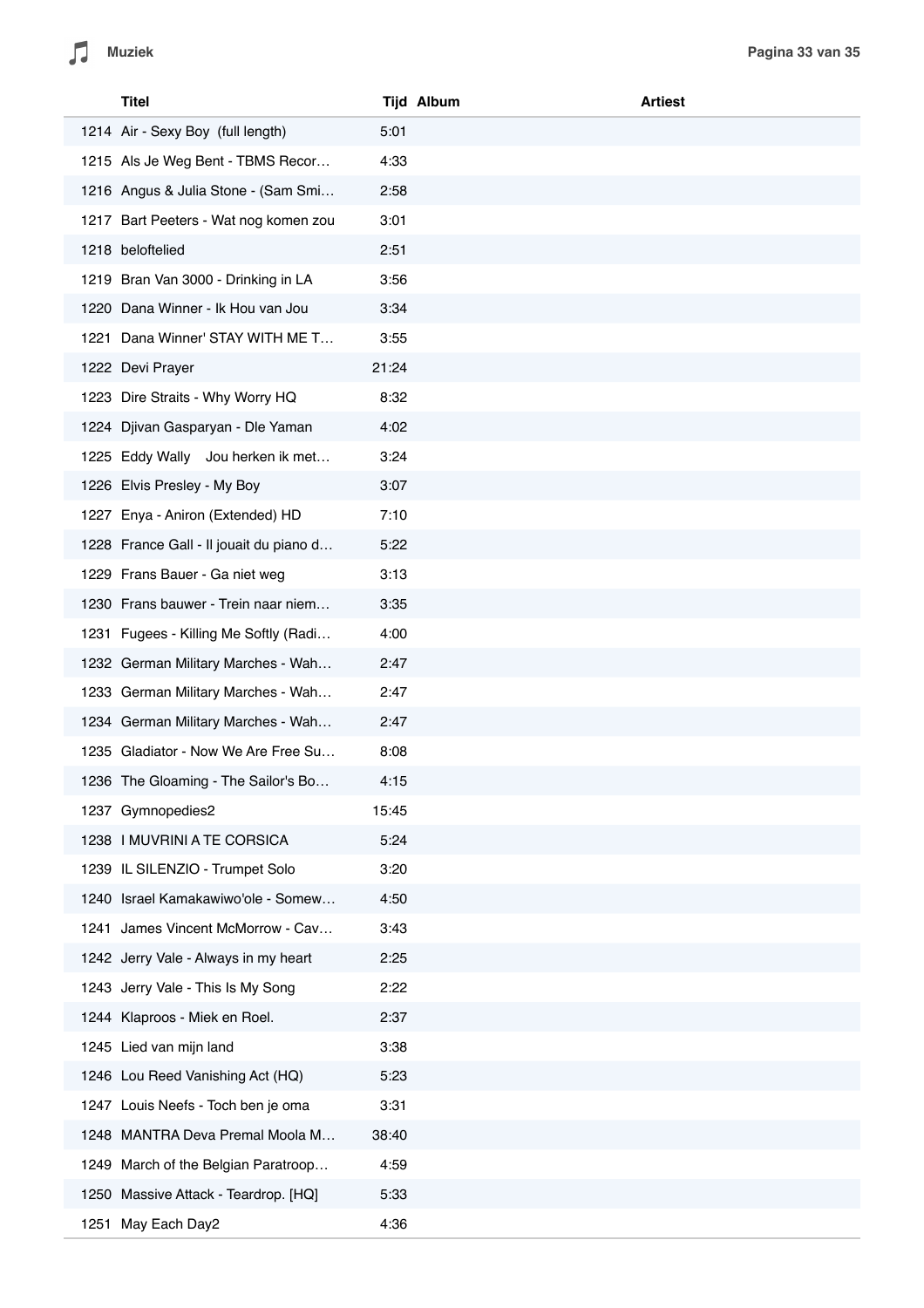| | Titel | Tijd | Album | Artiest |
|---|---|---|---|---|
| 1214 | Air - Sexy Boy  (full length) | 5:01 | | |
| 1215 | Als Je Weg Bent - TBMS Recor… | 4:33 | | |
| 1216 | Angus & Julia Stone - (Sam Smi… | 2:58 | | |
| 1217 | Bart Peeters - Wat nog komen zou | 3:01 | | |
| 1218 | beloftelied | 2:51 | | |
| 1219 | Bran Van 3000 - Drinking in LA | 3:56 | | |
| 1220 | Dana Winner - Ik Hou van Jou | 3:34 | | |
| 1221 | Dana Winner' STAY WITH ME T… | 3:55 | | |
| 1222 | Devi Prayer | 21:24 | | |
| 1223 | Dire Straits - Why Worry HQ | 8:32 | | |
| 1224 | Djivan Gasparyan - Dle Yaman | 4:02 | | |
| 1225 | Eddy Wally    Jou herken ik met… | 3:24 | | |
| 1226 | Elvis Presley - My Boy | 3:07 | | |
| 1227 | Enya - Aniron (Extended) HD | 7:10 | | |
| 1228 | France Gall - Il jouait du piano d… | 5:22 | | |
| 1229 | Frans Bauer - Ga niet weg | 3:13 | | |
| 1230 | Frans bauwer - Trein naar niem… | 3:35 | | |
| 1231 | Fugees - Killing Me Softly (Radi… | 4:00 | | |
| 1232 | German Military Marches - Wah… | 2:47 | | |
| 1233 | German Military Marches - Wah… | 2:47 | | |
| 1234 | German Military Marches - Wah… | 2:47 | | |
| 1235 | Gladiator - Now We Are Free Su… | 8:08 | | |
| 1236 | The Gloaming - The Sailor's Bo… | 4:15 | | |
| 1237 | Gymnopedies2 | 15:45 | | |
| 1238 | I MUVRINI A TE CORSICA | 5:24 | | |
| 1239 | IL SILENZIO - Trumpet Solo | 3:20 | | |
| 1240 | Israel Kamakawiwo'ole - Somew… | 4:50 | | |
| 1241 | James Vincent McMorrow - Cav… | 3:43 | | |
| 1242 | Jerry Vale - Always in my heart | 2:25 | | |
| 1243 | Jerry Vale - This Is My Song | 2:22 | | |
| 1244 | Klaproos - Miek en Roel. | 2:37 | | |
| 1245 | Lied van mijn land | 3:38 | | |
| 1246 | Lou Reed Vanishing Act (HQ) | 5:23 | | |
| 1247 | Louis Neefs - Toch ben je oma | 3:31 | | |
| 1248 | MANTRA Deva Premal Moola M… | 38:40 | | |
| 1249 | March of the Belgian Paratroop… | 4:59 | | |
| 1250 | Massive Attack - Teardrop. [HQ] | 5:33 | | |
| 1251 | May Each Day2 | 4:36 | | |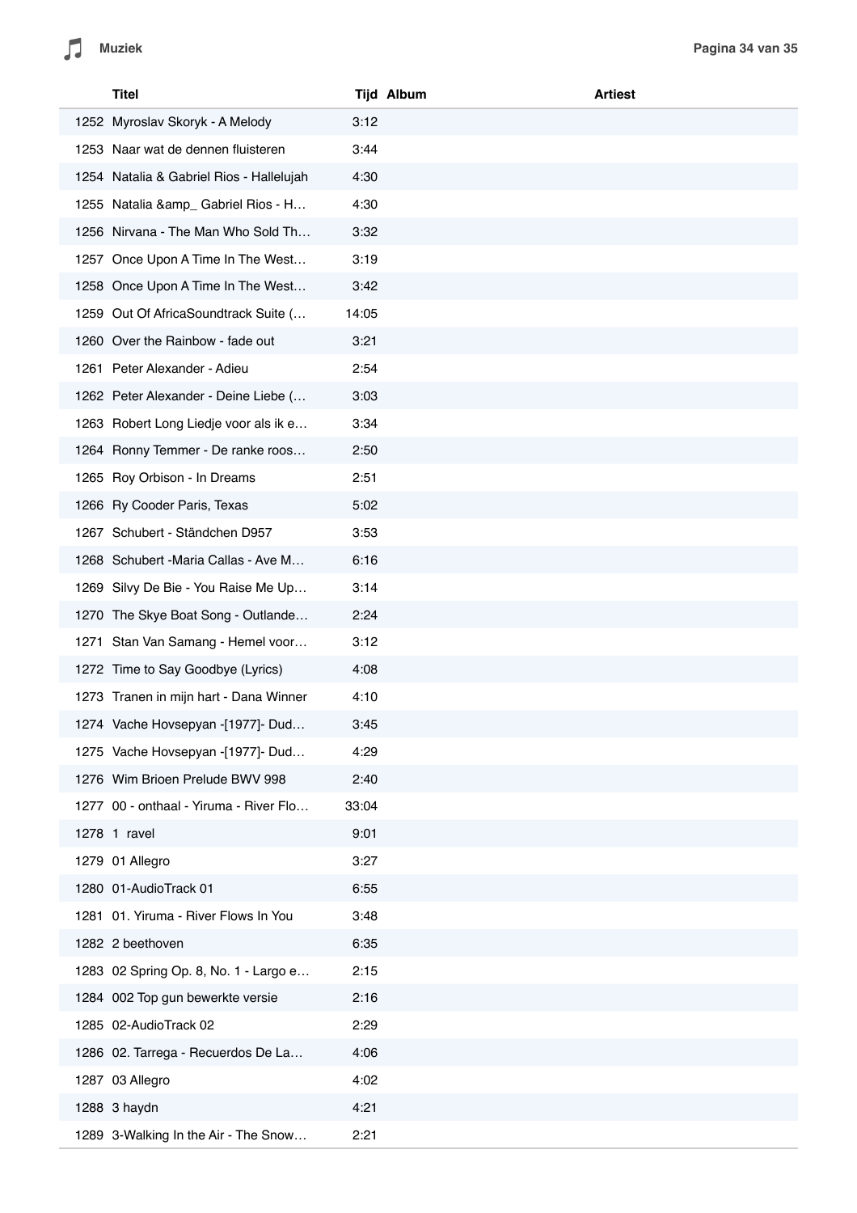| | Titel | Tijd | Album | Artiest |
|---|---|---|---|---|
| 1252 | Myroslav Skoryk - A Melody | 3:12 | | |
| 1253 | Naar wat de dennen fluisteren | 3:44 | | |
| 1254 | Natalia & Gabriel Rios - Hallelujah | 4:30 | | |
| 1255 | Natalia &amp_ Gabriel Rios - H… | 4:30 | | |
| 1256 | Nirvana - The Man Who Sold Th… | 3:32 | | |
| 1257 | Once Upon A Time In The West… | 3:19 | | |
| 1258 | Once Upon A Time In The West… | 3:42 | | |
| 1259 | Out Of AfricaSoundtrack Suite (… | 14:05 | | |
| 1260 | Over the Rainbow - fade out | 3:21 | | |
| 1261 | Peter Alexander - Adieu | 2:54 | | |
| 1262 | Peter Alexander - Deine Liebe (… | 3:03 | | |
| 1263 | Robert Long Liedje voor als ik e… | 3:34 | | |
| 1264 | Ronny Temmer - De ranke roos… | 2:50 | | |
| 1265 | Roy Orbison - In Dreams | 2:51 | | |
| 1266 | Ry Cooder Paris, Texas | 5:02 | | |
| 1267 | Schubert - Ständchen D957 | 3:53 | | |
| 1268 | Schubert -Maria Callas - Ave M… | 6:16 | | |
| 1269 | Silvy De Bie - You Raise Me Up… | 3:14 | | |
| 1270 | The Skye Boat Song - Outlande… | 2:24 | | |
| 1271 | Stan Van Samang - Hemel voor… | 3:12 | | |
| 1272 | Time to Say Goodbye (Lyrics) | 4:08 | | |
| 1273 | Tranen in mijn hart - Dana Winner | 4:10 | | |
| 1274 | Vache Hovsepyan -[1977]- Dud… | 3:45 | | |
| 1275 | Vache Hovsepyan -[1977]- Dud… | 4:29 | | |
| 1276 | Wim Brioen Prelude BWV 998 | 2:40 | | |
| 1277 | 00 - onthaal - Yiruma - River Flo… | 33:04 | | |
| 1278 | 1 ravel | 9:01 | | |
| 1279 | 01 Allegro | 3:27 | | |
| 1280 | 01-AudioTrack 01 | 6:55 | | |
| 1281 | 01. Yiruma - River Flows In You | 3:48 | | |
| 1282 | 2 beethoven | 6:35 | | |
| 1283 | 02 Spring Op. 8, No. 1 - Largo e… | 2:15 | | |
| 1284 | 002 Top gun bewerkte versie | 2:16 | | |
| 1285 | 02-AudioTrack 02 | 2:29 | | |
| 1286 | 02. Tarrega - Recuerdos De La… | 4:06 | | |
| 1287 | 03 Allegro | 4:02 | | |
| 1288 | 3 haydn | 4:21 | | |
| 1289 | 3-Walking In the Air - The Snow… | 2:21 | | |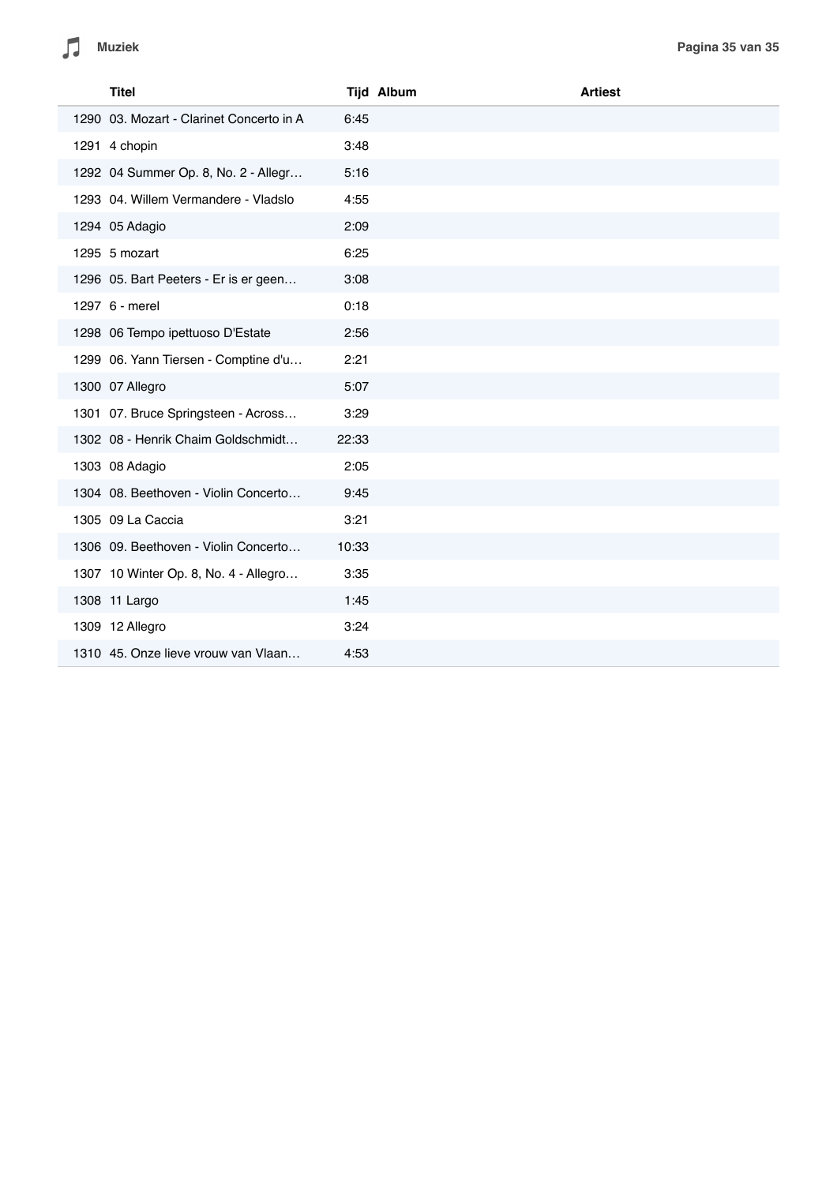|  | Titel | Tijd | Album | Artiest |
|---|---|---|---|---|
| 1290 | 03. Mozart - Clarinet Concerto in A | 6:45 |  |  |
| 1291 | 4 chopin | 3:48 |  |  |
| 1292 | 04 Summer Op. 8, No. 2 - Allegr… | 5:16 |  |  |
| 1293 | 04. Willem Vermandere - Vladslo | 4:55 |  |  |
| 1294 | 05 Adagio | 2:09 |  |  |
| 1295 | 5 mozart | 6:25 |  |  |
| 1296 | 05. Bart Peeters - Er is er geen… | 3:08 |  |  |
| 1297 | 6 - merel | 0:18 |  |  |
| 1298 | 06 Tempo ipettuoso D'Estate | 2:56 |  |  |
| 1299 | 06. Yann Tiersen - Comptine d'u… | 2:21 |  |  |
| 1300 | 07 Allegro | 5:07 |  |  |
| 1301 | 07. Bruce Springsteen - Across… | 3:29 |  |  |
| 1302 | 08 - Henrik Chaim Goldschmidt… | 22:33 |  |  |
| 1303 | 08 Adagio | 2:05 |  |  |
| 1304 | 08. Beethoven - Violin Concerto… | 9:45 |  |  |
| 1305 | 09 La Caccia | 3:21 |  |  |
| 1306 | 09. Beethoven - Violin Concerto… | 10:33 |  |  |
| 1307 | 10 Winter Op. 8, No. 4 - Allegro… | 3:35 |  |  |
| 1308 | 11 Largo | 1:45 |  |  |
| 1309 | 12 Allegro | 3:24 |  |  |
| 1310 | 45. Onze lieve vrouw van Vlaan… | 4:53 |  |  |